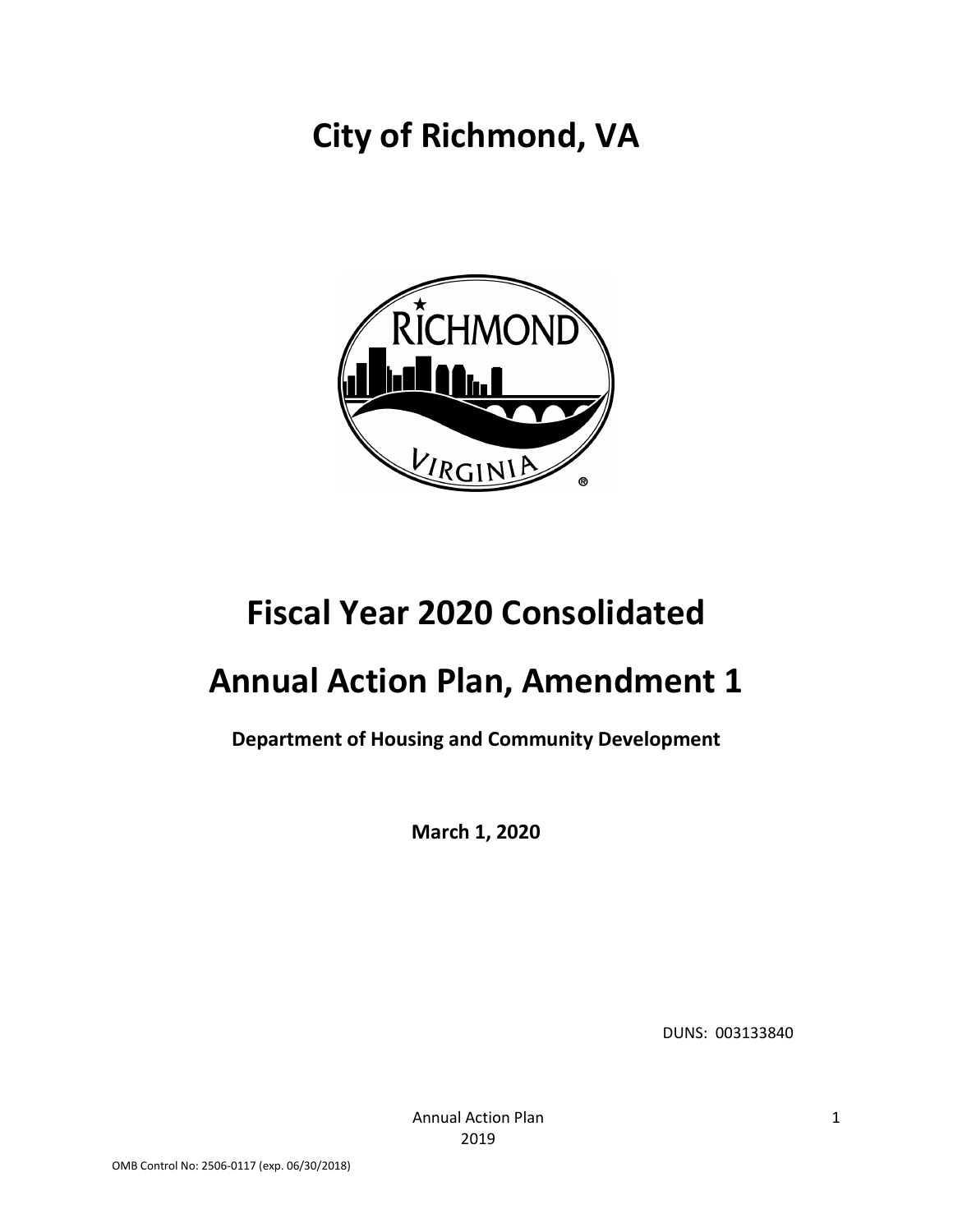# City of Richmond, VA

# Fiscal Year 2020 Consolidated

# Annual Action Plan, Amendment 1

**Department of Housing and Community Development**

**March 1, 2020**

DUNS: 003133840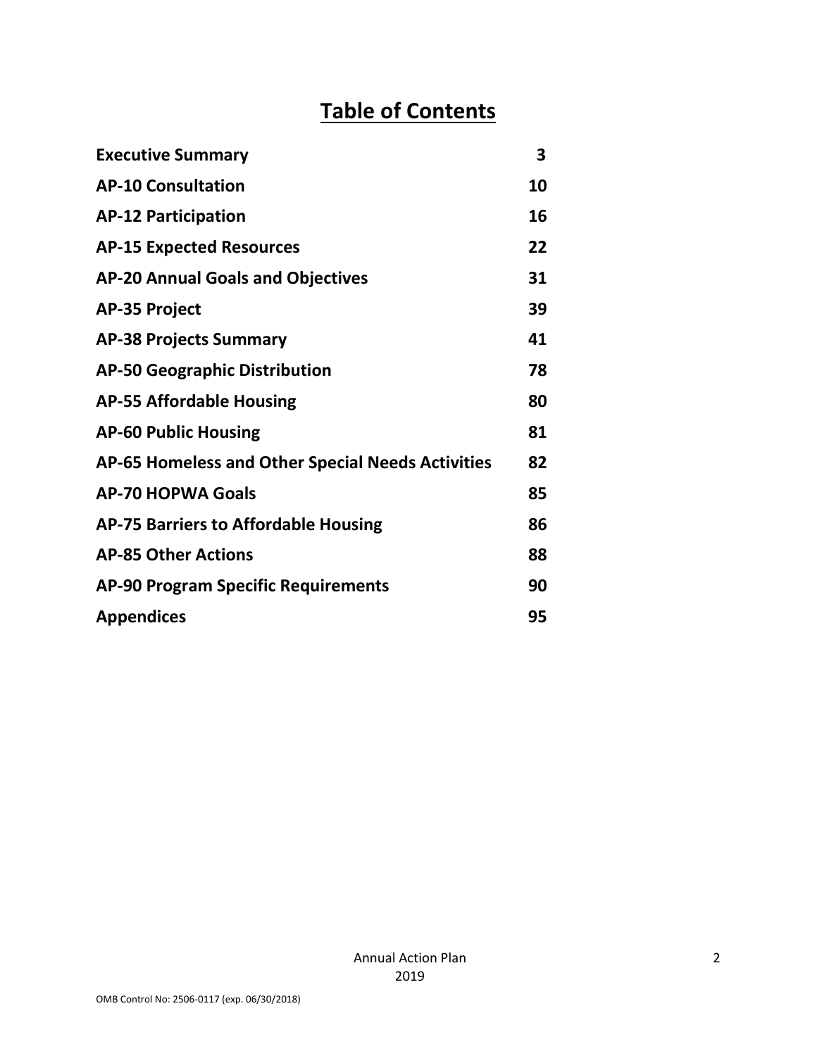# Table of Contents

| | |
|---|---|
| **Executive Summary** | **3** |
| **AP-10 Consultation** | **10** |
| **AP-12 Participation** | **16** |
| **AP-15 Expected Resources** | **22** |
| **AP-20 Annual Goals and Objectives** | **31** |
| **AP-35 Project** | **39** |
| **AP-38 Projects Summary** | **41** |
| **AP-50 Geographic Distribution** | **78** |
| **AP-55 Affordable Housing** | **80** |
| **AP-60 Public Housing** | **81** |
| **AP-65 Homeless and Other Special Needs Activities** | **82** |
| **AP-70 HOPWA Goals** | **85** |
| **AP-75 Barriers to Affordable Housing** | **86** |
| **AP-85 Other Actions** | **88** |
| **AP-90 Program Specific Requirements** | **90** |
| **Appendices** | **95** |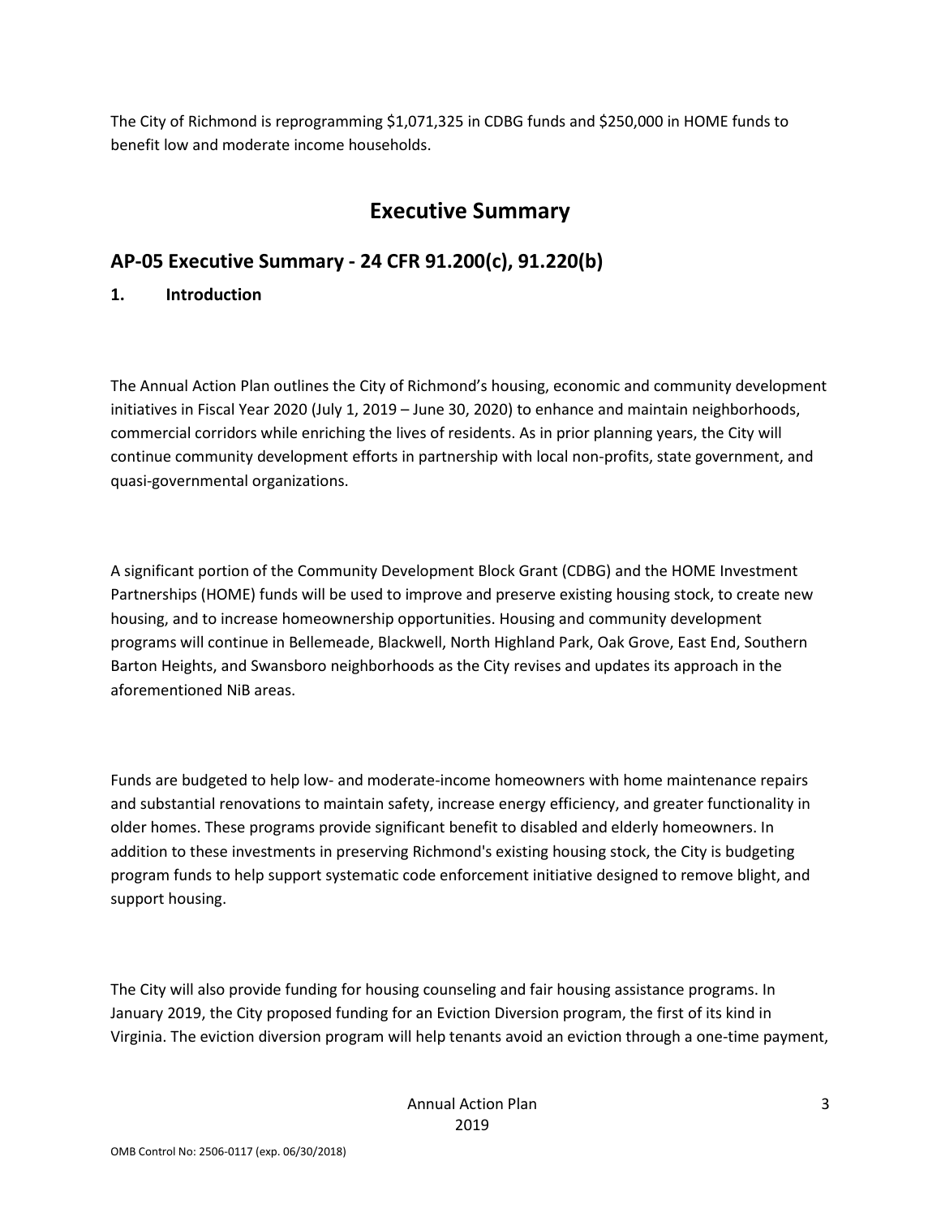The City of Richmond is reprogramming $1,071,325 in CDBG funds and $250,000 in HOME funds to benefit low and moderate income households.

# Executive Summary

## AP-05 Executive Summary - 24 CFR 91.200(c), 91.220(b)

### 1. Introduction

The Annual Action Plan outlines the City of Richmond's housing, economic and community development initiatives in Fiscal Year 2020 (July 1, 2019 – June 30, 2020) to enhance and maintain neighborhoods, commercial corridors while enriching the lives of residents. As in prior planning years, the City will continue community development efforts in partnership with local non-profits, state government, and quasi-governmental organizations.

A significant portion of the Community Development Block Grant (CDBG) and the HOME Investment Partnerships (HOME) funds will be used to improve and preserve existing housing stock, to create new housing, and to increase homeownership opportunities. Housing and community development programs will continue in Bellemeade, Blackwell, North Highland Park, Oak Grove, East End, Southern Barton Heights, and Swansboro neighborhoods as the City revises and updates its approach in the aforementioned NiB areas.

Funds are budgeted to help low- and moderate-income homeowners with home maintenance repairs and substantial renovations to maintain safety, increase energy efficiency, and greater functionality in older homes. These programs provide significant benefit to disabled and elderly homeowners. In addition to these investments in preserving Richmond's existing housing stock, the City is budgeting program funds to help support systematic code enforcement initiative designed to remove blight, and support housing.

The City will also provide funding for housing counseling and fair housing assistance programs. In January 2019, the City proposed funding for an Eviction Diversion program, the first of its kind in Virginia. The eviction diversion program will help tenants avoid an eviction through a one-time payment,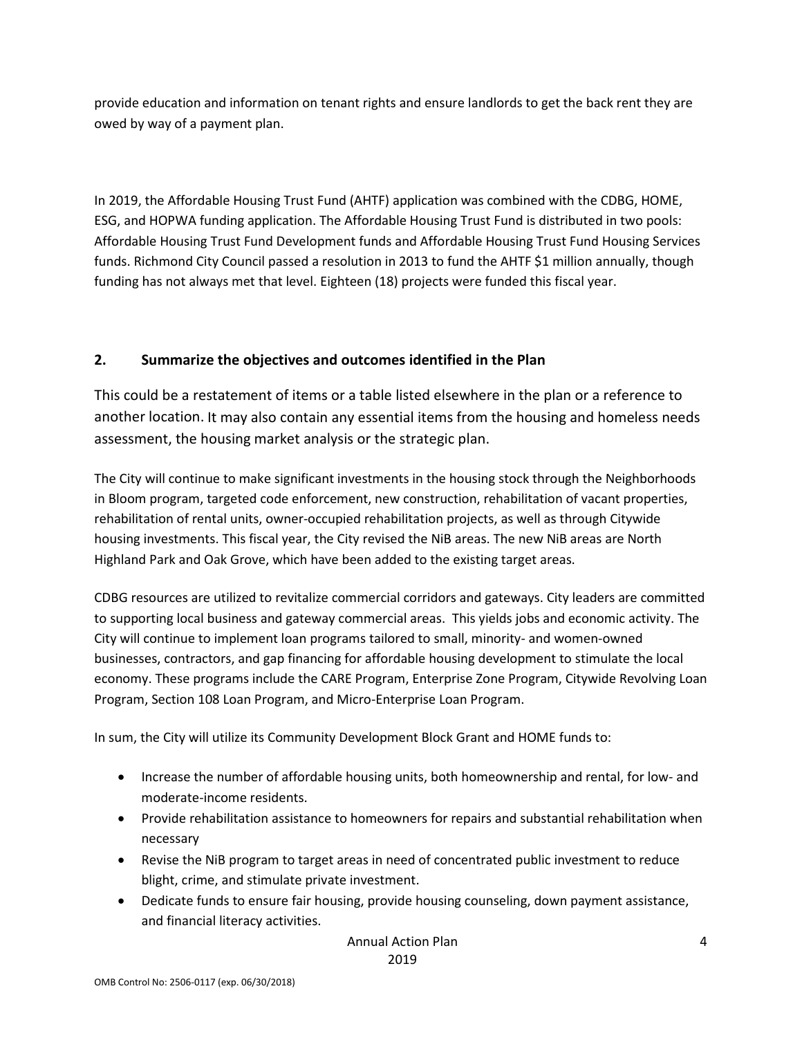provide education and information on tenant rights and ensure landlords to get the back rent they are owed by way of a payment plan.

In 2019, the Affordable Housing Trust Fund (AHTF) application was combined with the CDBG, HOME, ESG, and HOPWA funding application. The Affordable Housing Trust Fund is distributed in two pools: Affordable Housing Trust Fund Development funds and Affordable Housing Trust Fund Housing Services funds. Richmond City Council passed a resolution in 2013 to fund the AHTF $1 million annually, though funding has not always met that level. Eighteen (18) projects were funded this fiscal year.

## 2. Summarize the objectives and outcomes identified in the Plan

This could be a restatement of items or a table listed elsewhere in the plan or a reference to another location. It may also contain any essential items from the housing and homeless needs assessment, the housing market analysis or the strategic plan.

The City will continue to make significant investments in the housing stock through the Neighborhoods in Bloom program, targeted code enforcement, new construction, rehabilitation of vacant properties, rehabilitation of rental units, owner-occupied rehabilitation projects, as well as through Citywide housing investments. This fiscal year, the City revised the NiB areas. The new NiB areas are North Highland Park and Oak Grove, which have been added to the existing target areas.

CDBG resources are utilized to revitalize commercial corridors and gateways. City leaders are committed to supporting local business and gateway commercial areas. This yields jobs and economic activity. The City will continue to implement loan programs tailored to small, minority- and women-owned businesses, contractors, and gap financing for affordable housing development to stimulate the local economy. These programs include the CARE Program, Enterprise Zone Program, Citywide Revolving Loan Program, Section 108 Loan Program, and Micro-Enterprise Loan Program.

In sum, the City will utilize its Community Development Block Grant and HOME funds to:

- Increase the number of affordable housing units, both homeownership and rental, for low- and moderate-income residents.
- Provide rehabilitation assistance to homeowners for repairs and substantial rehabilitation when necessary
- Revise the NiB program to target areas in need of concentrated public investment to reduce blight, crime, and stimulate private investment.
- Dedicate funds to ensure fair housing, provide housing counseling, down payment assistance, and financial literacy activities.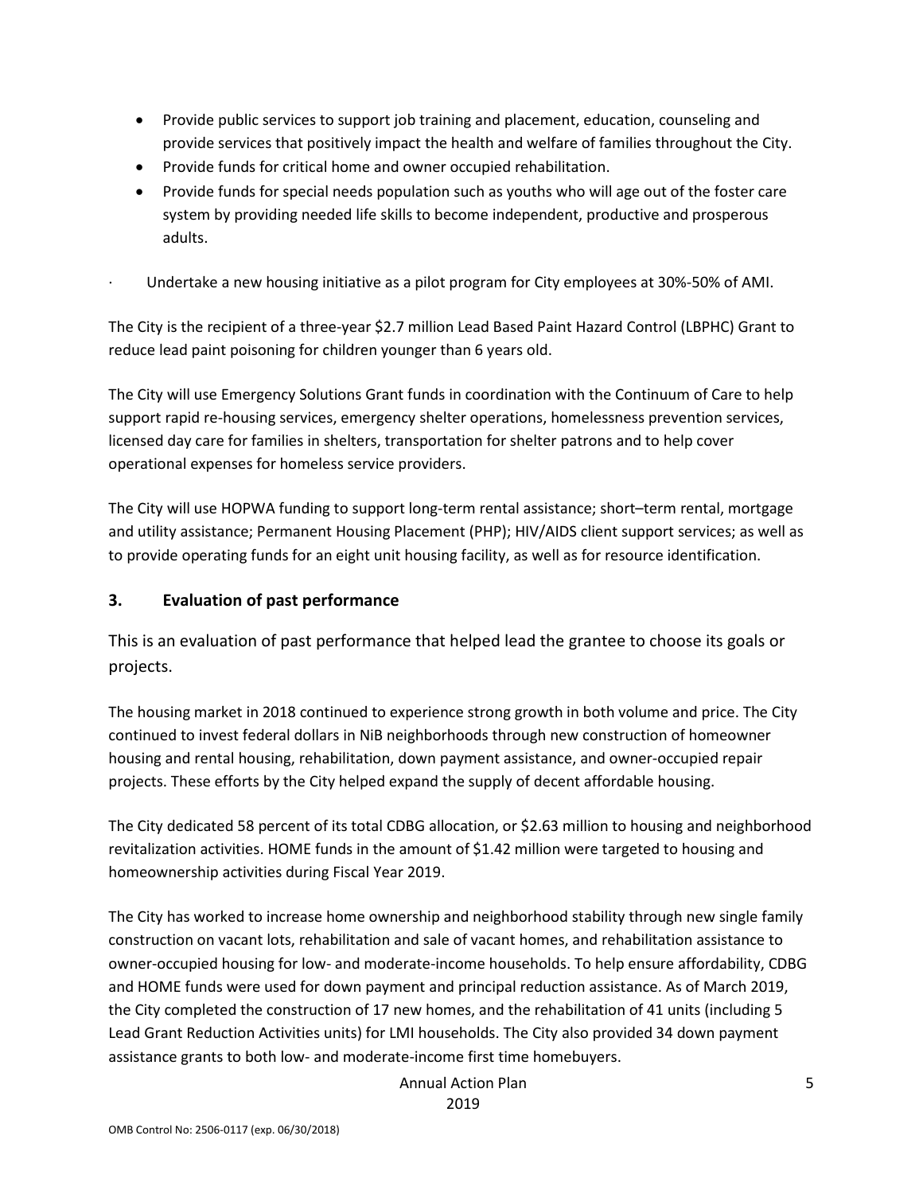- Provide public services to support job training and placement, education, counseling and provide services that positively impact the health and welfare of families throughout the City.
- Provide funds for critical home and owner occupied rehabilitation.
- Provide funds for special needs population such as youths who will age out of the foster care system by providing needed life skills to become independent, productive and prosperous adults.

· Undertake a new housing initiative as a pilot program for City employees at 30%-50% of AMI.

The City is the recipient of a three-year $2.7 million Lead Based Paint Hazard Control (LBPHC) Grant to reduce lead paint poisoning for children younger than 6 years old.

The City will use Emergency Solutions Grant funds in coordination with the Continuum of Care to help support rapid re-housing services, emergency shelter operations, homelessness prevention services, licensed day care for families in shelters, transportation for shelter patrons and to help cover operational expenses for homeless service providers.

The City will use HOPWA funding to support long-term rental assistance; short–term rental, mortgage and utility assistance; Permanent Housing Placement (PHP); HIV/AIDS client support services; as well as to provide operating funds for an eight unit housing facility, as well as for resource identification.

## 3. Evaluation of past performance

This is an evaluation of past performance that helped lead the grantee to choose its goals or projects.

The housing market in 2018 continued to experience strong growth in both volume and price. The City continued to invest federal dollars in NiB neighborhoods through new construction of homeowner housing and rental housing, rehabilitation, down payment assistance, and owner-occupied repair projects. These efforts by the City helped expand the supply of decent affordable housing.

The City dedicated 58 percent of its total CDBG allocation, or $2.63 million to housing and neighborhood revitalization activities. HOME funds in the amount of $1.42 million were targeted to housing and homeownership activities during Fiscal Year 2019.

The City has worked to increase home ownership and neighborhood stability through new single family construction on vacant lots, rehabilitation and sale of vacant homes, and rehabilitation assistance to owner-occupied housing for low- and moderate-income households. To help ensure affordability, CDBG and HOME funds were used for down payment and principal reduction assistance. As of March 2019, the City completed the construction of 17 new homes, and the rehabilitation of 41 units (including 5 Lead Grant Reduction Activities units) for LMI households. The City also provided 34 down payment assistance grants to both low- and moderate-income first time homebuyers.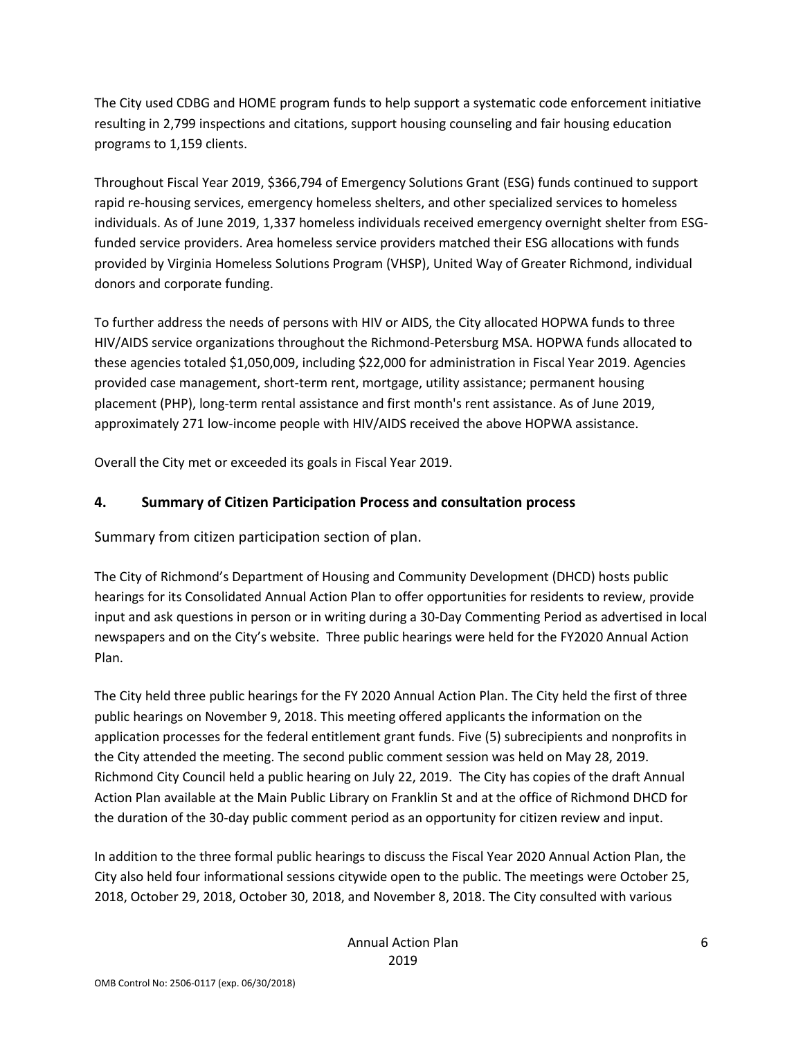The City used CDBG and HOME program funds to help support a systematic code enforcement initiative resulting in 2,799 inspections and citations, support housing counseling and fair housing education programs to 1,159 clients.

Throughout Fiscal Year 2019, $366,794 of Emergency Solutions Grant (ESG) funds continued to support rapid re-housing services, emergency homeless shelters, and other specialized services to homeless individuals. As of June 2019, 1,337 homeless individuals received emergency overnight shelter from ESG-funded service providers. Area homeless service providers matched their ESG allocations with funds provided by Virginia Homeless Solutions Program (VHSP), United Way of Greater Richmond, individual donors and corporate funding.

To further address the needs of persons with HIV or AIDS, the City allocated HOPWA funds to three HIV/AIDS service organizations throughout the Richmond-Petersburg MSA. HOPWA funds allocated to these agencies totaled $1,050,009, including $22,000 for administration in Fiscal Year 2019. Agencies provided case management, short-term rent, mortgage, utility assistance; permanent housing placement (PHP), long-term rental assistance and first month's rent assistance. As of June 2019, approximately 271 low-income people with HIV/AIDS received the above HOPWA assistance.

Overall the City met or exceeded its goals in Fiscal Year 2019.

## 4. Summary of Citizen Participation Process and consultation process

Summary from citizen participation section of plan.

The City of Richmond's Department of Housing and Community Development (DHCD) hosts public hearings for its Consolidated Annual Action Plan to offer opportunities for residents to review, provide input and ask questions in person or in writing during a 30-Day Commenting Period as advertised in local newspapers and on the City's website. Three public hearings were held for the FY2020 Annual Action Plan.

The City held three public hearings for the FY 2020 Annual Action Plan. The City held the first of three public hearings on November 9, 2018. This meeting offered applicants the information on the application processes for the federal entitlement grant funds. Five (5) subrecipients and nonprofits in the City attended the meeting. The second public comment session was held on May 28, 2019. Richmond City Council held a public hearing on July 22, 2019. The City has copies of the draft Annual Action Plan available at the Main Public Library on Franklin St and at the office of Richmond DHCD for the duration of the 30-day public comment period as an opportunity for citizen review and input.

In addition to the three formal public hearings to discuss the Fiscal Year 2020 Annual Action Plan, the City also held four informational sessions citywide open to the public. The meetings were October 25, 2018, October 29, 2018, October 30, 2018, and November 8, 2018. The City consulted with various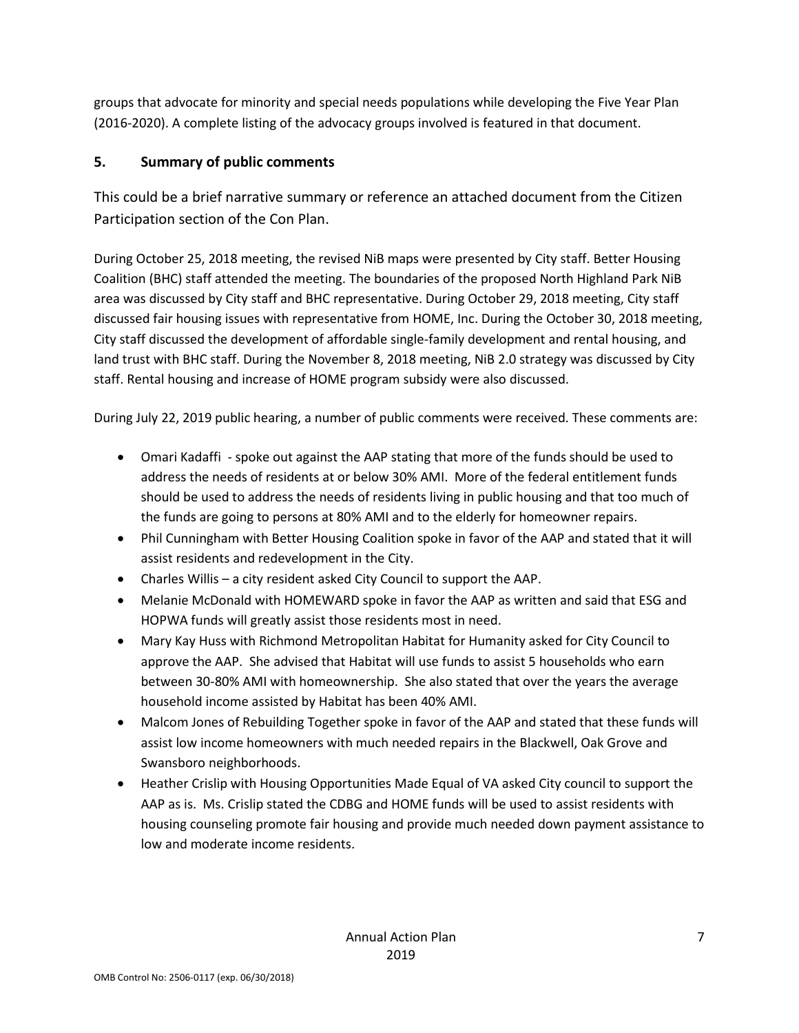groups that advocate for minority and special needs populations while developing the Five Year Plan (2016-2020). A complete listing of the advocacy groups involved is featured in that document.

## 5. Summary of public comments

This could be a brief narrative summary or reference an attached document from the Citizen Participation section of the Con Plan.

During October 25, 2018 meeting, the revised NiB maps were presented by City staff. Better Housing Coalition (BHC) staff attended the meeting. The boundaries of the proposed North Highland Park NiB area was discussed by City staff and BHC representative. During October 29, 2018 meeting, City staff discussed fair housing issues with representative from HOME, Inc. During the October 30, 2018 meeting, City staff discussed the development of affordable single-family development and rental housing, and land trust with BHC staff. During the November 8, 2018 meeting, NiB 2.0 strategy was discussed by City staff. Rental housing and increase of HOME program subsidy were also discussed.

During July 22, 2019 public hearing, a number of public comments were received. These comments are:

- Omari Kadaffi - spoke out against the AAP stating that more of the funds should be used to address the needs of residents at or below 30% AMI. More of the federal entitlement funds should be used to address the needs of residents living in public housing and that too much of the funds are going to persons at 80% AMI and to the elderly for homeowner repairs.
- Phil Cunningham with Better Housing Coalition spoke in favor of the AAP and stated that it will assist residents and redevelopment in the City.
- Charles Willis – a city resident asked City Council to support the AAP.
- Melanie McDonald with HOMEWARD spoke in favor the AAP as written and said that ESG and HOPWA funds will greatly assist those residents most in need.
- Mary Kay Huss with Richmond Metropolitan Habitat for Humanity asked for City Council to approve the AAP. She advised that Habitat will use funds to assist 5 households who earn between 30-80% AMI with homeownership. She also stated that over the years the average household income assisted by Habitat has been 40% AMI.
- Malcom Jones of Rebuilding Together spoke in favor of the AAP and stated that these funds will assist low income homeowners with much needed repairs in the Blackwell, Oak Grove and Swansboro neighborhoods.
- Heather Crislip with Housing Opportunities Made Equal of VA asked City council to support the AAP as is. Ms. Crislip stated the CDBG and HOME funds will be used to assist residents with housing counseling promote fair housing and provide much needed down payment assistance to low and moderate income residents.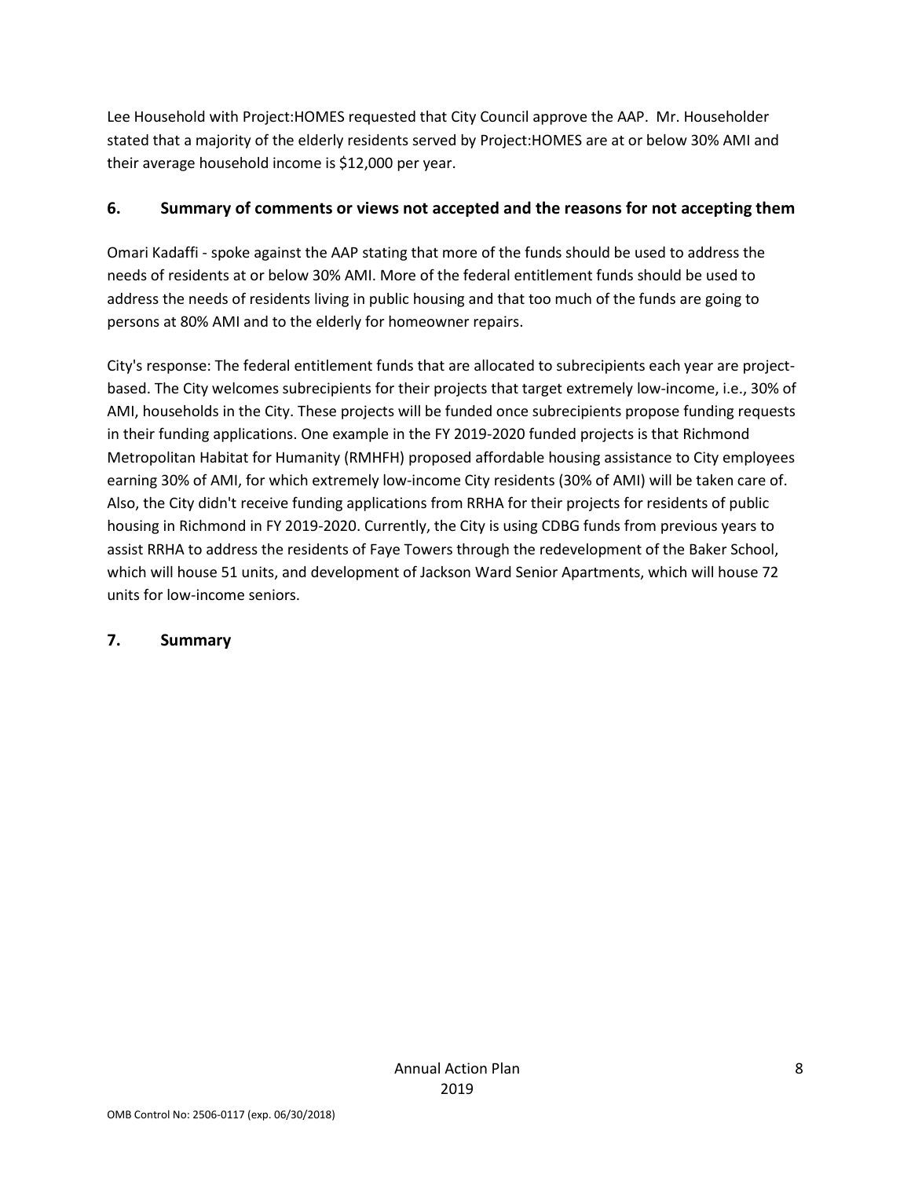Lee Household with Project:HOMES requested that City Council approve the AAP. Mr. Householder stated that a majority of the elderly residents served by Project:HOMES are at or below 30% AMI and their average household income is $12,000 per year.

## 6. Summary of comments or views not accepted and the reasons for not accepting them

Omari Kadaffi - spoke against the AAP stating that more of the funds should be used to address the needs of residents at or below 30% AMI. More of the federal entitlement funds should be used to address the needs of residents living in public housing and that too much of the funds are going to persons at 80% AMI and to the elderly for homeowner repairs.

City's response: The federal entitlement funds that are allocated to subrecipients each year are project-based. The City welcomes subrecipients for their projects that target extremely low-income, i.e., 30% of AMI, households in the City. These projects will be funded once subrecipients propose funding requests in their funding applications. One example in the FY 2019-2020 funded projects is that Richmond Metropolitan Habitat for Humanity (RMHFH) proposed affordable housing assistance to City employees earning 30% of AMI, for which extremely low-income City residents (30% of AMI) will be taken care of. Also, the City didn't receive funding applications from RRHA for their projects for residents of public housing in Richmond in FY 2019-2020. Currently, the City is using CDBG funds from previous years to assist RRHA to address the residents of Faye Towers through the redevelopment of the Baker School, which will house 51 units, and development of Jackson Ward Senior Apartments, which will house 72 units for low-income seniors.

## 7. Summary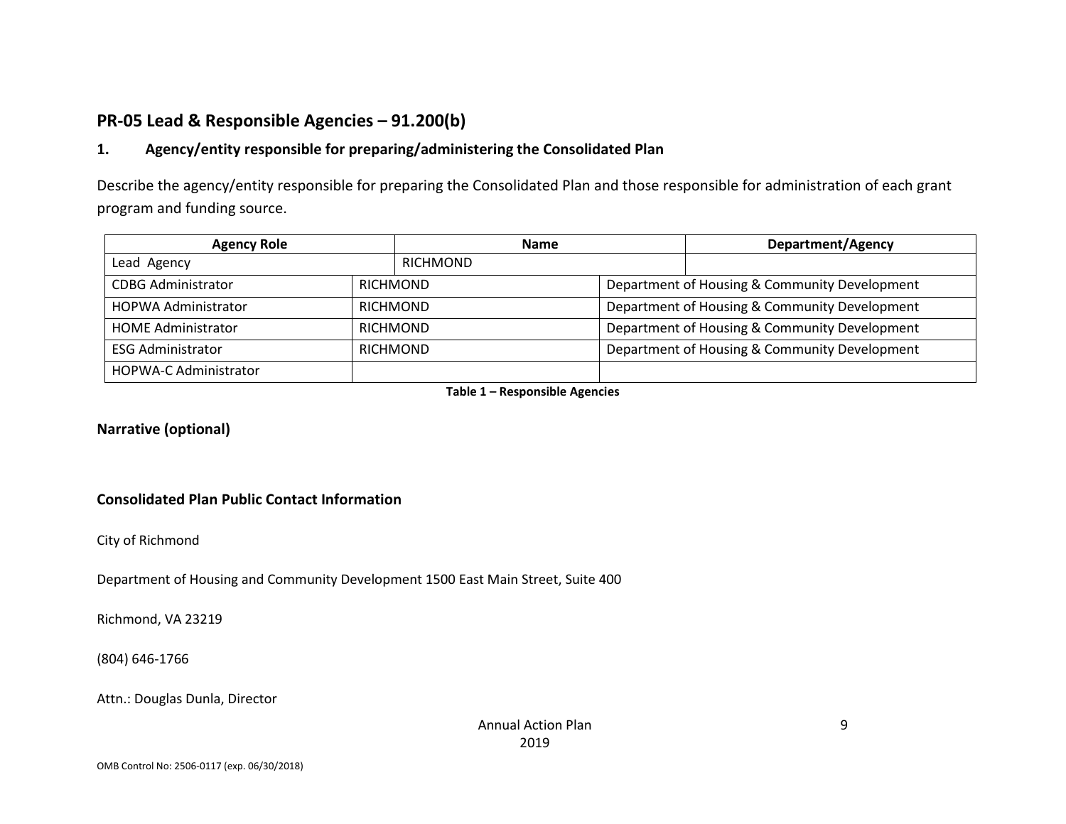## PR-05 Lead & Responsible Agencies – 91.200(b)

### 1. Agency/entity responsible for preparing/administering the Consolidated Plan

Describe the agency/entity responsible for preparing the Consolidated Plan and those responsible for administration of each grant program and funding source.

| Agency Role | Name | Department/Agency |
|---|---|---|
| Lead Agency | RICHMOND | |
| CDBG Administrator | RICHMOND | Department of Housing & Community Development |
| HOPWA Administrator | RICHMOND | Department of Housing & Community Development |
| HOME Administrator | RICHMOND | Department of Housing & Community Development |
| ESG Administrator | RICHMOND | Department of Housing & Community Development |
| HOPWA-C Administrator | | |

**Table 1 – Responsible Agencies**

**Narrative (optional)**

**Consolidated Plan Public Contact Information**

City of Richmond

Department of Housing and Community Development 1500 East Main Street, Suite 400

Richmond, VA 23219

(804) 646-1766

Attn.: Douglas Dunla, Director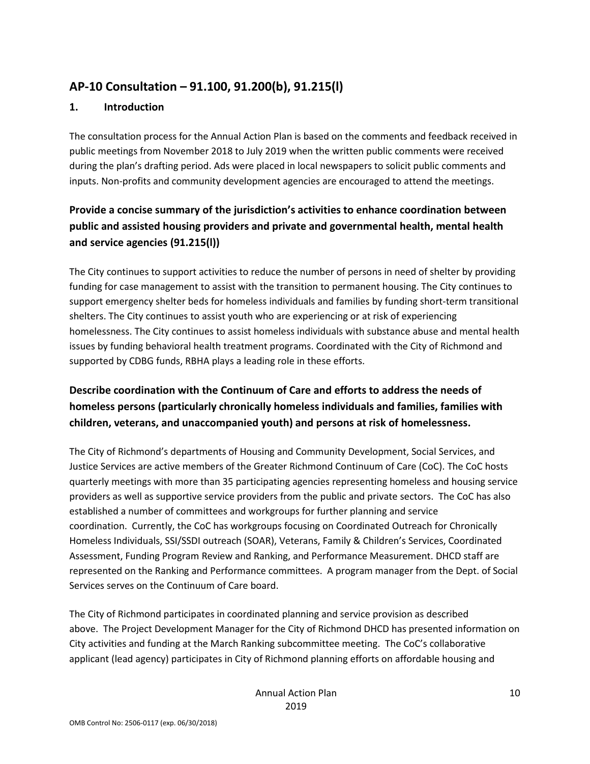## AP-10 Consultation – 91.100, 91.200(b), 91.215(l)

### 1. Introduction

The consultation process for the Annual Action Plan is based on the comments and feedback received in public meetings from November 2018 to July 2019 when the written public comments were received during the plan's drafting period. Ads were placed in local newspapers to solicit public comments and inputs. Non-profits and community development agencies are encouraged to attend the meetings.

### Provide a concise summary of the jurisdiction's activities to enhance coordination between public and assisted housing providers and private and governmental health, mental health and service agencies (91.215(l))

The City continues to support activities to reduce the number of persons in need of shelter by providing funding for case management to assist with the transition to permanent housing. The City continues to support emergency shelter beds for homeless individuals and families by funding short-term transitional shelters. The City continues to assist youth who are experiencing or at risk of experiencing homelessness. The City continues to assist homeless individuals with substance abuse and mental health issues by funding behavioral health treatment programs. Coordinated with the City of Richmond and supported by CDBG funds, RBHA plays a leading role in these efforts.

### Describe coordination with the Continuum of Care and efforts to address the needs of homeless persons (particularly chronically homeless individuals and families, families with children, veterans, and unaccompanied youth) and persons at risk of homelessness.

The City of Richmond's departments of Housing and Community Development, Social Services, and Justice Services are active members of the Greater Richmond Continuum of Care (CoC). The CoC hosts quarterly meetings with more than 35 participating agencies representing homeless and housing service providers as well as supportive service providers from the public and private sectors. The CoC has also established a number of committees and workgroups for further planning and service coordination. Currently, the CoC has workgroups focusing on Coordinated Outreach for Chronically Homeless Individuals, SSI/SSDI outreach (SOAR), Veterans, Family & Children's Services, Coordinated Assessment, Funding Program Review and Ranking, and Performance Measurement. DHCD staff are represented on the Ranking and Performance committees. A program manager from the Dept. of Social Services serves on the Continuum of Care board.

The City of Richmond participates in coordinated planning and service provision as described above. The Project Development Manager for the City of Richmond DHCD has presented information on City activities and funding at the March Ranking subcommittee meeting. The CoC's collaborative applicant (lead agency) participates in City of Richmond planning efforts on affordable housing and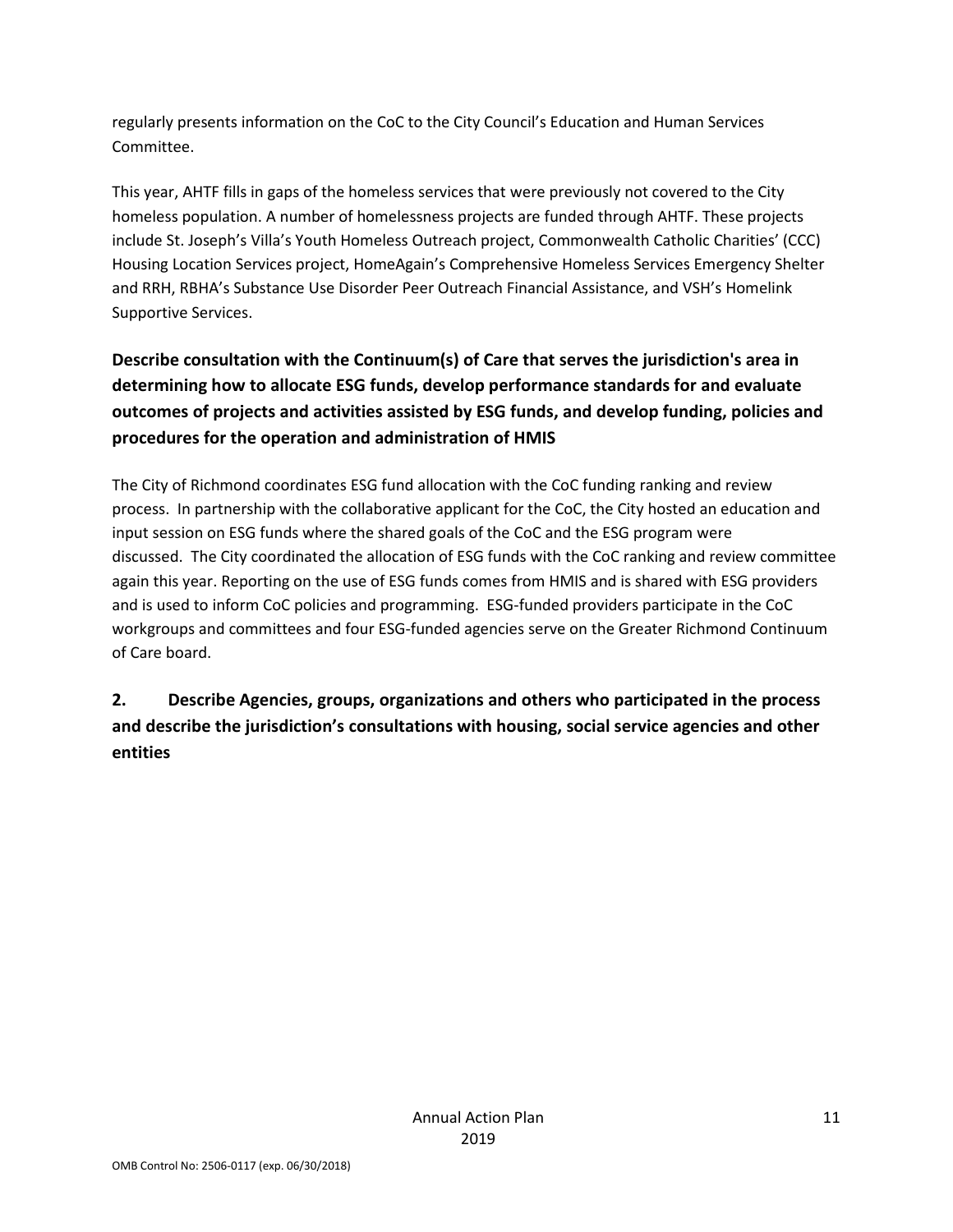regularly presents information on the CoC to the City Council's Education and Human Services Committee.

This year, AHTF fills in gaps of the homeless services that were previously not covered to the City homeless population. A number of homelessness projects are funded through AHTF. These projects include St. Joseph's Villa's Youth Homeless Outreach project, Commonwealth Catholic Charities' (CCC) Housing Location Services project, HomeAgain's Comprehensive Homeless Services Emergency Shelter and RRH, RBHA's Substance Use Disorder Peer Outreach Financial Assistance, and VSH's Homelink Supportive Services.

**Describe consultation with the Continuum(s) of Care that serves the jurisdiction's area in determining how to allocate ESG funds, develop performance standards for and evaluate outcomes of projects and activities assisted by ESG funds, and develop funding, policies and procedures for the operation and administration of HMIS**

The City of Richmond coordinates ESG fund allocation with the CoC funding ranking and review process. In partnership with the collaborative applicant for the CoC, the City hosted an education and input session on ESG funds where the shared goals of the CoC and the ESG program were discussed. The City coordinated the allocation of ESG funds with the CoC ranking and review committee again this year. Reporting on the use of ESG funds comes from HMIS and is shared with ESG providers and is used to inform CoC policies and programming. ESG-funded providers participate in the CoC workgroups and committees and four ESG-funded agencies serve on the Greater Richmond Continuum of Care board.

**2. Describe Agencies, groups, organizations and others who participated in the process and describe the jurisdiction's consultations with housing, social service agencies and other entities**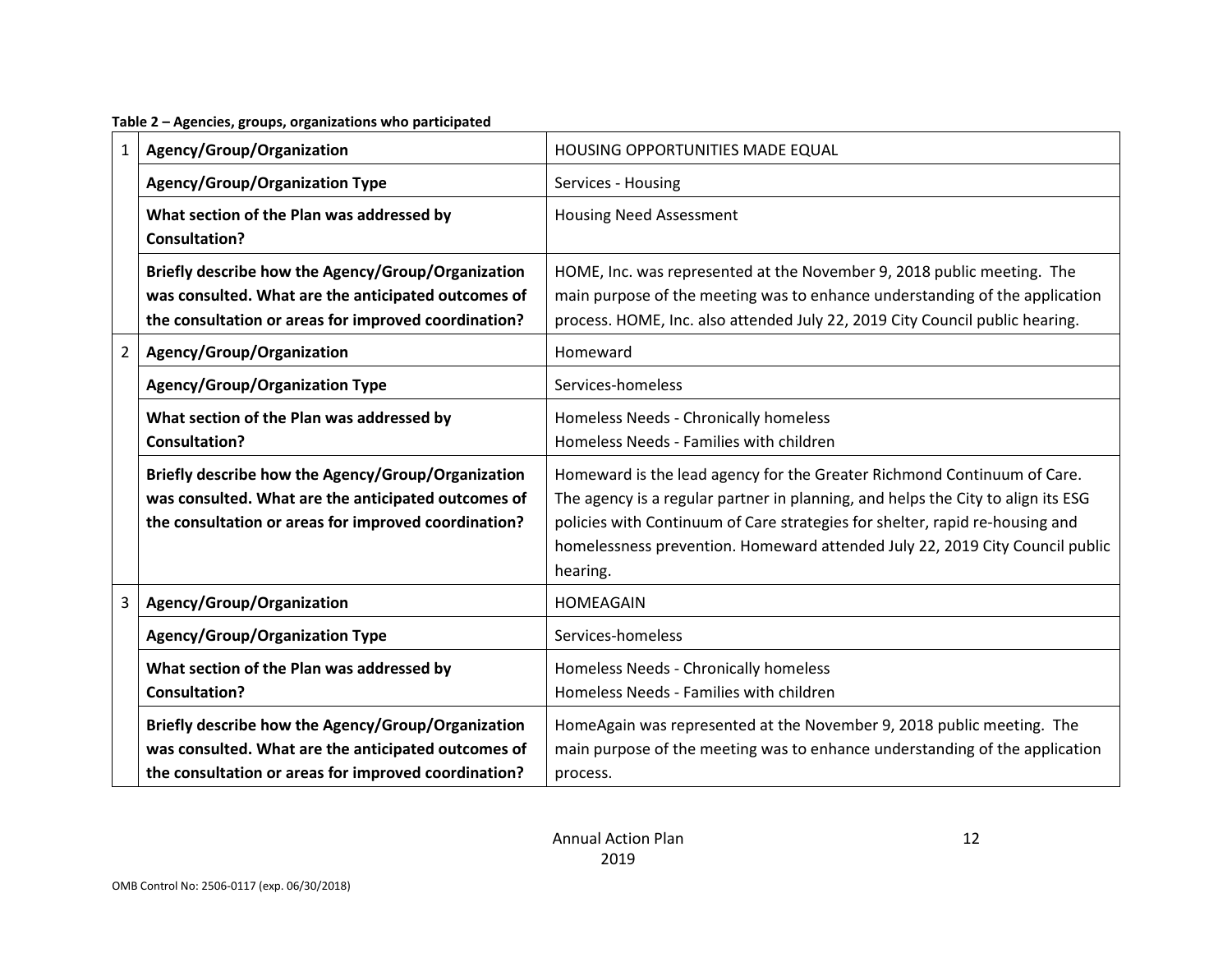**Table 2 – Agencies, groups, organizations who participated**

| # | | |
|---|---|---|
| 1 | **Agency/Group/Organization** | HOUSING OPPORTUNITIES MADE EQUAL |
| | **Agency/Group/Organization Type** | Services - Housing |
| | **What section of the Plan was addressed by Consultation?** | Housing Need Assessment |
| | **Briefly describe how the Agency/Group/Organization was consulted. What are the anticipated outcomes of the consultation or areas for improved coordination?** | HOME, Inc. was represented at the November 9, 2018 public meeting. The main purpose of the meeting was to enhance understanding of the application process. HOME, Inc. also attended July 22, 2019 City Council public hearing. |
| 2 | **Agency/Group/Organization** | Homeward |
| | **Agency/Group/Organization Type** | Services-homeless |
| | **What section of the Plan was addressed by Consultation?** | Homeless Needs - Chronically homeless<br>Homeless Needs - Families with children |
| | **Briefly describe how the Agency/Group/Organization was consulted. What are the anticipated outcomes of the consultation or areas for improved coordination?** | Homeward is the lead agency for the Greater Richmond Continuum of Care. The agency is a regular partner in planning, and helps the City to align its ESG policies with Continuum of Care strategies for shelter, rapid re-housing and homelessness prevention. Homeward attended July 22, 2019 City Council public hearing. |
| 3 | **Agency/Group/Organization** | HOMEAGAIN |
| | **Agency/Group/Organization Type** | Services-homeless |
| | **What section of the Plan was addressed by Consultation?** | Homeless Needs - Chronically homeless<br>Homeless Needs - Families with children |
| | **Briefly describe how the Agency/Group/Organization was consulted. What are the anticipated outcomes of the consultation or areas for improved coordination?** | HomeAgain was represented at the November 9, 2018 public meeting. The main purpose of the meeting was to enhance understanding of the application process. |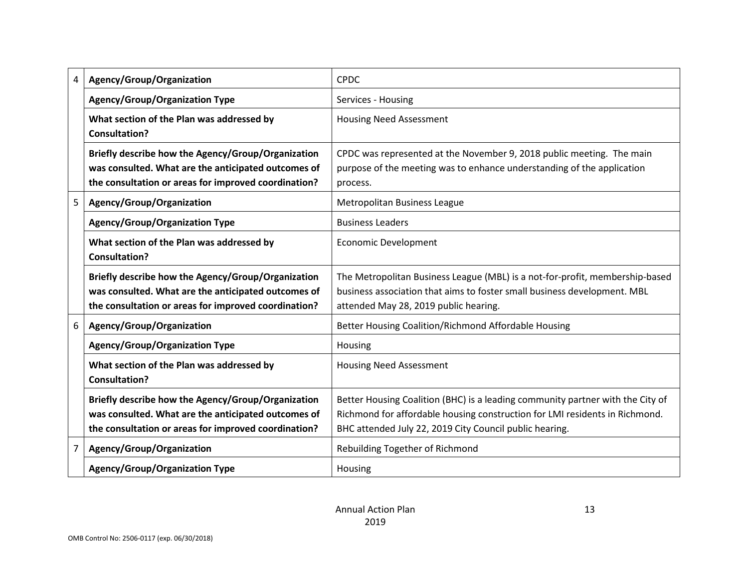| | | |
|---|---|---|
| 4 | **Agency/Group/Organization** | CPDC |
| | **Agency/Group/Organization Type** | Services - Housing |
| | **What section of the Plan was addressed by Consultation?** | Housing Need Assessment |
| | **Briefly describe how the Agency/Group/Organization was consulted. What are the anticipated outcomes of the consultation or areas for improved coordination?** | CPDC was represented at the November 9, 2018 public meeting. The main purpose of the meeting was to enhance understanding of the application process. |
| 5 | **Agency/Group/Organization** | Metropolitan Business League |
| | **Agency/Group/Organization Type** | Business Leaders |
| | **What section of the Plan was addressed by Consultation?** | Economic Development |
| | **Briefly describe how the Agency/Group/Organization was consulted. What are the anticipated outcomes of the consultation or areas for improved coordination?** | The Metropolitan Business League (MBL) is a not-for-profit, membership-based business association that aims to foster small business development. MBL attended May 28, 2019 public hearing. |
| 6 | **Agency/Group/Organization** | Better Housing Coalition/Richmond Affordable Housing |
| | **Agency/Group/Organization Type** | Housing |
| | **What section of the Plan was addressed by Consultation?** | Housing Need Assessment |
| | **Briefly describe how the Agency/Group/Organization was consulted. What are the anticipated outcomes of the consultation or areas for improved coordination?** | Better Housing Coalition (BHC) is a leading community partner with the City of Richmond for affordable housing construction for LMI residents in Richmond. BHC attended July 22, 2019 City Council public hearing. |
| 7 | **Agency/Group/Organization** | Rebuilding Together of Richmond |
| | **Agency/Group/Organization Type** | Housing |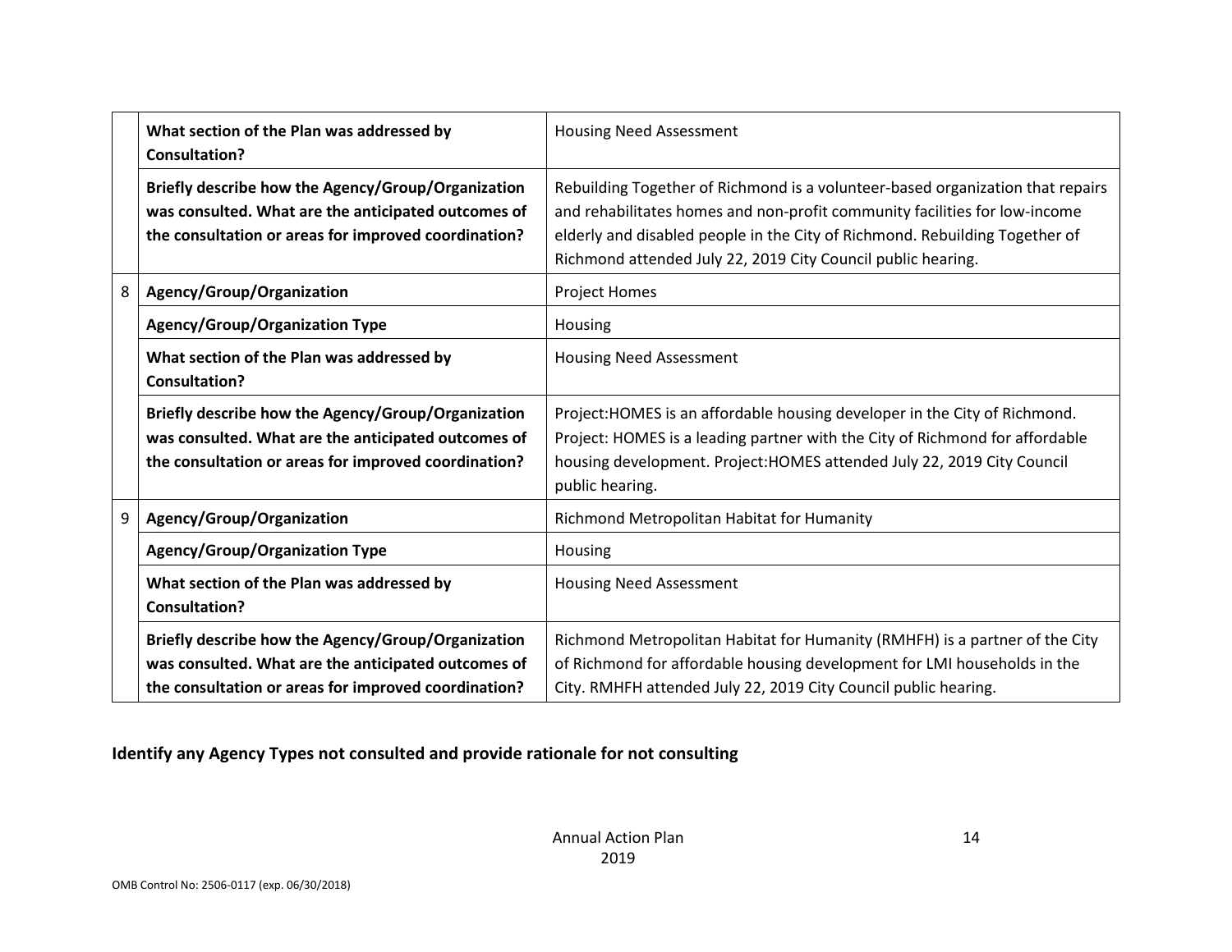| | | |
|---|---|---|
| | **What section of the Plan was addressed by Consultation?** | Housing Need Assessment |
| | **Briefly describe how the Agency/Group/Organization was consulted. What are the anticipated outcomes of the consultation or areas for improved coordination?** | Rebuilding Together of Richmond is a volunteer-based organization that repairs and rehabilitates homes and non-profit community facilities for low-income elderly and disabled people in the City of Richmond. Rebuilding Together of Richmond attended July 22, 2019 City Council public hearing. |
| 8 | **Agency/Group/Organization** | Project Homes |
| | **Agency/Group/Organization Type** | Housing |
| | **What section of the Plan was addressed by Consultation?** | Housing Need Assessment |
| | **Briefly describe how the Agency/Group/Organization was consulted. What are the anticipated outcomes of the consultation or areas for improved coordination?** | Project:HOMES is an affordable housing developer in the City of Richmond. Project: HOMES is a leading partner with the City of Richmond for affordable housing development. Project:HOMES attended July 22, 2019 City Council public hearing. |
| 9 | **Agency/Group/Organization** | Richmond Metropolitan Habitat for Humanity |
| | **Agency/Group/Organization Type** | Housing |
| | **What section of the Plan was addressed by Consultation?** | Housing Need Assessment |
| | **Briefly describe how the Agency/Group/Organization was consulted. What are the anticipated outcomes of the consultation or areas for improved coordination?** | Richmond Metropolitan Habitat for Humanity (RMHFH) is a partner of the City of Richmond for affordable housing development for LMI households in the City. RMHFH attended July 22, 2019 City Council public hearing. |

**Identify any Agency Types not consulted and provide rationale for not consulting**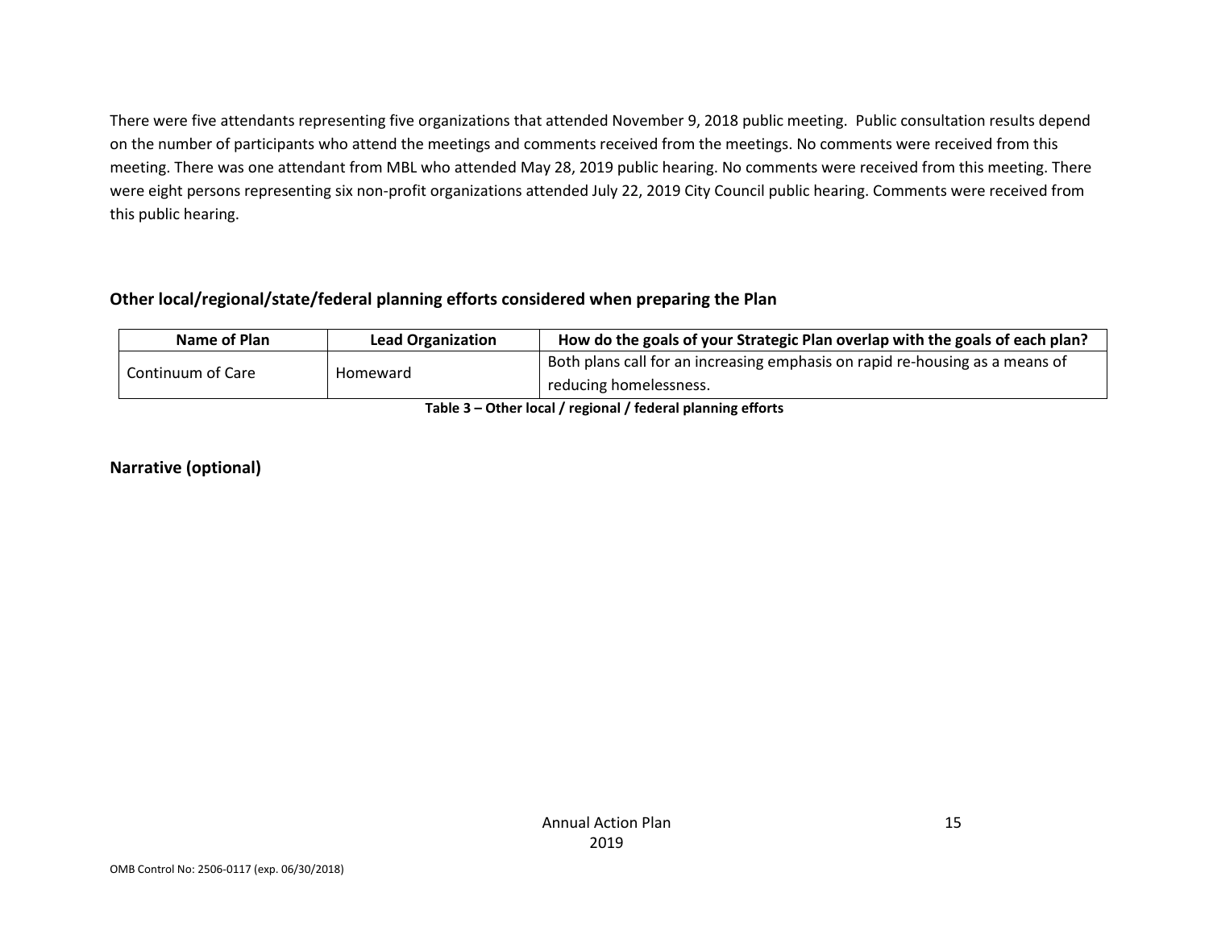There were five attendants representing five organizations that attended November 9, 2018 public meeting. Public consultation results depend on the number of participants who attend the meetings and comments received from the meetings. No comments were received from this meeting. There was one attendant from MBL who attended May 28, 2019 public hearing. No comments were received from this meeting. There were eight persons representing six non-profit organizations attended July 22, 2019 City Council public hearing. Comments were received from this public hearing.

### Other local/regional/state/federal planning efforts considered when preparing the Plan

| Name of Plan | Lead Organization | How do the goals of your Strategic Plan overlap with the goals of each plan? |
|---|---|---|
| Continuum of Care | Homeward | Both plans call for an increasing emphasis on rapid re-housing as a means of reducing homelessness. |

**Table 3 – Other local / regional / federal planning efforts**

### Narrative (optional)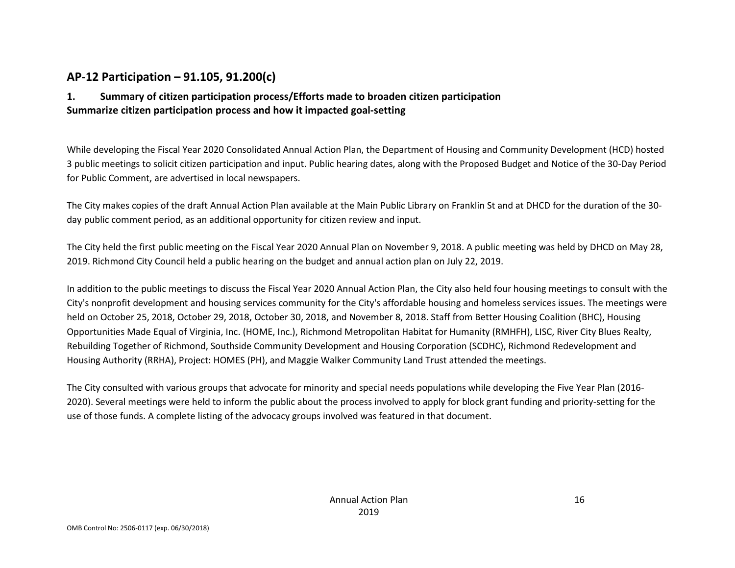## AP-12 Participation – 91.105, 91.200(c)

### 1. Summary of citizen participation process/Efforts made to broaden citizen participation
### Summarize citizen participation process and how it impacted goal-setting

While developing the Fiscal Year 2020 Consolidated Annual Action Plan, the Department of Housing and Community Development (HCD) hosted 3 public meetings to solicit citizen participation and input. Public hearing dates, along with the Proposed Budget and Notice of the 30-Day Period for Public Comment, are advertised in local newspapers.

The City makes copies of the draft Annual Action Plan available at the Main Public Library on Franklin St and at DHCD for the duration of the 30-day public comment period, as an additional opportunity for citizen review and input.

The City held the first public meeting on the Fiscal Year 2020 Annual Plan on November 9, 2018. A public meeting was held by DHCD on May 28, 2019. Richmond City Council held a public hearing on the budget and annual action plan on July 22, 2019.

In addition to the public meetings to discuss the Fiscal Year 2020 Annual Action Plan, the City also held four housing meetings to consult with the City's nonprofit development and housing services community for the City's affordable housing and homeless services issues. The meetings were held on October 25, 2018, October 29, 2018, October 30, 2018, and November 8, 2018. Staff from Better Housing Coalition (BHC), Housing Opportunities Made Equal of Virginia, Inc. (HOME, Inc.), Richmond Metropolitan Habitat for Humanity (RMHFH), LISC, River City Blues Realty, Rebuilding Together of Richmond, Southside Community Development and Housing Corporation (SCDHC), Richmond Redevelopment and Housing Authority (RRHA), Project: HOMES (PH), and Maggie Walker Community Land Trust attended the meetings.

The City consulted with various groups that advocate for minority and special needs populations while developing the Five Year Plan (2016-2020). Several meetings were held to inform the public about the process involved to apply for block grant funding and priority-setting for the use of those funds. A complete listing of the advocacy groups involved was featured in that document.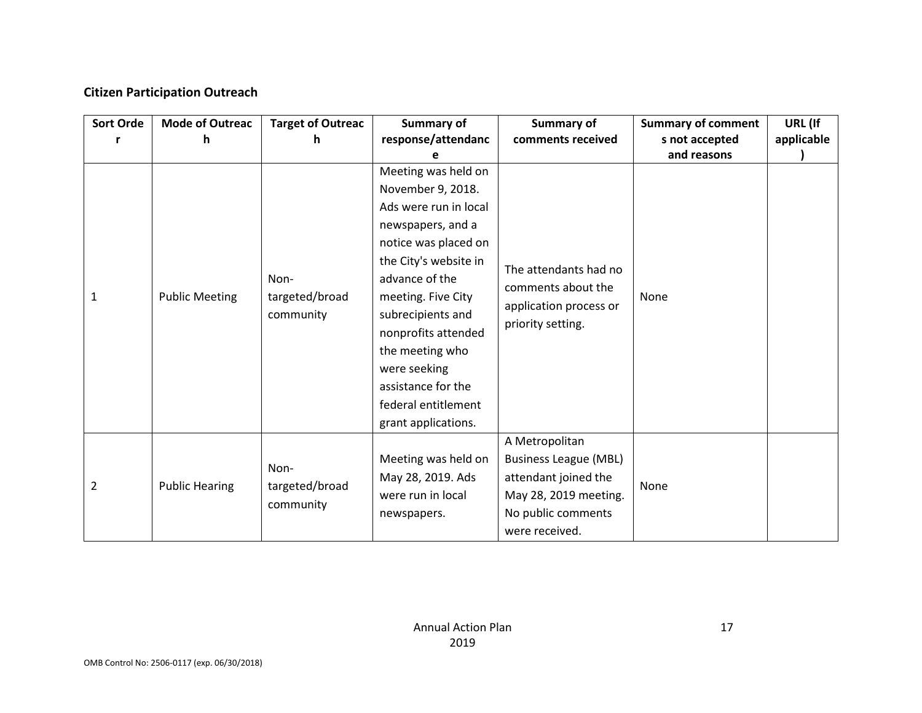## Citizen Participation Outreach

| Sort Order | Mode of Outreach | Target of Outreach | Summary of response/attendance | Summary of comments received | Summary of comments not accepted and reasons | URL (If applicable) |
|---|---|---|---|---|---|---|
| 1 | Public Meeting | Non-targeted/broad community | Meeting was held on November 9, 2018. Ads were run in local newspapers, and a notice was placed on the City's website in advance of the meeting. Five City subrecipients and nonprofits attended the meeting who were seeking assistance for the federal entitlement grant applications. | The attendants had no comments about the application process or priority setting. | None | |
| 2 | Public Hearing | Non-targeted/broad community | Meeting was held on May 28, 2019. Ads were run in local newspapers. | A Metropolitan Business League (MBL) attendant joined the May 28, 2019 meeting. No public comments were received. | None | |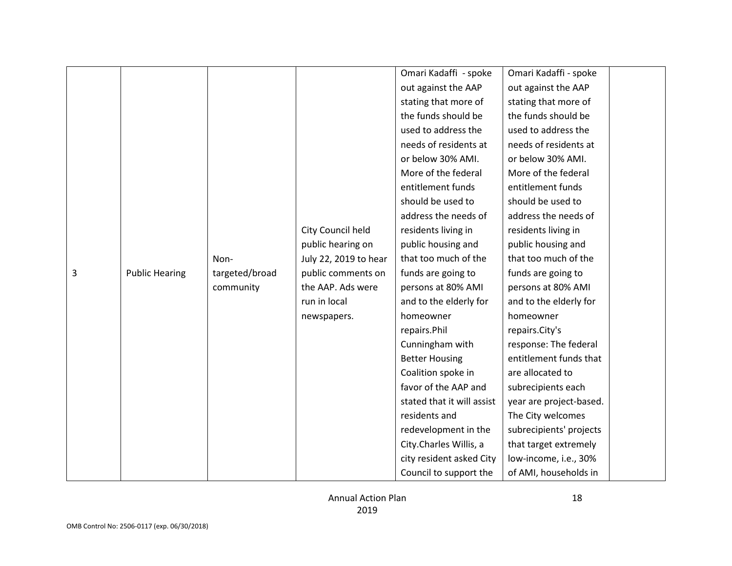| 3 | Public Hearing | Non-targeted/broad community | City Council held public hearing on July 22, 2019 to hear public comments on the AAP. Ads were run in local newspapers. | Omari Kadaffi - spoke out against the AAP stating that more of the funds should be used to address the needs of residents at or below 30% AMI. More of the federal entitlement funds should be used to address the needs of residents living in public housing and that too much of the funds are going to persons at 80% AMI and to the elderly for homeowner repairs.Phil Cunningham with Better Housing Coalition spoke in favor of the AAP and stated that it will assist residents and redevelopment in the City.Charles Willis, a city resident asked City Council to support the | Omari Kadaffi - spoke out against the AAP stating that more of the funds should be used to address the needs of residents at or below 30% AMI. More of the federal entitlement funds should be used to address the needs of residents living in public housing and that too much of the funds are going to persons at 80% AMI and to the elderly for homeowner repairs.City's response: The federal entitlement funds that are allocated to subrecipients each year are project-based. The City welcomes subrecipients' projects that target extremely low-income, i.e., 30% of AMI, households in | |
|---|---|---|---|---|---|---|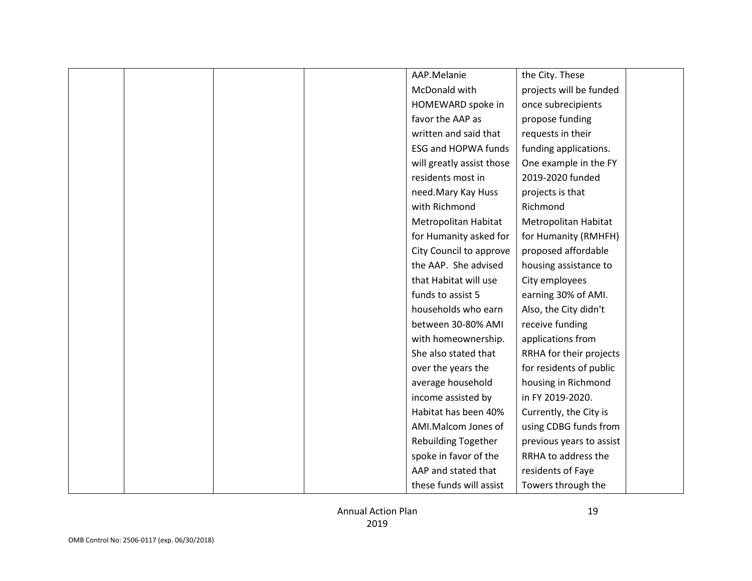|  |  |  |  | AAP.Melanie McDonald with HOMEWARD spoke in favor the AAP as written and said that ESG and HOPWA funds will greatly assist those residents most in need.Mary Kay Huss with Richmond Metropolitan Habitat for Humanity asked for City Council to approve the AAP. She advised that Habitat will use funds to assist 5 households who earn between 30-80% AMI with homeownership. She also stated that over the years the average household income assisted by Habitat has been 40% AMI.Malcom Jones of Rebuilding Together spoke in favor of the AAP and stated that these funds will assist | the City. These projects will be funded once subrecipients propose funding requests in their funding applications. One example in the FY 2019-2020 funded projects is that Richmond Metropolitan Habitat for Humanity (RMHFH) proposed affordable housing assistance to City employees earning 30% of AMI. Also, the City didn't receive funding applications from RRHA for their projects for residents of public housing in Richmond in FY 2019-2020. Currently, the City is using CDBG funds from previous years to assist RRHA to address the residents of Faye Towers through the |  |
|---|---|---|---|---|---|---|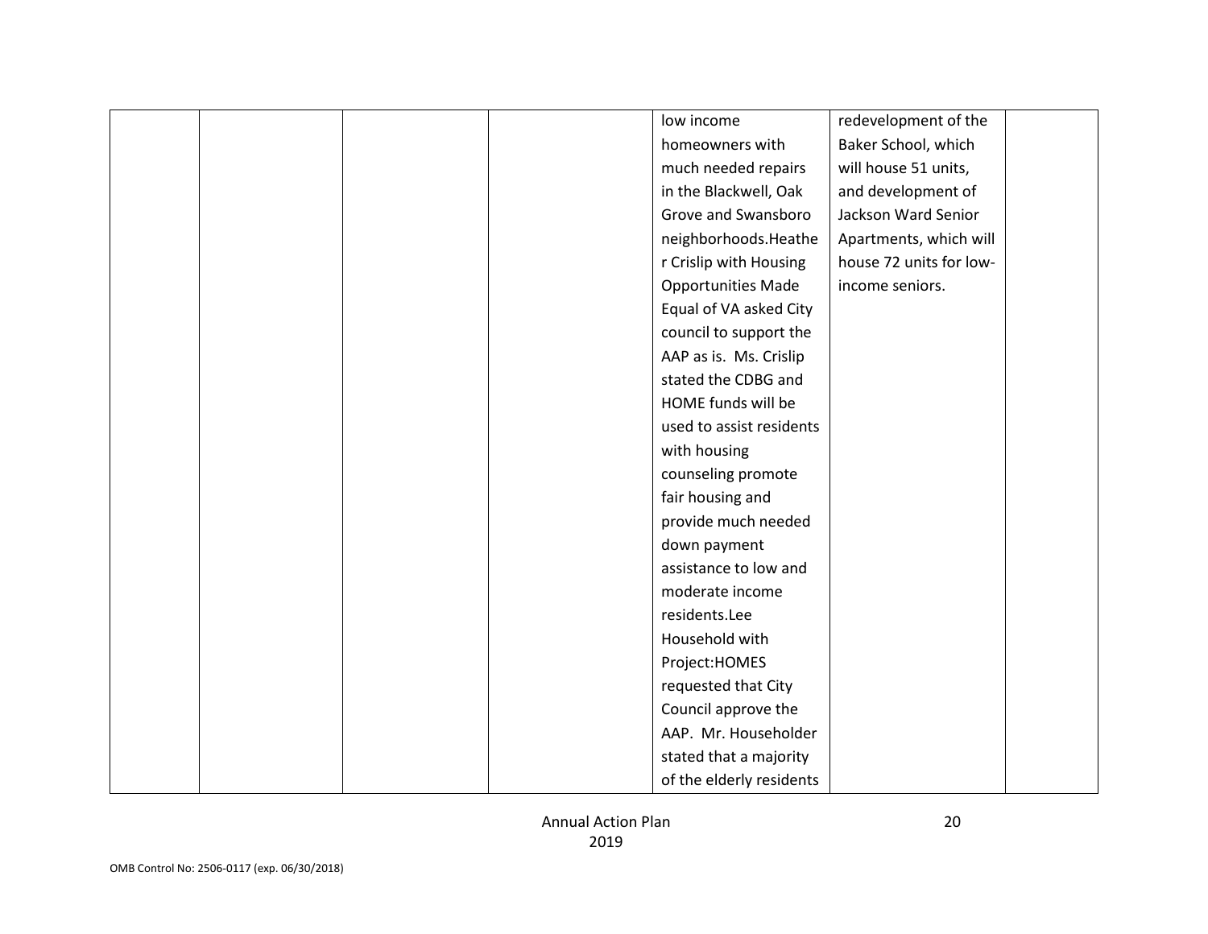| | | | | | | |
|---|---|---|---|---|---|---|
| | | | | low income homeowners with much needed repairs in the Blackwell, Oak Grove and Swansboro neighborhoods.Heather Crislip with Housing Opportunities Made Equal of VA asked City council to support the AAP as is. Ms. Crislip stated the CDBG and HOME funds will be used to assist residents with housing counseling promote fair housing and provide much needed down payment assistance to low and moderate income residents.Lee Household with Project:HOMES requested that City Council approve the AAP. Mr. Householder stated that a majority of the elderly residents | redevelopment of the Baker School, which will house 51 units, and development of Jackson Ward Senior Apartments, which will house 72 units for low-income seniors. | |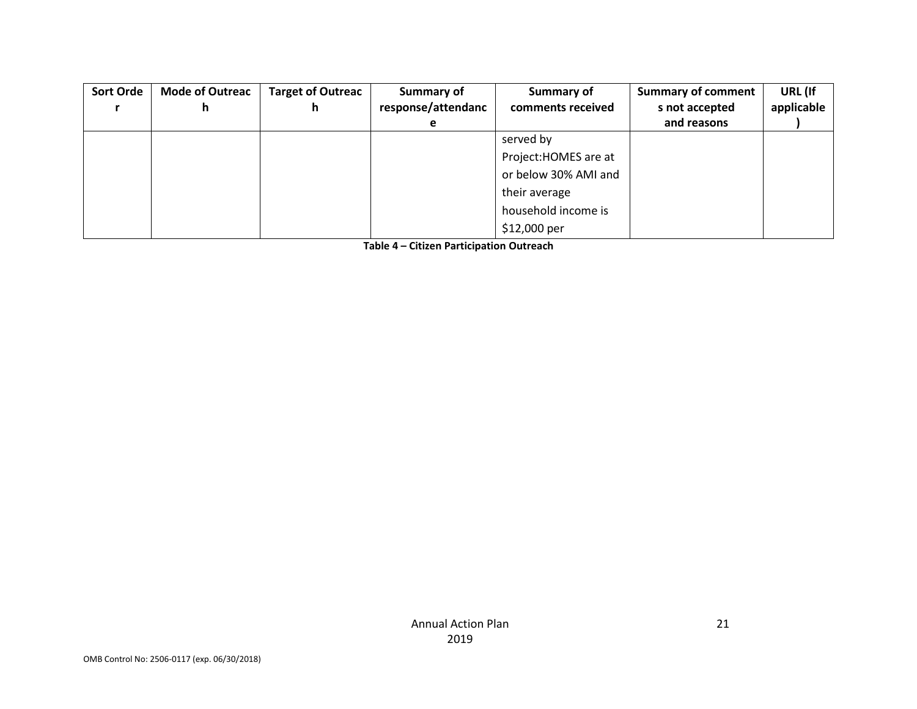| Sort Order | Mode of Outreach | Target of Outreach | Summary of response/attendance | Summary of comments received | Summary of comments not accepted and reasons | URL (If applicable) |
|---|---|---|---|---|---|---|
| | | | | served by Project:HOMES are at or below 30% AMI and their average household income is $12,000 per | | |

**Table 4 – Citizen Participation Outreach**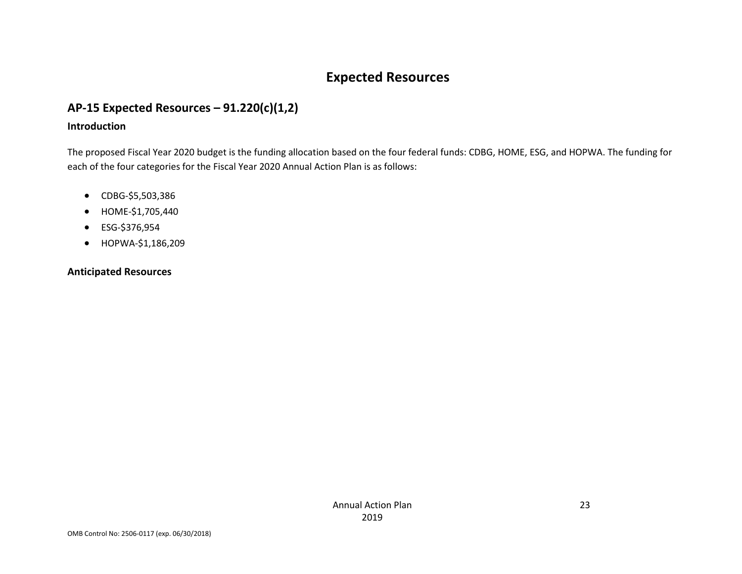# Expected Resources

## AP-15 Expected Resources – 91.220(c)(1,2)

### Introduction

The proposed Fiscal Year 2020 budget is the funding allocation based on the four federal funds: CDBG, HOME, ESG, and HOPWA. The funding for each of the four categories for the Fiscal Year 2020 Annual Action Plan is as follows:

- CDBG-$5,503,386
- HOME-$1,705,440
- ESG-$376,954
- HOPWA-$1,186,209

### Anticipated Resources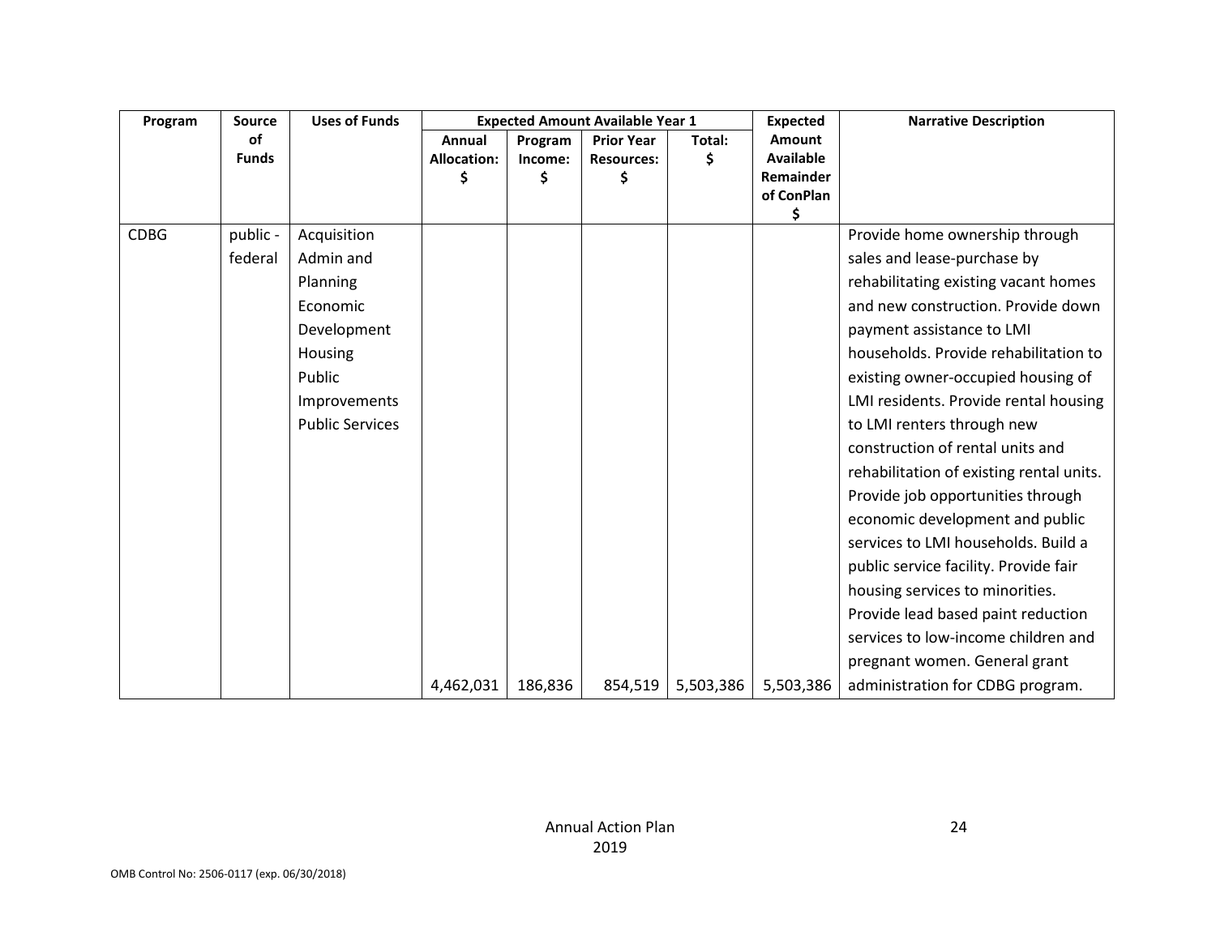| Program | Source of Funds | Uses of Funds | Expected Amount Available Year 1 | | | | Expected Amount Available Remainder of ConPlan $ | Narrative Description |
|---|---|---|---|---|---|---|---|---|
| | | | Annual Allocation: $ | Program Income: $ | Prior Year Resources: $ | Total: $ | | |
| CDBG | public - federal | Acquisition<br>Admin and Planning<br>Economic Development<br>Housing<br>Public Improvements<br>Public Services | 4,462,031 | 186,836 | 854,519 | 5,503,386 | 5,503,386 | Provide home ownership through sales and lease-purchase by rehabilitating existing vacant homes and new construction. Provide down payment assistance to LMI households. Provide rehabilitation to existing owner-occupied housing of LMI residents. Provide rental housing to LMI renters through new construction of rental units and rehabilitation of existing rental units. Provide job opportunities through economic development and public services to LMI households. Build a public service facility. Provide fair housing services to minorities. Provide lead based paint reduction services to low-income children and pregnant women. General grant administration for CDBG program. |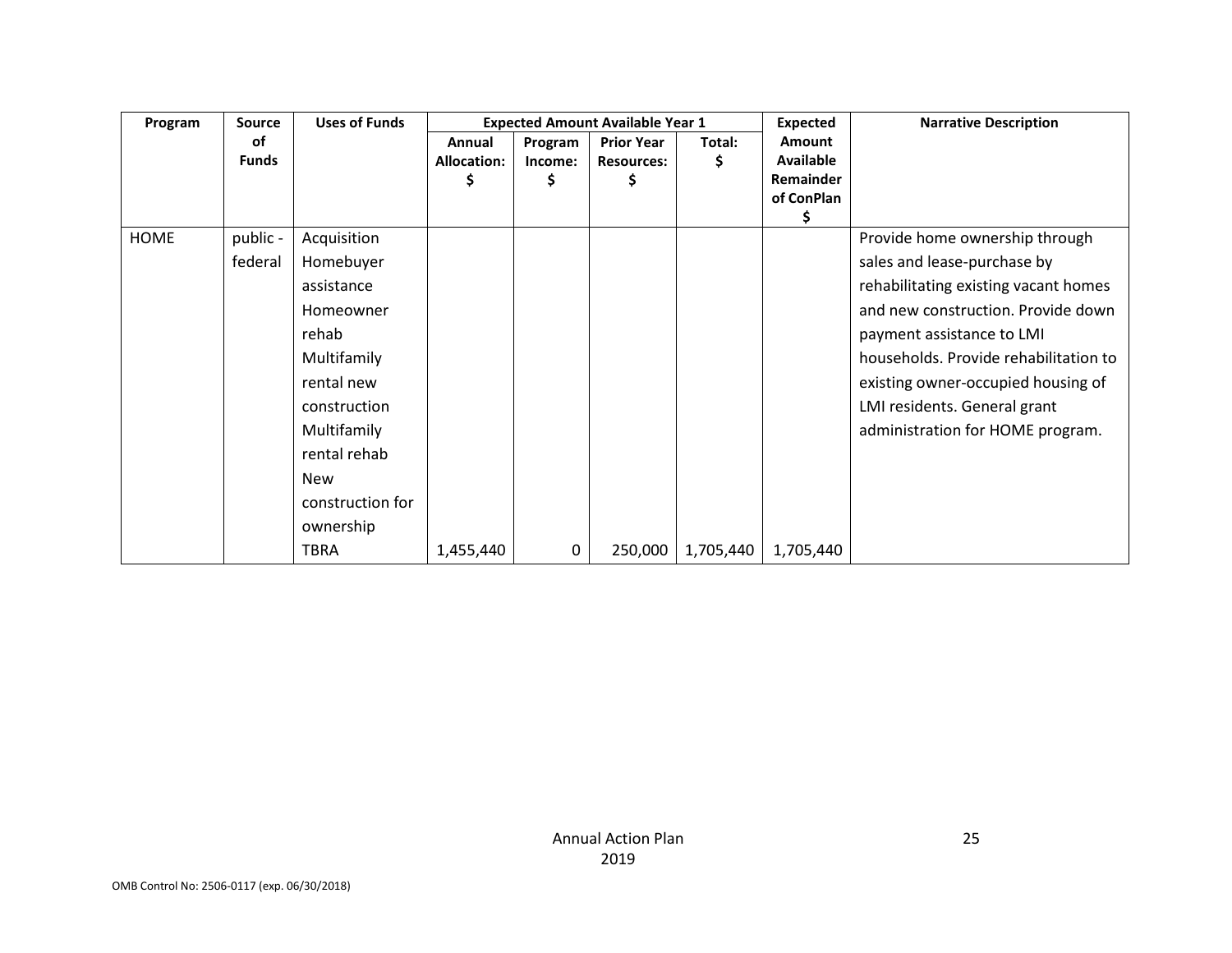| Program | Source of Funds | Uses of Funds | Expected Amount Available Year 1 | | | | Expected Amount Available Remainder of ConPlan $ | Narrative Description |
|---|---|---|---|---|---|---|---|---|
| | | | Annual Allocation: $ | Program Income: $ | Prior Year Resources: $ | Total: $ | | |
| HOME | public - federal | Acquisition Homebuyer assistance Homeowner rehab Multifamily rental new construction Multifamily rental rehab New construction for ownership TBRA | 1,455,440 | 0 | 250,000 | 1,705,440 | 1,705,440 | Provide home ownership through sales and lease-purchase by rehabilitating existing vacant homes and new construction. Provide down payment assistance to LMI households. Provide rehabilitation to existing owner-occupied housing of LMI residents. General grant administration for HOME program. |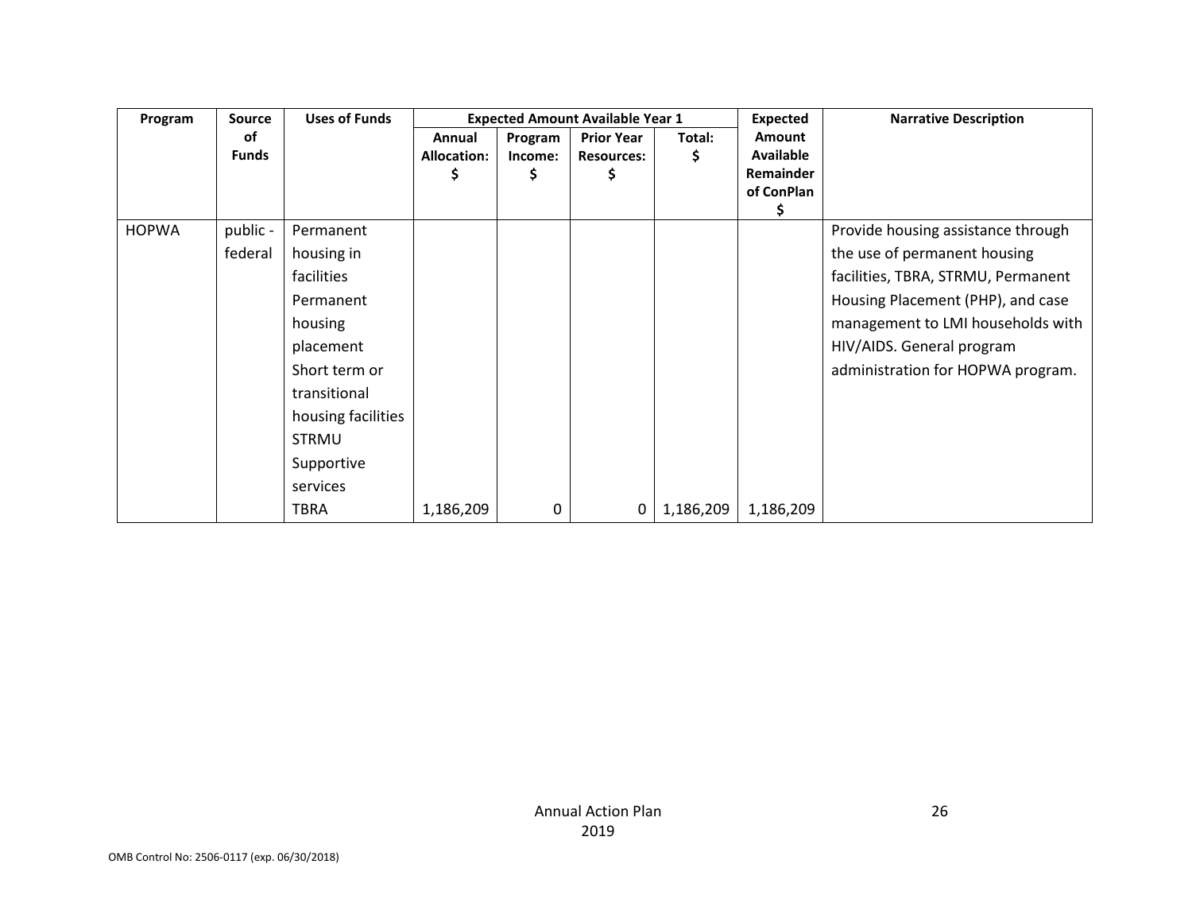| Program | Source of Funds | Uses of Funds | Expected Amount Available Year 1 | | | | Expected Amount Available Remainder of ConPlan $ | Narrative Description |
|---|---|---|---|---|---|---|---|---|
| | | | Annual Allocation: $ | Program Income: $ | Prior Year Resources: $ | Total: $ | | |
| HOPWA | public - federal | Permanent housing in facilities<br>Permanent housing placement<br>Short term or transitional housing facilities<br>STRMU<br>Supportive services<br>TBRA | 1,186,209 | 0 | 0 | 1,186,209 | 1,186,209 | Provide housing assistance through the use of permanent housing facilities, TBRA, STRMU, Permanent Housing Placement (PHP), and case management to LMI households with HIV/AIDS. General program administration for HOPWA program. |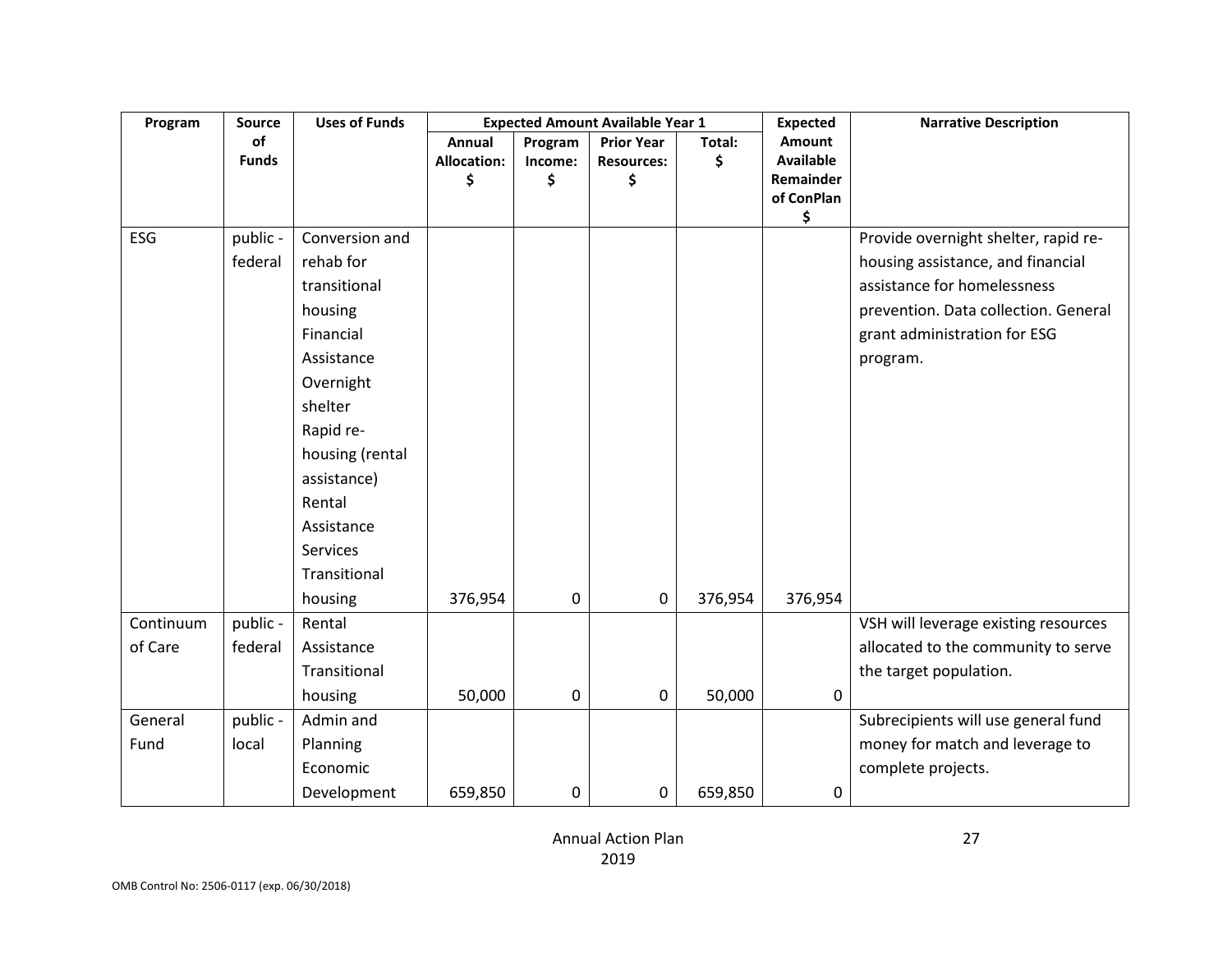| Program | Source of Funds | Uses of Funds | Expected Amount Available Year 1 | | | | Expected Amount Available Remainder of ConPlan $ | Narrative Description |
|---|---|---|---|---|---|---|---|---|
| | | | Annual Allocation: $ | Program Income: $ | Prior Year Resources: $ | Total: $ | | |
| ESG | public - federal | Conversion and rehab for transitional housing<br>Financial Assistance<br>Overnight shelter<br>Rapid re-housing (rental assistance)<br>Rental Assistance<br>Services<br>Transitional housing | 376,954 | 0 | 0 | 376,954 | 376,954 | Provide overnight shelter, rapid re-housing assistance, and financial assistance for homelessness prevention. Data collection. General grant administration for ESG program. |
| Continuum of Care | public - federal | Rental Assistance<br>Transitional housing | 50,000 | 0 | 0 | 50,000 | 0 | VSH will leverage existing resources allocated to the community to serve the target population. |
| General Fund | public - local | Admin and Planning<br>Economic Development | 659,850 | 0 | 0 | 659,850 | 0 | Subrecipients will use general fund money for match and leverage to complete projects. |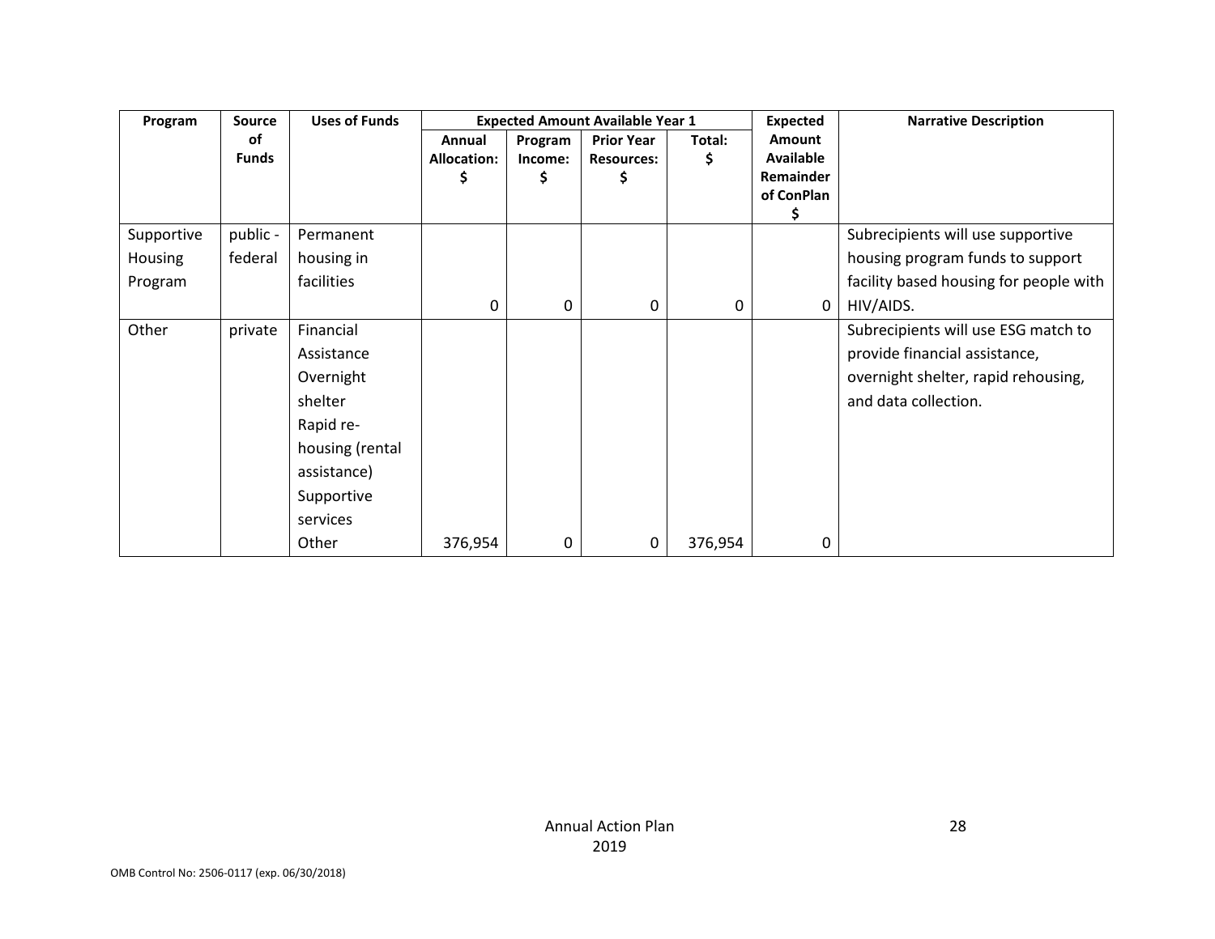| Program | Source of Funds | Uses of Funds | Expected Amount Available Year 1 | | | | Expected Amount Available Remainder of ConPlan $ | Narrative Description |
|---|---|---|---|---|---|---|---|---|
| | | | Annual Allocation: $ | Program Income: $ | Prior Year Resources: $ | Total: $ | | |
| Supportive Housing Program | public - federal | Permanent housing in facilities | 0 | 0 | 0 | 0 | 0 | Subrecipients will use supportive housing program funds to support facility based housing for people with HIV/AIDS. |
| Other | private | Financial Assistance<br>Overnight shelter<br>Rapid re-housing (rental assistance)<br>Supportive services<br>Other | 376,954 | 0 | 0 | 376,954 | 0 | Subrecipients will use ESG match to provide financial assistance, overnight shelter, rapid rehousing, and data collection. |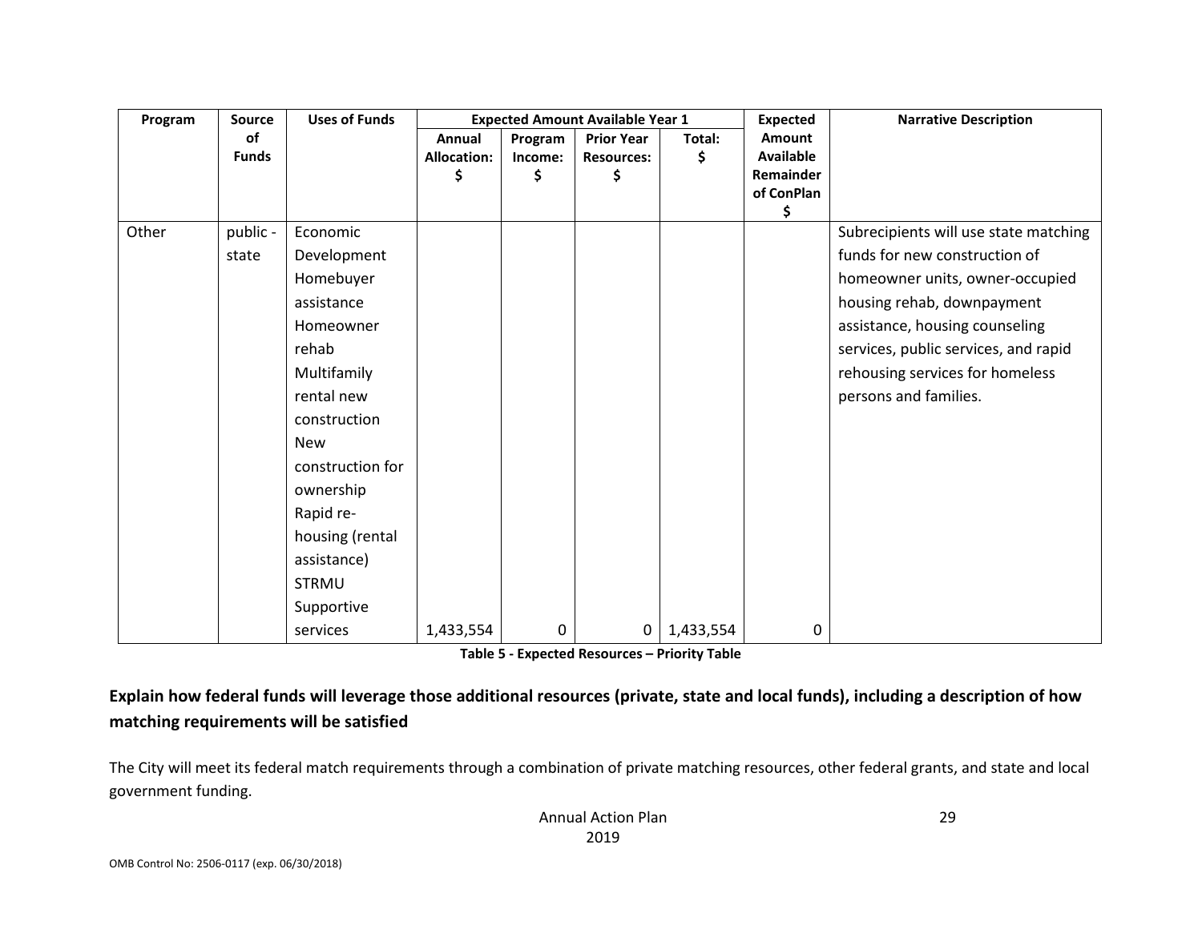| Program | Source of Funds | Uses of Funds | Expected Amount Available Year 1 | | | | Expected Amount Available Remainder of ConPlan $ | Narrative Description |
|---|---|---|---|---|---|---|---|---|
| | | | Annual Allocation: $ | Program Income: $ | Prior Year Resources: $ | Total: $ | | |
| Other | public - state | Economic Development Homebuyer assistance Homeowner rehab Multifamily rental new construction New construction for ownership Rapid re-housing (rental assistance) STRMU Supportive services | 1,433,554 | 0 | 0 | 1,433,554 | 0 | Subrecipients will use state matching funds for new construction of homeowner units, owner-occupied housing rehab, downpayment assistance, housing counseling services, public services, and rapid rehousing services for homeless persons and families. |

**Table 5 - Expected Resources – Priority Table**

**Explain how federal funds will leverage those additional resources (private, state and local funds), including a description of how matching requirements will be satisfied**

The City will meet its federal match requirements through a combination of private matching resources, other federal grants, and state and local government funding.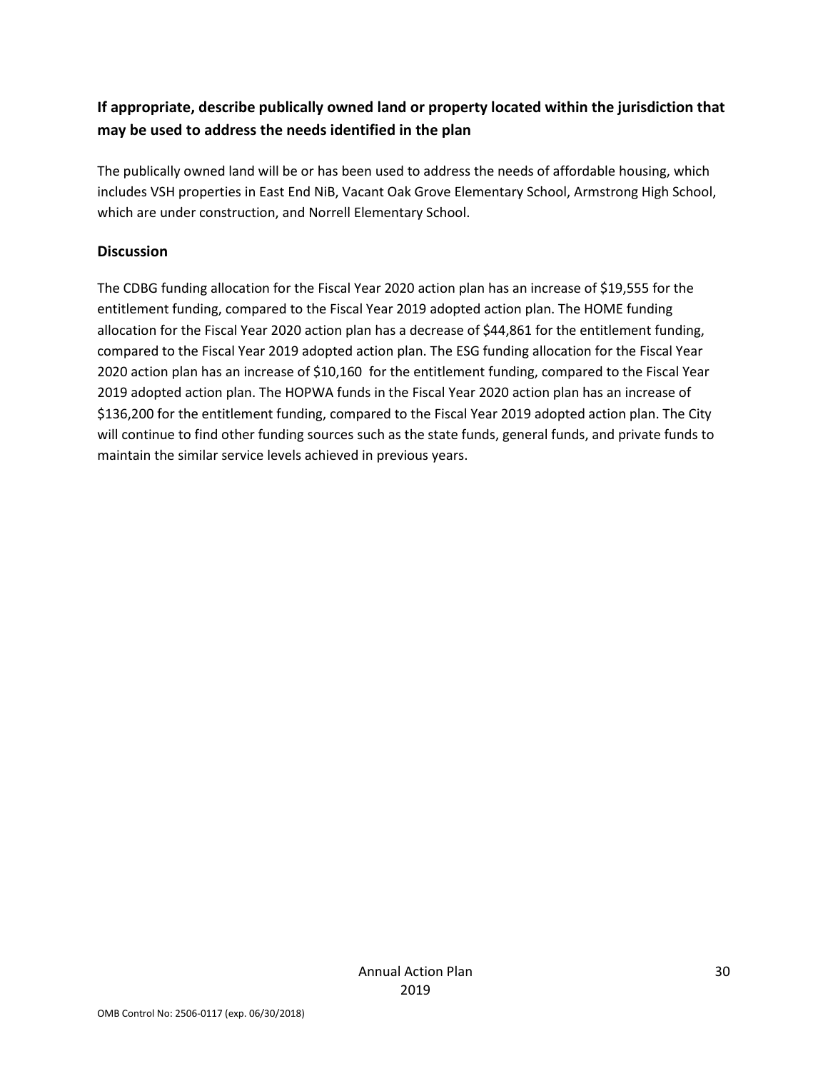**If appropriate, describe publically owned land or property located within the jurisdiction that may be used to address the needs identified in the plan**

The publically owned land will be or has been used to address the needs of affordable housing, which includes VSH properties in East End NiB, Vacant Oak Grove Elementary School, Armstrong High School, which are under construction, and Norrell Elementary School.

## Discussion

The CDBG funding allocation for the Fiscal Year 2020 action plan has an increase of $19,555 for the entitlement funding, compared to the Fiscal Year 2019 adopted action plan. The HOME funding allocation for the Fiscal Year 2020 action plan has a decrease of $44,861 for the entitlement funding, compared to the Fiscal Year 2019 adopted action plan. The ESG funding allocation for the Fiscal Year 2020 action plan has an increase of $10,160 for the entitlement funding, compared to the Fiscal Year 2019 adopted action plan. The HOPWA funds in the Fiscal Year 2020 action plan has an increase of $136,200 for the entitlement funding, compared to the Fiscal Year 2019 adopted action plan. The City will continue to find other funding sources such as the state funds, general funds, and private funds to maintain the similar service levels achieved in previous years.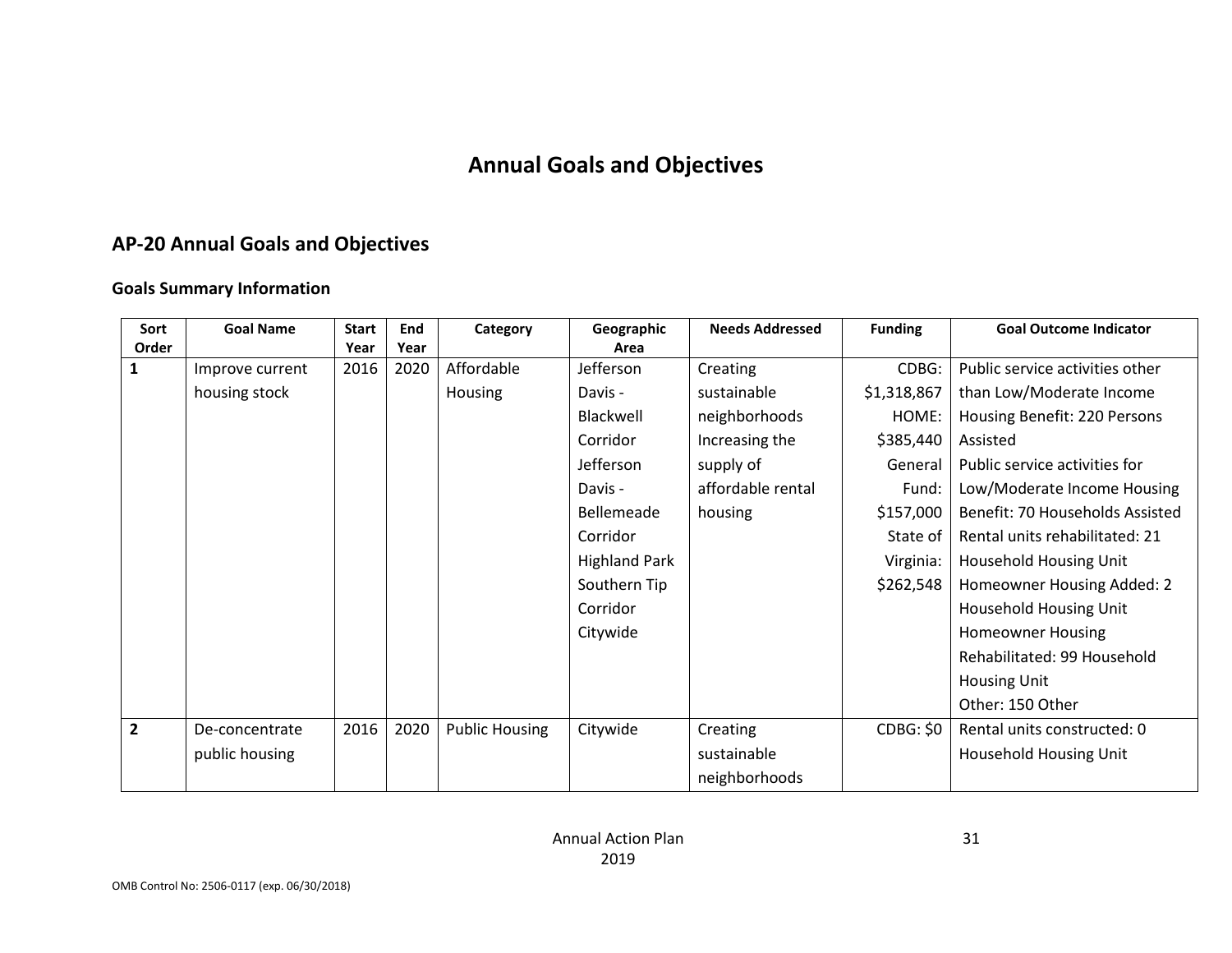# Annual Goals and Objectives

## AP-20 Annual Goals and Objectives

### Goals Summary Information

| Sort Order | Goal Name | Start Year | End Year | Category | Geographic Area | Needs Addressed | Funding | Goal Outcome Indicator |
|---|---|---|---|---|---|---|---|---|
| 1 | Improve current housing stock | 2016 | 2020 | Affordable Housing | Jefferson Davis - Blackwell Corridor<br>Jefferson Davis - Bellemeade Corridor<br>Highland Park Southern Tip Corridor<br>Citywide | Creating sustainable neighborhoods<br>Increasing the supply of affordable rental housing | CDBG: $1,318,867<br>HOME: $385,440<br>General Fund: $157,000<br>State of Virginia: $262,548 | Public service activities other than Low/Moderate Income Housing Benefit: 220 Persons Assisted<br>Public service activities for Low/Moderate Income Housing Benefit: 70 Households Assisted<br>Rental units rehabilitated: 21 Household Housing Unit<br>Homeowner Housing Added: 2 Household Housing Unit<br>Homeowner Housing Rehabilitated: 99 Household Housing Unit<br>Other: 150 Other |
| 2 | De-concentrate public housing | 2016 | 2020 | Public Housing | Citywide | Creating sustainable neighborhoods | CDBG: $0 | Rental units constructed: 0 Household Housing Unit |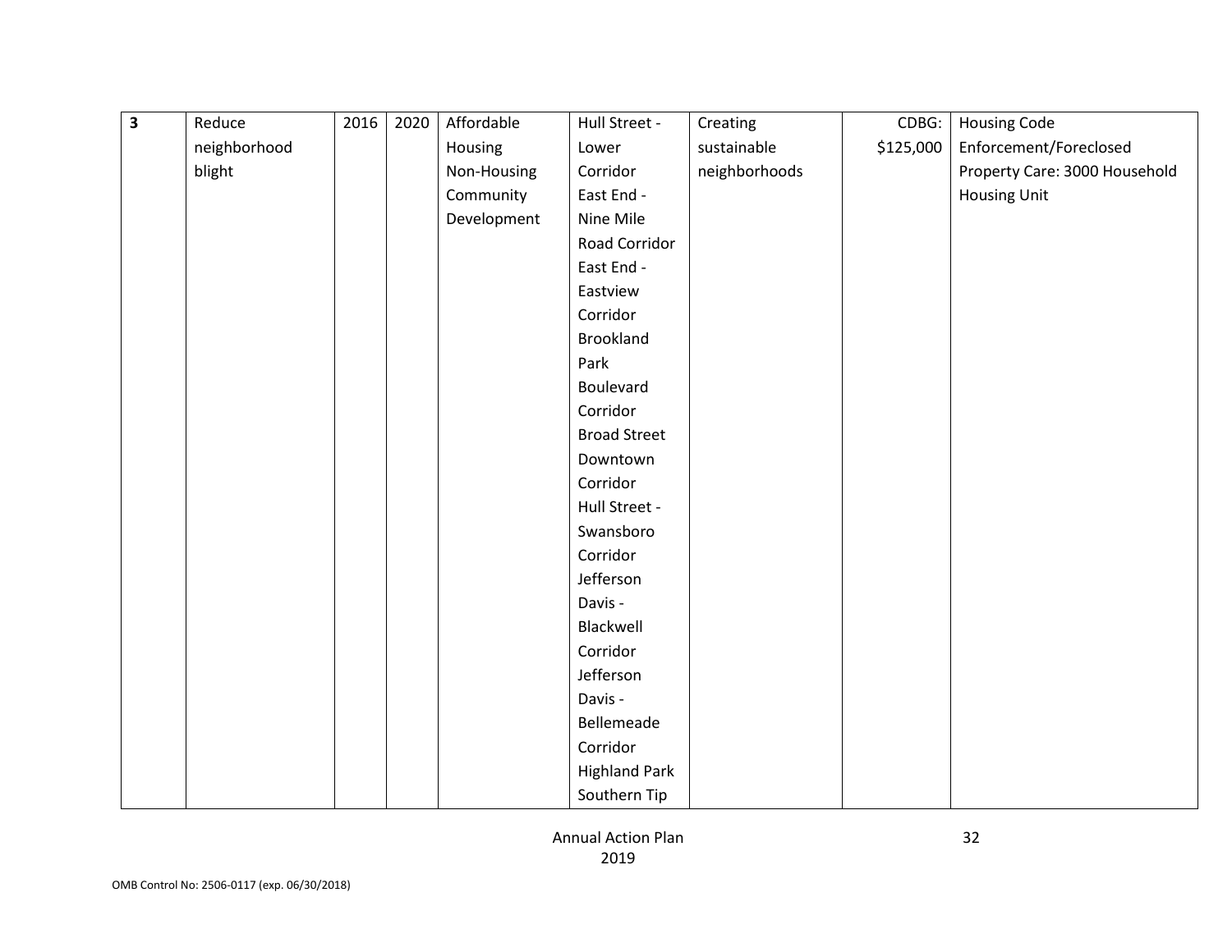| 3 | Reduce neighborhood blight | 2016 | 2020 | Affordable Housing Non-Housing Community Development | Hull Street - Lower Corridor East End - Nine Mile Road Corridor East End - Eastview Corridor Brookland Park Boulevard Corridor Broad Street Downtown Corridor Hull Street - Swansboro Corridor Jefferson Davis - Blackwell Corridor Jefferson Davis - Bellemeade Corridor Highland Park Southern Tip | Creating sustainable neighborhoods | CDBG: $125,000 | Housing Code Enforcement/Foreclosed Property Care: 3000 Household Housing Unit |
|---|---|---|---|---|---|---|---|---|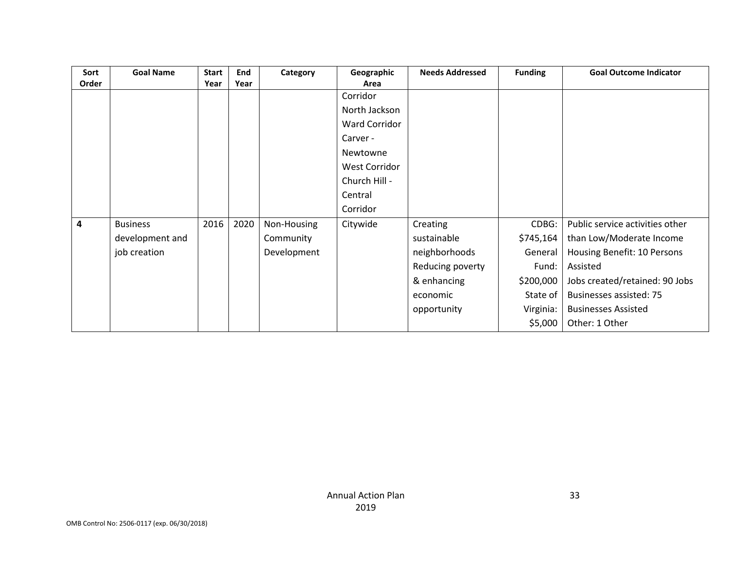| Sort Order | Goal Name | Start Year | End Year | Category | Geographic Area | Needs Addressed | Funding | Goal Outcome Indicator |
|---|---|---|---|---|---|---|---|---|
| | | | | | Corridor<br>North Jackson Ward Corridor<br>Carver - Newtowne West Corridor<br>Church Hill - Central Corridor | | | |
| **4** | Business development and job creation | 2016 | 2020 | Non-Housing Community Development | Citywide | Creating sustainable neighborhoods<br>Reducing poverty & enhancing economic opportunity | CDBG: $745,164<br>General Fund: $200,000<br>State of Virginia: $5,000 | Public service activities other than Low/Moderate Income Housing Benefit: 10 Persons Assisted<br>Jobs created/retained: 90 Jobs<br>Businesses assisted: 75 Businesses Assisted<br>Other: 1 Other |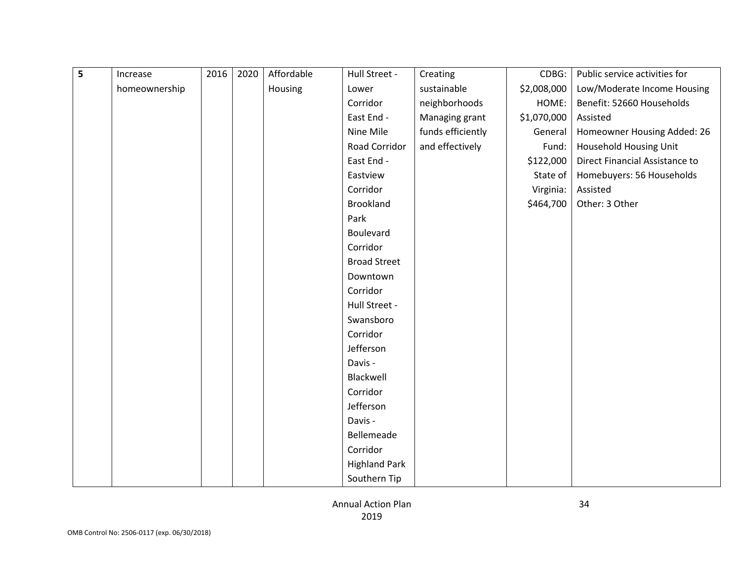| 5 | Increase homeownership | 2016 | 2020 | Affordable Housing | Hull Street - Lower Corridor<br>East End - Nine Mile Road Corridor<br>East End - Eastview Corridor<br>Brookland Park Boulevard Corridor<br>Broad Street Downtown Corridor<br>Hull Street - Swansboro Corridor<br>Jefferson Davis - Blackwell Corridor<br>Jefferson Davis - Bellemeade Corridor<br>Highland Park Southern Tip | Creating sustainable neighborhoods<br>Managing grant funds efficiently and effectively | CDBG: $2,008,000<br>HOME: $1,070,000<br>General Fund: $122,000<br>State of Virginia: $464,700 | Public service activities for Low/Moderate Income Housing Benefit: 52660 Households Assisted<br>Homeowner Housing Added: 26 Household Housing Unit<br>Direct Financial Assistance to Homebuyers: 56 Households Assisted<br>Other: 3 Other |
|---|---|---|---|---|---|---|---|---|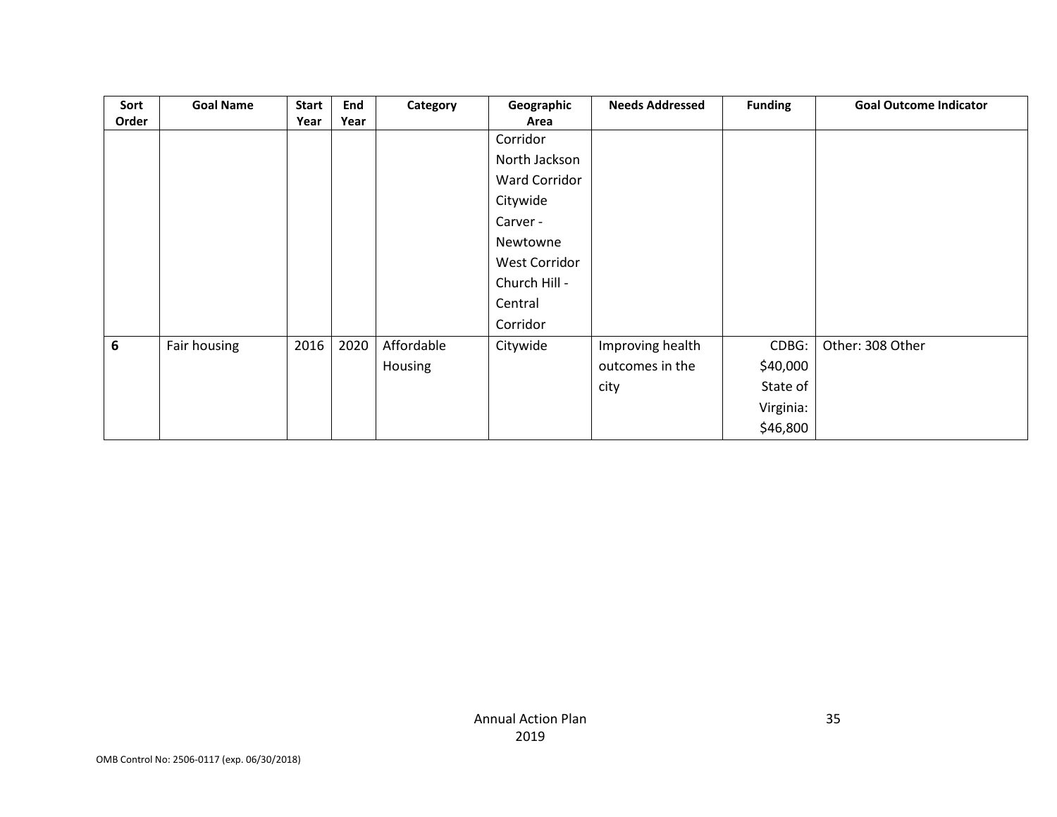| Sort Order | Goal Name | Start Year | End Year | Category | Geographic Area | Needs Addressed | Funding | Goal Outcome Indicator |
|---|---|---|---|---|---|---|---|---|
| | | | | | Corridor North Jackson Ward Corridor Citywide Carver - Newtowne West Corridor Church Hill - Central Corridor | | | |
| **6** | Fair housing | 2016 | 2020 | Affordable Housing | Citywide | Improving health outcomes in the city | CDBG: $40,000 State of Virginia: $46,800 | Other: 308 Other |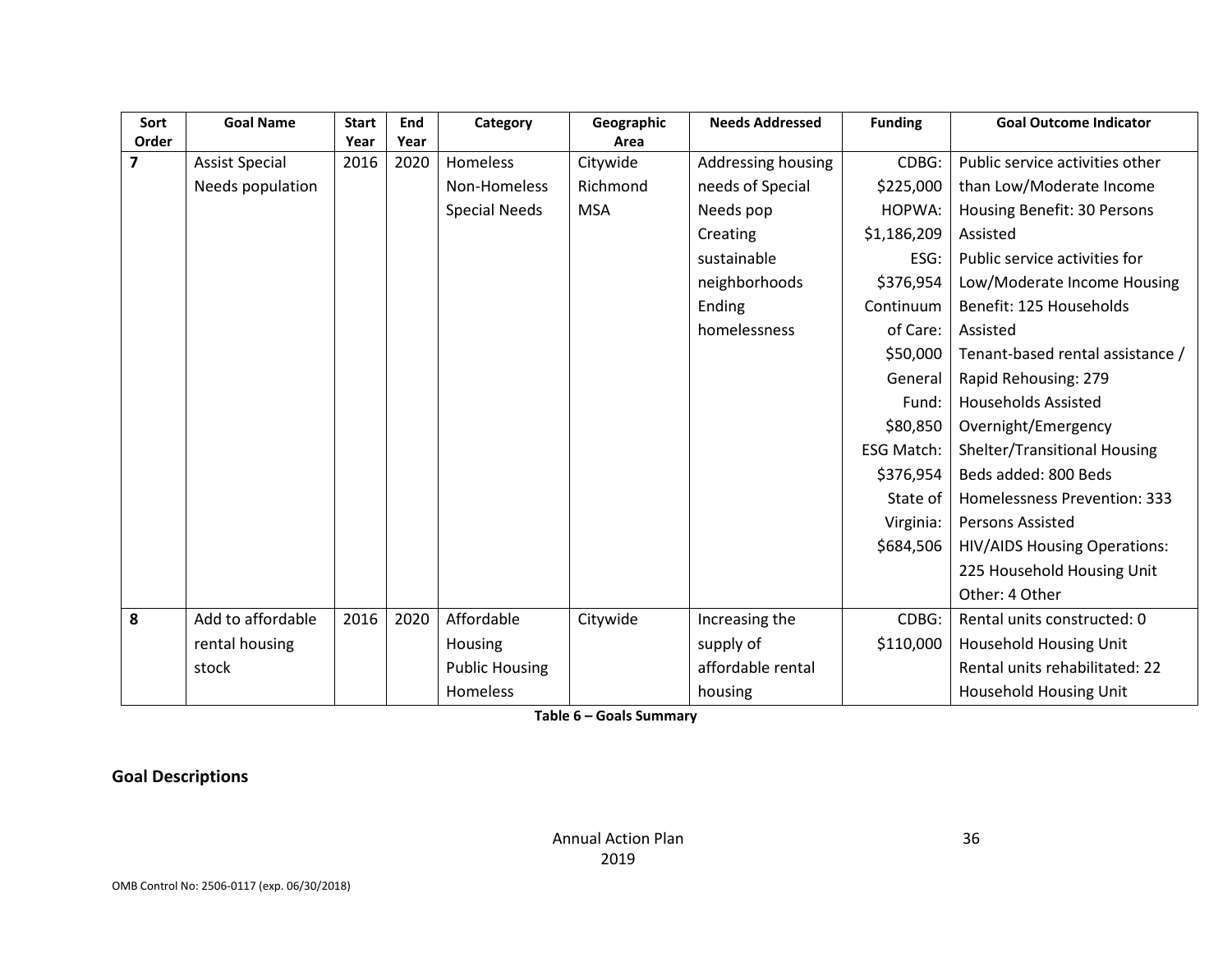| Sort Order | Goal Name | Start Year | End Year | Category | Geographic Area | Needs Addressed | Funding | Goal Outcome Indicator |
|---|---|---|---|---|---|---|---|---|
| 7 | Assist Special Needs population | 2016 | 2020 | Homeless Non-Homeless Special Needs | Citywide Richmond MSA | Addressing housing needs of Special Needs pop Creating sustainable neighborhoods Ending homelessness | CDBG: $225,000 HOPWA: $1,186,209 ESG: $376,954 Continuum of Care: $50,000 General Fund: $80,850 ESG Match: $376,954 State of Virginia: $684,506 | Public service activities other than Low/Moderate Income Housing Benefit: 30 Persons Assisted Public service activities for Low/Moderate Income Housing Benefit: 125 Households Assisted Tenant-based rental assistance / Rapid Rehousing: 279 Households Assisted Overnight/Emergency Shelter/Transitional Housing Beds added: 800 Beds Homelessness Prevention: 333 Persons Assisted HIV/AIDS Housing Operations: 225 Household Housing Unit Other: 4 Other |
| 8 | Add to affordable rental housing stock | 2016 | 2020 | Affordable Housing Public Housing Homeless | Citywide | Increasing the supply of affordable rental housing | CDBG: $110,000 | Rental units constructed: 0 Household Housing Unit Rental units rehabilitated: 22 Household Housing Unit |

**Table 6 – Goals Summary**

## Goal Descriptions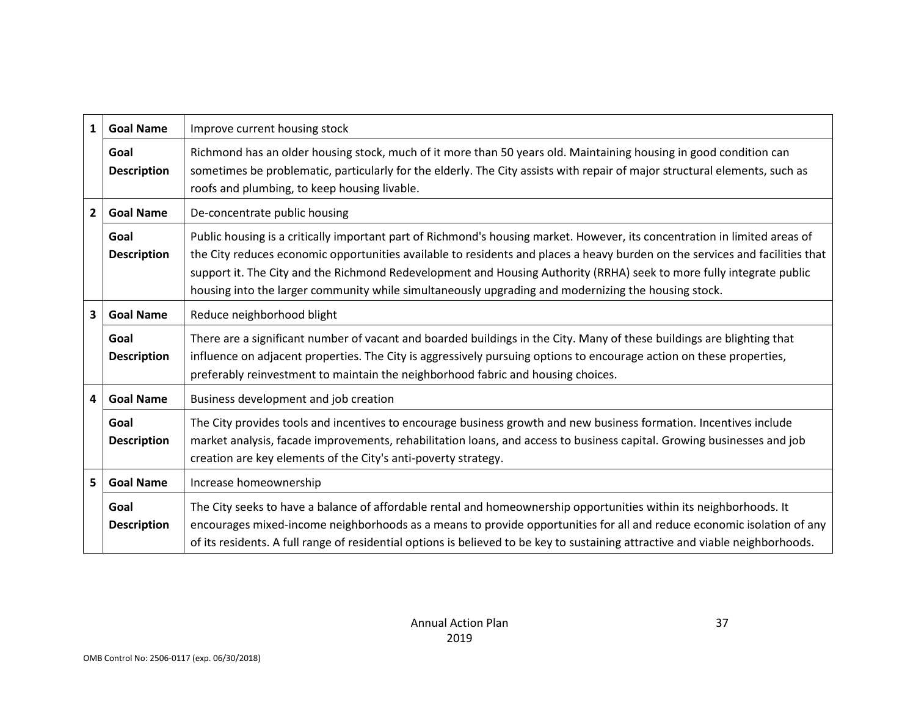| | | |
|---|---|---|
| 1 | **Goal Name** | Improve current housing stock |
| | **Goal Description** | Richmond has an older housing stock, much of it more than 50 years old. Maintaining housing in good condition can sometimes be problematic, particularly for the elderly. The City assists with repair of major structural elements, such as roofs and plumbing, to keep housing livable. |
| 2 | **Goal Name** | De-concentrate public housing |
| | **Goal Description** | Public housing is a critically important part of Richmond's housing market. However, its concentration in limited areas of the City reduces economic opportunities available to residents and places a heavy burden on the services and facilities that support it. The City and the Richmond Redevelopment and Housing Authority (RRHA) seek to more fully integrate public housing into the larger community while simultaneously upgrading and modernizing the housing stock. |
| 3 | **Goal Name** | Reduce neighborhood blight |
| | **Goal Description** | There are a significant number of vacant and boarded buildings in the City. Many of these buildings are blighting that influence on adjacent properties. The City is aggressively pursuing options to encourage action on these properties, preferably reinvestment to maintain the neighborhood fabric and housing choices. |
| 4 | **Goal Name** | Business development and job creation |
| | **Goal Description** | The City provides tools and incentives to encourage business growth and new business formation. Incentives include market analysis, facade improvements, rehabilitation loans, and access to business capital. Growing businesses and job creation are key elements of the City's anti-poverty strategy. |
| 5 | **Goal Name** | Increase homeownership |
| | **Goal Description** | The City seeks to have a balance of affordable rental and homeownership opportunities within its neighborhoods. It encourages mixed-income neighborhoods as a means to provide opportunities for all and reduce economic isolation of any of its residents. A full range of residential options is believed to be key to sustaining attractive and viable neighborhoods. |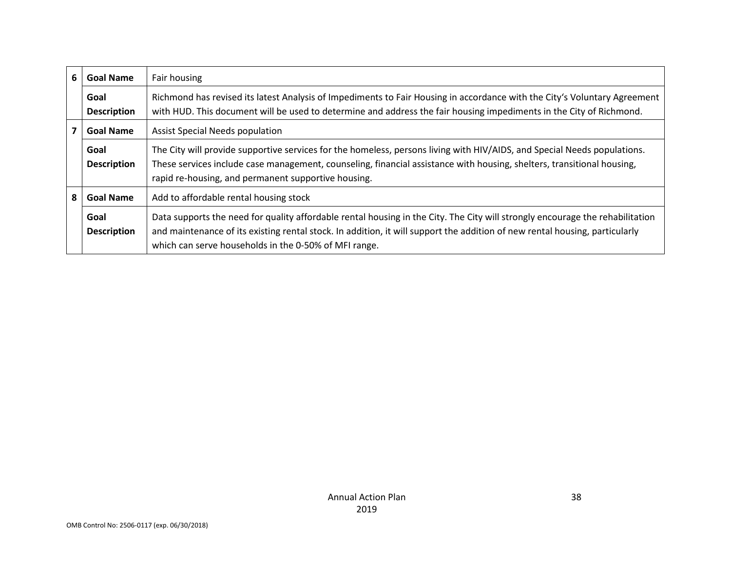| | | |
|---|---|---|
| 6 | **Goal Name** | Fair housing |
| | **Goal Description** | Richmond has revised its latest Analysis of Impediments to Fair Housing in accordance with the City's Voluntary Agreement with HUD. This document will be used to determine and address the fair housing impediments in the City of Richmond. |
| 7 | **Goal Name** | Assist Special Needs population |
| | **Goal Description** | The City will provide supportive services for the homeless, persons living with HIV/AIDS, and Special Needs populations. These services include case management, counseling, financial assistance with housing, shelters, transitional housing, rapid re-housing, and permanent supportive housing. |
| 8 | **Goal Name** | Add to affordable rental housing stock |
| | **Goal Description** | Data supports the need for quality affordable rental housing in the City. The City will strongly encourage the rehabilitation and maintenance of its existing rental stock. In addition, it will support the addition of new rental housing, particularly which can serve households in the 0-50% of MFI range. |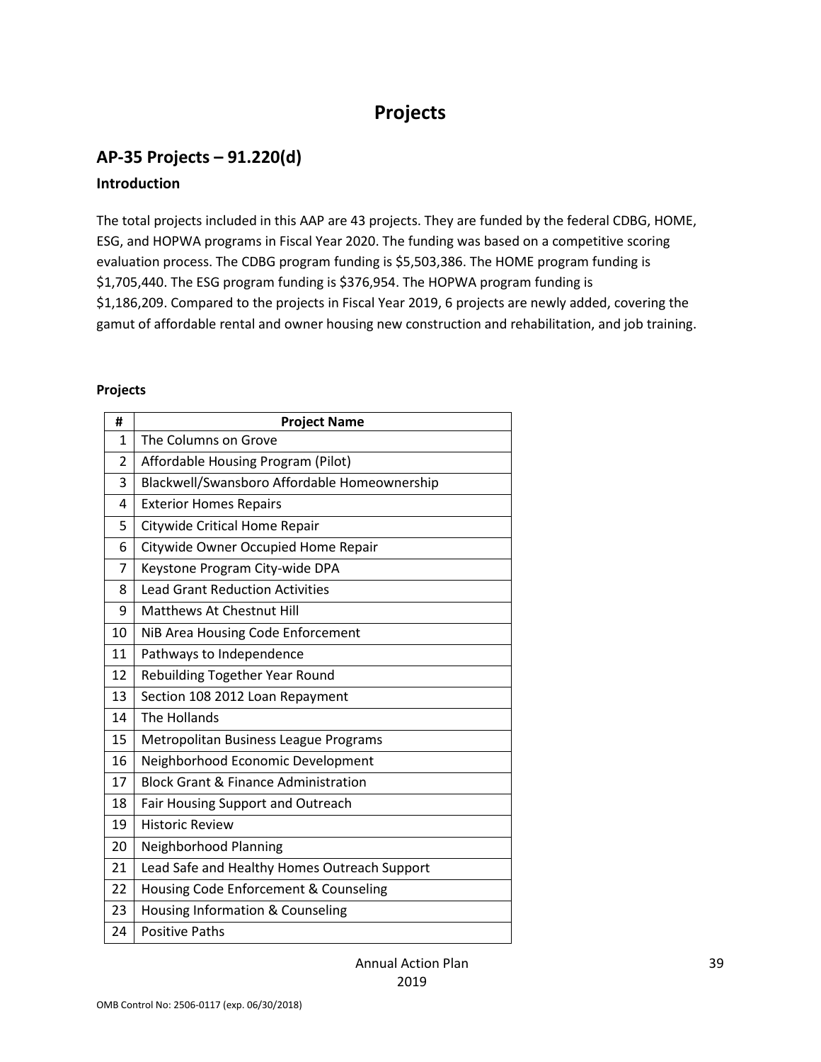# Projects

## AP-35 Projects – 91.220(d)

### Introduction

The total projects included in this AAP are 43 projects. They are funded by the federal CDBG, HOME, ESG, and HOPWA programs in Fiscal Year 2020. The funding was based on a competitive scoring evaluation process. The CDBG program funding is $5,503,386. The HOME program funding is $1,705,440. The ESG program funding is $376,954. The HOPWA program funding is $1,186,209. Compared to the projects in Fiscal Year 2019, 6 projects are newly added, covering the gamut of affordable rental and owner housing new construction and rehabilitation, and job training.

**Projects**

| # | Project Name |
|---|---|
| 1 | The Columns on Grove |
| 2 | Affordable Housing Program (Pilot) |
| 3 | Blackwell/Swansboro Affordable Homeownership |
| 4 | Exterior Homes Repairs |
| 5 | Citywide Critical Home Repair |
| 6 | Citywide Owner Occupied Home Repair |
| 7 | Keystone Program City-wide DPA |
| 8 | Lead Grant Reduction Activities |
| 9 | Matthews At Chestnut Hill |
| 10 | NiB Area Housing Code Enforcement |
| 11 | Pathways to Independence |
| 12 | Rebuilding Together Year Round |
| 13 | Section 108 2012 Loan Repayment |
| 14 | The Hollands |
| 15 | Metropolitan Business League Programs |
| 16 | Neighborhood Economic Development |
| 17 | Block Grant & Finance Administration |
| 18 | Fair Housing Support and Outreach |
| 19 | Historic Review |
| 20 | Neighborhood Planning |
| 21 | Lead Safe and Healthy Homes Outreach Support |
| 22 | Housing Code Enforcement & Counseling |
| 23 | Housing Information & Counseling |
| 24 | Positive Paths |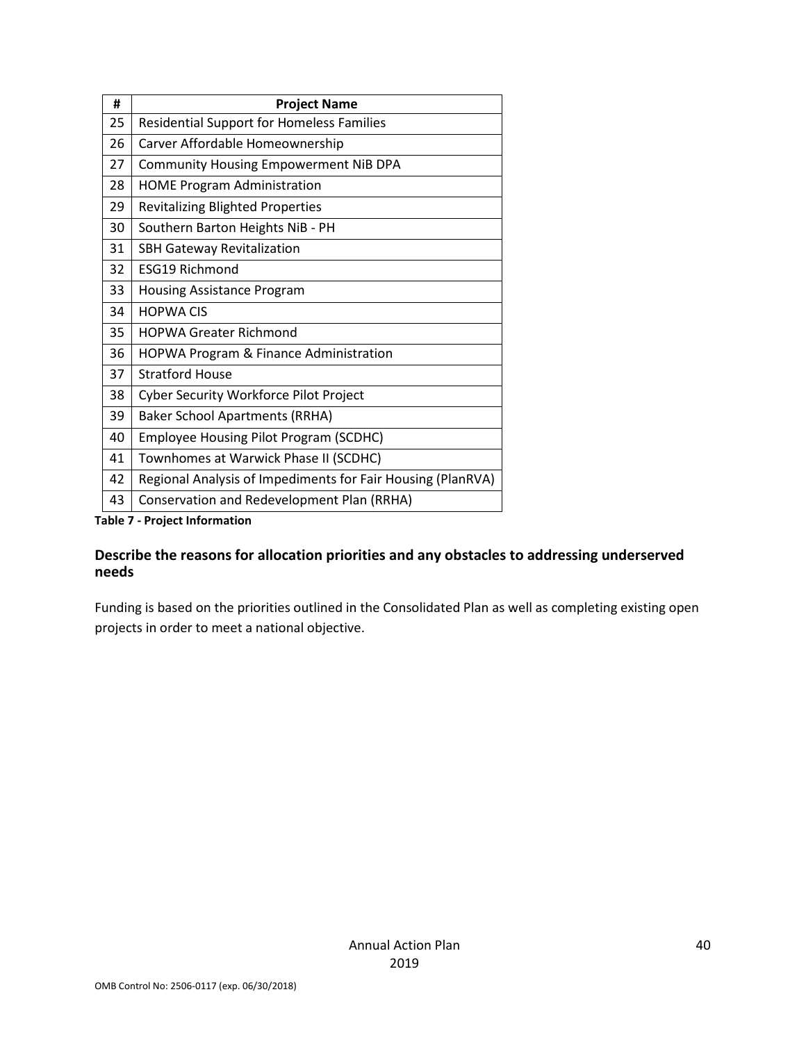| # | Project Name |
|---|---|
| 25 | Residential Support for Homeless Families |
| 26 | Carver Affordable Homeownership |
| 27 | Community Housing Empowerment NiB DPA |
| 28 | HOME Program Administration |
| 29 | Revitalizing Blighted Properties |
| 30 | Southern Barton Heights NiB - PH |
| 31 | SBH Gateway Revitalization |
| 32 | ESG19 Richmond |
| 33 | Housing Assistance Program |
| 34 | HOPWA CIS |
| 35 | HOPWA Greater Richmond |
| 36 | HOPWA Program & Finance Administration |
| 37 | Stratford House |
| 38 | Cyber Security Workforce Pilot Project |
| 39 | Baker School Apartments (RRHA) |
| 40 | Employee Housing Pilot Program (SCDHC) |
| 41 | Townhomes at Warwick Phase II (SCDHC) |
| 42 | Regional Analysis of Impediments for Fair Housing (PlanRVA) |
| 43 | Conservation and Redevelopment Plan (RRHA) |

**Table 7 - Project Information**

### Describe the reasons for allocation priorities and any obstacles to addressing underserved needs

Funding is based on the priorities outlined in the Consolidated Plan as well as completing existing open projects in order to meet a national objective.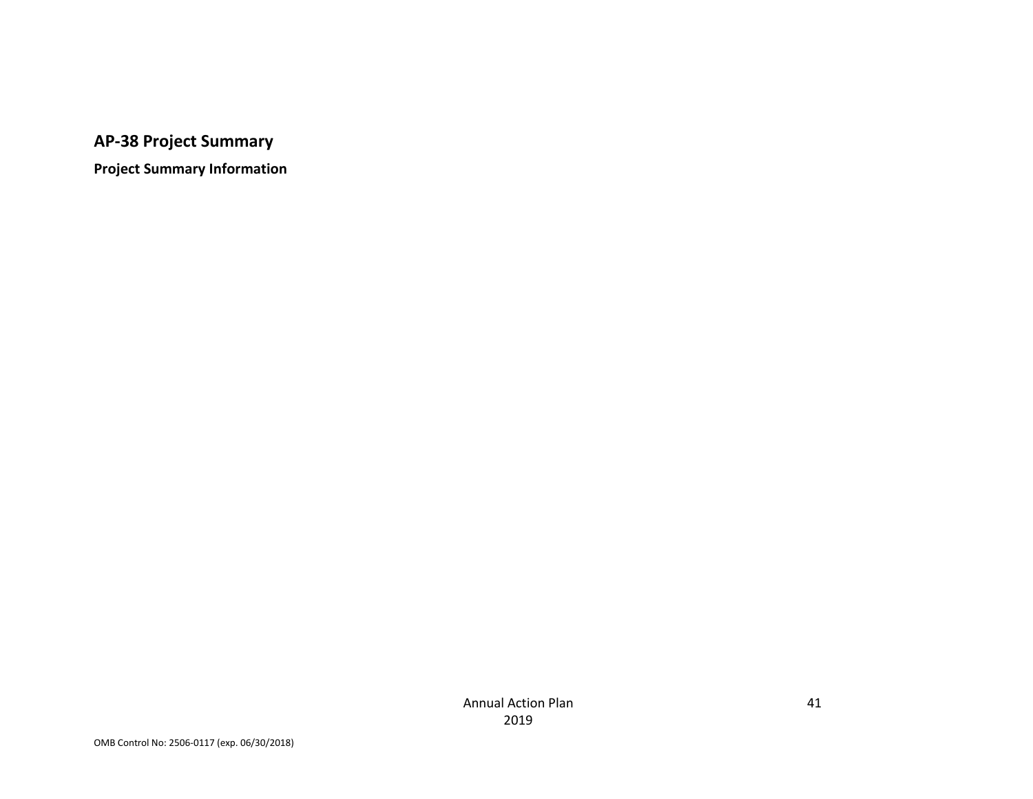## AP-38 Project Summary

**Project Summary Information**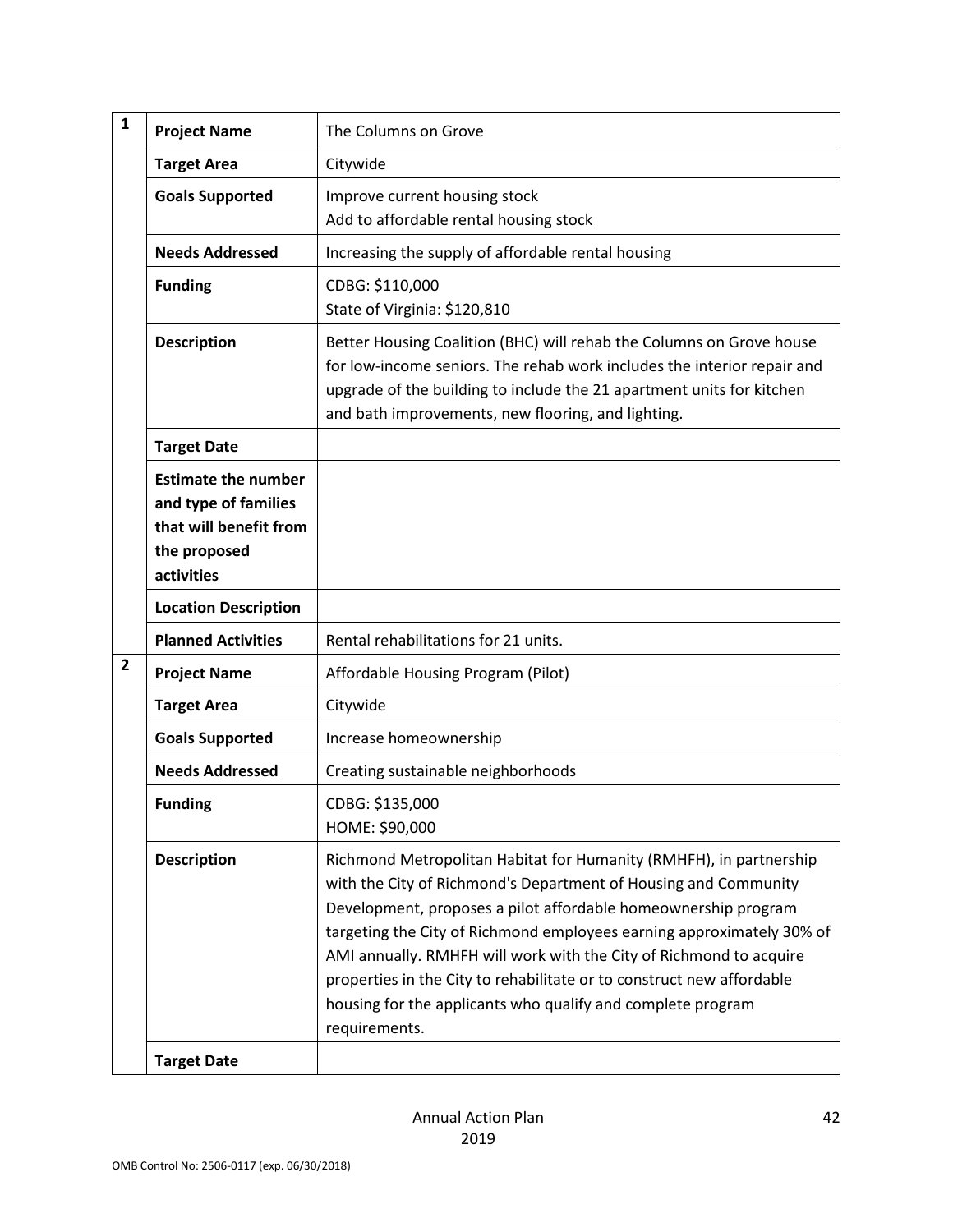| | | |
|---|---|---|
| **1** | **Project Name** | The Columns on Grove |
| | **Target Area** | Citywide |
| | **Goals Supported** | Improve current housing stock<br>Add to affordable rental housing stock |
| | **Needs Addressed** | Increasing the supply of affordable rental housing |
| | **Funding** | CDBG: $110,000<br>State of Virginia: $120,810 |
| | **Description** | Better Housing Coalition (BHC) will rehab the Columns on Grove house for low-income seniors. The rehab work includes the interior repair and upgrade of the building to include the 21 apartment units for kitchen and bath improvements, new flooring, and lighting. |
| | **Target Date** | |
| | **Estimate the number and type of families that will benefit from the proposed activities** | |
| | **Location Description** | |
| | **Planned Activities** | Rental rehabilitations for 21 units. |
| **2** | **Project Name** | Affordable Housing Program (Pilot) |
| | **Target Area** | Citywide |
| | **Goals Supported** | Increase homeownership |
| | **Needs Addressed** | Creating sustainable neighborhoods |
| | **Funding** | CDBG: $135,000<br>HOME: $90,000 |
| | **Description** | Richmond Metropolitan Habitat for Humanity (RMHFH), in partnership with the City of Richmond's Department of Housing and Community Development, proposes a pilot affordable homeownership program targeting the City of Richmond employees earning approximately 30% of AMI annually. RMHFH will work with the City of Richmond to acquire properties in the City to rehabilitate or to construct new affordable housing for the applicants who qualify and complete program requirements. |
| | **Target Date** | |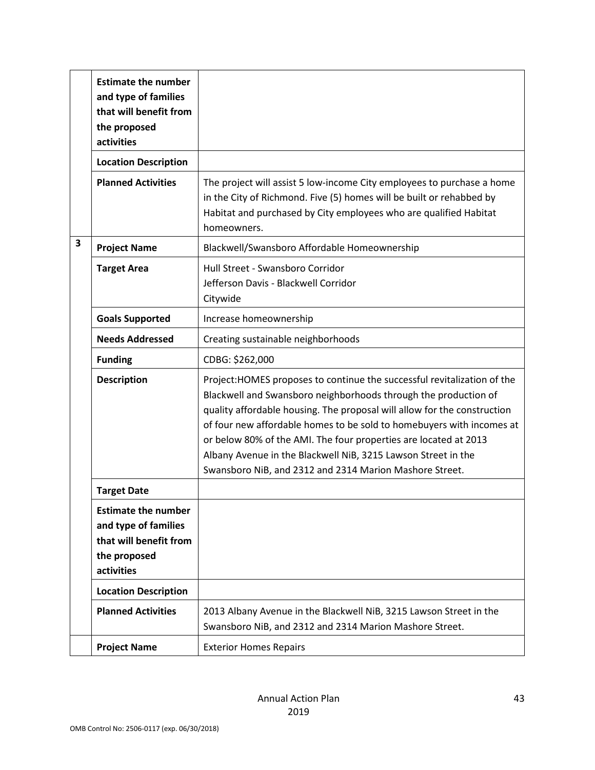| | | |
|---|---|---|
| | **Estimate the number and type of families that will benefit from the proposed activities** | |
| | **Location Description** | |
| | **Planned Activities** | The project will assist 5 low-income City employees to purchase a home in the City of Richmond. Five (5) homes will be built or rehabbed by Habitat and purchased by City employees who are qualified Habitat homeowners. |
| **3** | **Project Name** | Blackwell/Swansboro Affordable Homeownership |
| | **Target Area** | Hull Street - Swansboro Corridor<br>Jefferson Davis - Blackwell Corridor<br>Citywide |
| | **Goals Supported** | Increase homeownership |
| | **Needs Addressed** | Creating sustainable neighborhoods |
| | **Funding** | CDBG: $262,000 |
| | **Description** | Project:HOMES proposes to continue the successful revitalization of the Blackwell and Swansboro neighborhoods through the production of quality affordable housing. The proposal will allow for the construction of four new affordable homes to be sold to homebuyers with incomes at or below 80% of the AMI. The four properties are located at 2013 Albany Avenue in the Blackwell NiB, 3215 Lawson Street in the Swansboro NiB, and 2312 and 2314 Marion Mashore Street. |
| | **Target Date** | |
| | **Estimate the number and type of families that will benefit from the proposed activities** | |
| | **Location Description** | |
| | **Planned Activities** | 2013 Albany Avenue in the Blackwell NiB, 3215 Lawson Street in the Swansboro NiB, and 2312 and 2314 Marion Mashore Street. |
| | **Project Name** | Exterior Homes Repairs |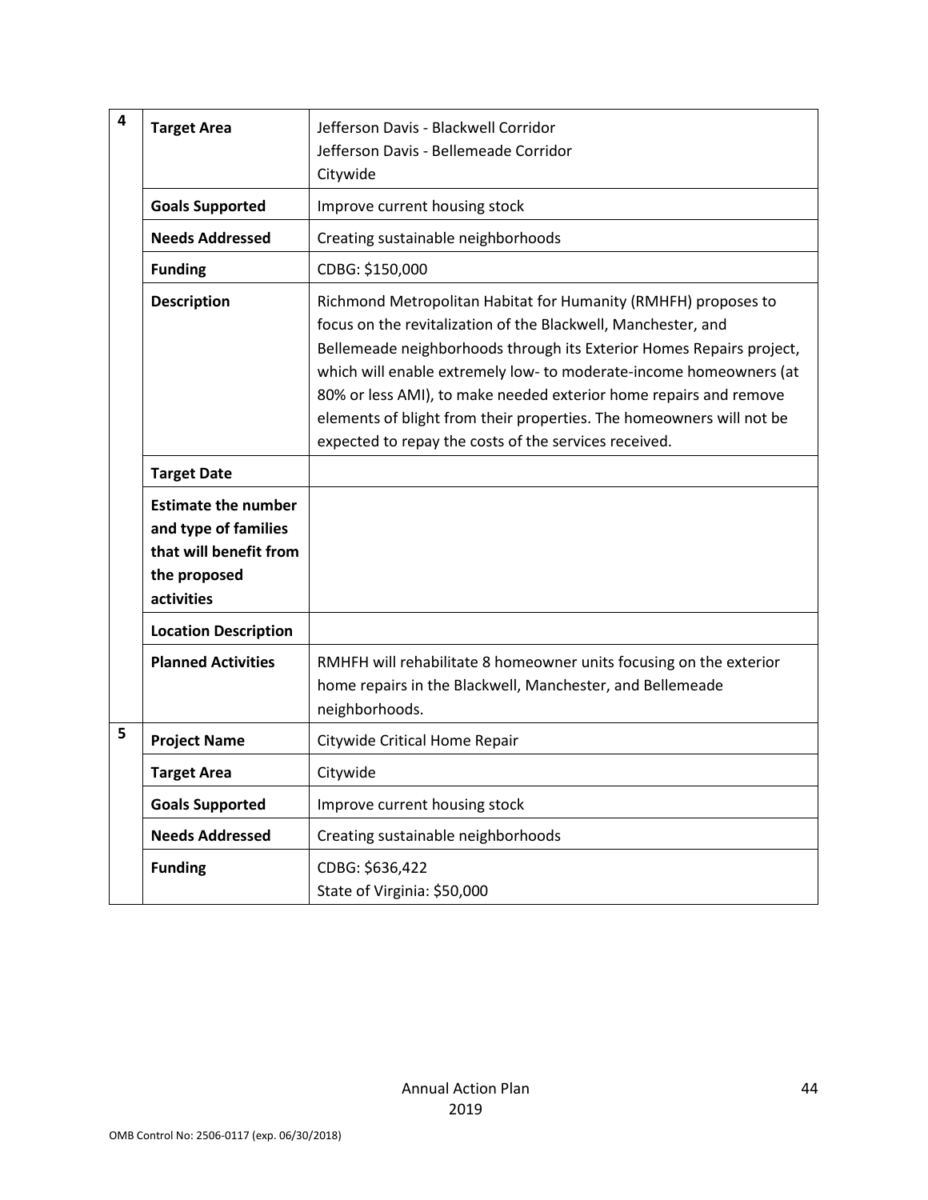| | | |
|---|---|---|
| 4 | **Target Area** | Jefferson Davis - Blackwell Corridor<br>Jefferson Davis - Bellemeade Corridor<br>Citywide |
| | **Goals Supported** | Improve current housing stock |
| | **Needs Addressed** | Creating sustainable neighborhoods |
| | **Funding** | CDBG: $150,000 |
| | **Description** | Richmond Metropolitan Habitat for Humanity (RMHFH) proposes to focus on the revitalization of the Blackwell, Manchester, and Bellemeade neighborhoods through its Exterior Homes Repairs project, which will enable extremely low- to moderate-income homeowners (at 80% or less AMI), to make needed exterior home repairs and remove elements of blight from their properties. The homeowners will not be expected to repay the costs of the services received. |
| | **Target Date** | |
| | **Estimate the number and type of families that will benefit from the proposed activities** | |
| | **Location Description** | |
| | **Planned Activities** | RMHFH will rehabilitate 8 homeowner units focusing on the exterior home repairs in the Blackwell, Manchester, and Bellemeade neighborhoods. |
| 5 | **Project Name** | Citywide Critical Home Repair |
| | **Target Area** | Citywide |
| | **Goals Supported** | Improve current housing stock |
| | **Needs Addressed** | Creating sustainable neighborhoods |
| | **Funding** | CDBG: $636,422<br>State of Virginia: $50,000 |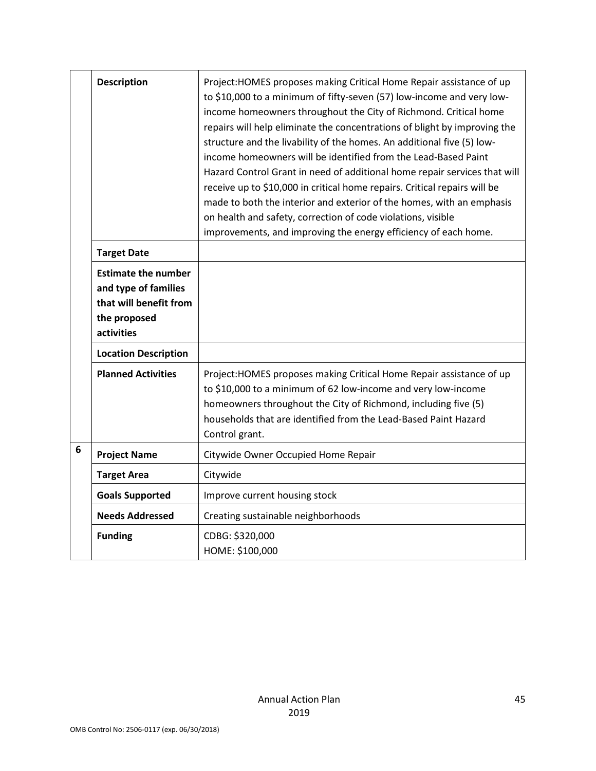| | | |
|---|---|---|
| | **Description** | Project:HOMES proposes making Critical Home Repair assistance of up to $10,000 to a minimum of fifty-seven (57) low-income and very low-income homeowners throughout the City of Richmond. Critical home repairs will help eliminate the concentrations of blight by improving the structure and the livability of the homes. An additional five (5) low-income homeowners will be identified from the Lead-Based Paint Hazard Control Grant in need of additional home repair services that will receive up to $10,000 in critical home repairs. Critical repairs will be made to both the interior and exterior of the homes, with an emphasis on health and safety, correction of code violations, visible improvements, and improving the energy efficiency of each home. |
| | **Target Date** | |
| | **Estimate the number and type of families that will benefit from the proposed activities** | |
| | **Location Description** | |
| | **Planned Activities** | Project:HOMES proposes making Critical Home Repair assistance of up to $10,000 to a minimum of 62 low-income and very low-income homeowners throughout the City of Richmond, including five (5) households that are identified from the Lead-Based Paint Hazard Control grant. |
| 6 | **Project Name** | Citywide Owner Occupied Home Repair |
| | **Target Area** | Citywide |
| | **Goals Supported** | Improve current housing stock |
| | **Needs Addressed** | Creating sustainable neighborhoods |
| | **Funding** | CDBG: $320,000<br>HOME: $100,000 |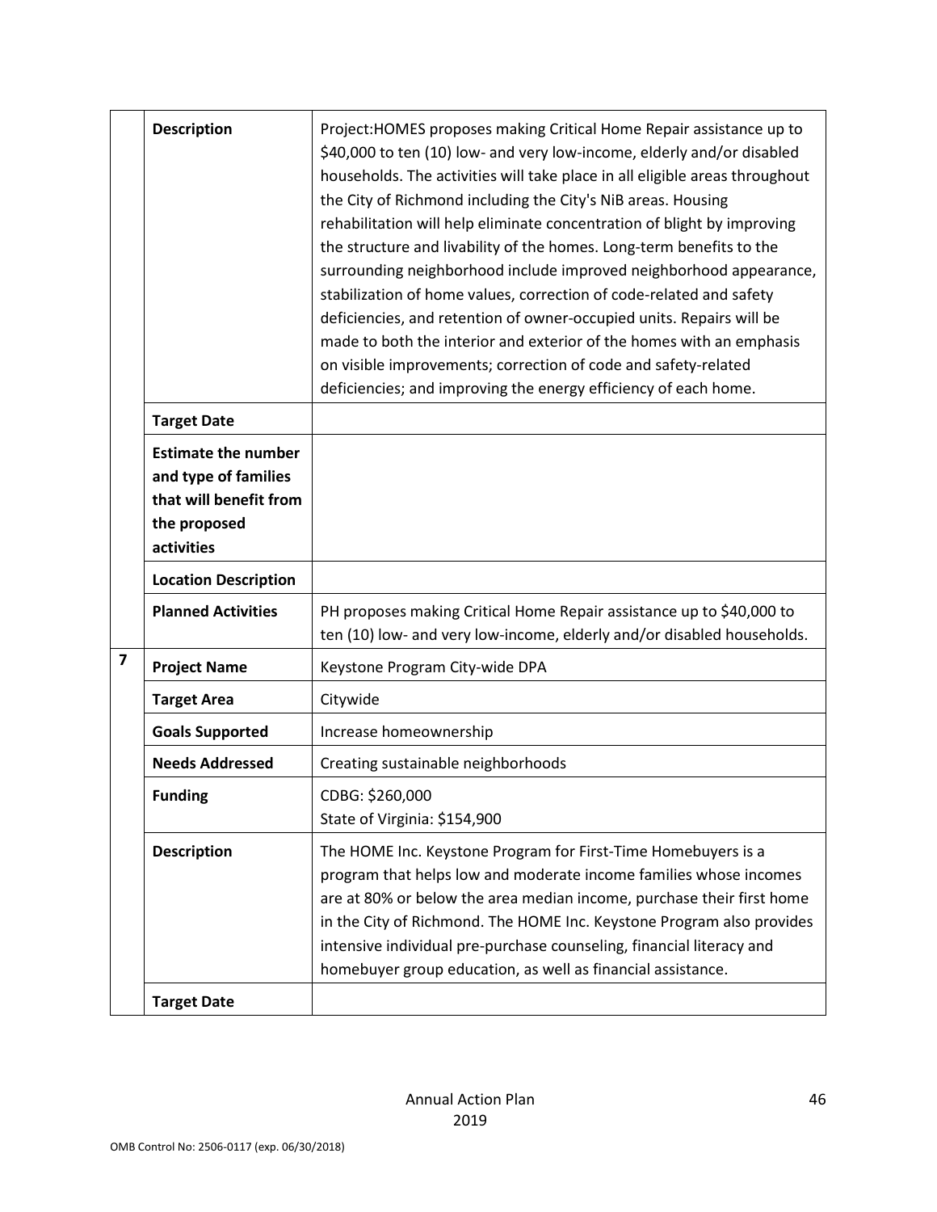| | | |
|---|---|---|
| | **Description** | Project:HOMES proposes making Critical Home Repair assistance up to $40,000 to ten (10) low- and very low-income, elderly and/or disabled households. The activities will take place in all eligible areas throughout the City of Richmond including the City's NiB areas. Housing rehabilitation will help eliminate concentration of blight by improving the structure and livability of the homes. Long-term benefits to the surrounding neighborhood include improved neighborhood appearance, stabilization of home values, correction of code-related and safety deficiencies, and retention of owner-occupied units. Repairs will be made to both the interior and exterior of the homes with an emphasis on visible improvements; correction of code and safety-related deficiencies; and improving the energy efficiency of each home. |
| | **Target Date** | |
| | **Estimate the number and type of families that will benefit from the proposed activities** | |
| | **Location Description** | |
| | **Planned Activities** | PH proposes making Critical Home Repair assistance up to $40,000 to ten (10) low- and very low-income, elderly and/or disabled households. |
| **7** | **Project Name** | Keystone Program City-wide DPA |
| | **Target Area** | Citywide |
| | **Goals Supported** | Increase homeownership |
| | **Needs Addressed** | Creating sustainable neighborhoods |
| | **Funding** | CDBG: $260,000<br>State of Virginia: $154,900 |
| | **Description** | The HOME Inc. Keystone Program for First-Time Homebuyers is a program that helps low and moderate income families whose incomes are at 80% or below the area median income, purchase their first home in the City of Richmond. The HOME Inc. Keystone Program also provides intensive individual pre-purchase counseling, financial literacy and homebuyer group education, as well as financial assistance. |
| | **Target Date** | |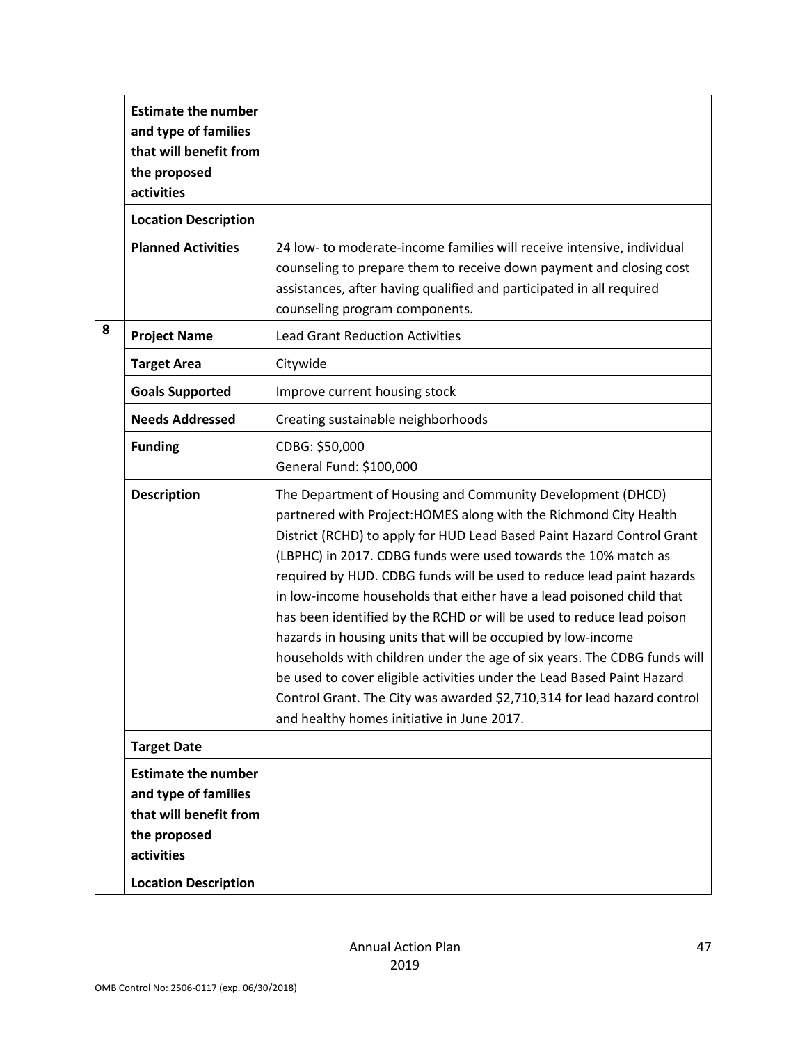| | | |
|---|---|---|
| | **Estimate the number and type of families that will benefit from the proposed activities** | |
| | **Location Description** | |
| | **Planned Activities** | 24 low- to moderate-income families will receive intensive, individual counseling to prepare them to receive down payment and closing cost assistances, after having qualified and participated in all required counseling program components. |
| **8** | **Project Name** | Lead Grant Reduction Activities |
| | **Target Area** | Citywide |
| | **Goals Supported** | Improve current housing stock |
| | **Needs Addressed** | Creating sustainable neighborhoods |
| | **Funding** | CDBG: $50,000<br>General Fund: $100,000 |
| | **Description** | The Department of Housing and Community Development (DHCD) partnered with Project:HOMES along with the Richmond City Health District (RCHD) to apply for HUD Lead Based Paint Hazard Control Grant (LBPHC) in 2017. CDBG funds were used towards the 10% match as required by HUD. CDBG funds will be used to reduce lead paint hazards in low-income households that either have a lead poisoned child that has been identified by the RCHD or will be used to reduce lead poison hazards in housing units that will be occupied by low-income households with children under the age of six years. The CDBG funds will be used to cover eligible activities under the Lead Based Paint Hazard Control Grant. The City was awarded $2,710,314 for lead hazard control and healthy homes initiative in June 2017. |
| | **Target Date** | |
| | **Estimate the number and type of families that will benefit from the proposed activities** | |
| | **Location Description** | |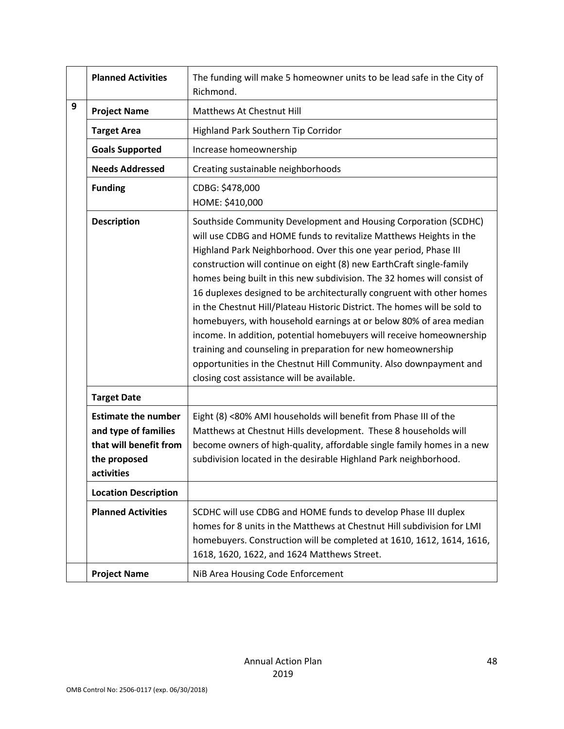| | | |
|---|---|---|
| | **Planned Activities** | The funding will make 5 homeowner units to be lead safe in the City of Richmond. |
| **9** | **Project Name** | Matthews At Chestnut Hill |
| | **Target Area** | Highland Park Southern Tip Corridor |
| | **Goals Supported** | Increase homeownership |
| | **Needs Addressed** | Creating sustainable neighborhoods |
| | **Funding** | CDBG: $478,000<br>HOME: $410,000 |
| | **Description** | Southside Community Development and Housing Corporation (SCDHC) will use CDBG and HOME funds to revitalize Matthews Heights in the Highland Park Neighborhood. Over this one year period, Phase III construction will continue on eight (8) new EarthCraft single-family homes being built in this new subdivision. The 32 homes will consist of 16 duplexes designed to be architecturally congruent with other homes in the Chestnut Hill/Plateau Historic District. The homes will be sold to homebuyers, with household earnings at or below 80% of area median income. In addition, potential homebuyers will receive homeownership training and counseling in preparation for new homeownership opportunities in the Chestnut Hill Community. Also downpayment and closing cost assistance will be available. |
| | **Target Date** | |
| | **Estimate the number and type of families that will benefit from the proposed activities** | Eight (8) <80% AMI households will benefit from Phase III of the Matthews at Chestnut Hills development. These 8 households will become owners of high-quality, affordable single family homes in a new subdivision located in the desirable Highland Park neighborhood. |
| | **Location Description** | |
| | **Planned Activities** | SCDHC will use CDBG and HOME funds to develop Phase III duplex homes for 8 units in the Matthews at Chestnut Hill subdivision for LMI homebuyers. Construction will be completed at 1610, 1612, 1614, 1616, 1618, 1620, 1622, and 1624 Matthews Street. |
| | **Project Name** | NiB Area Housing Code Enforcement |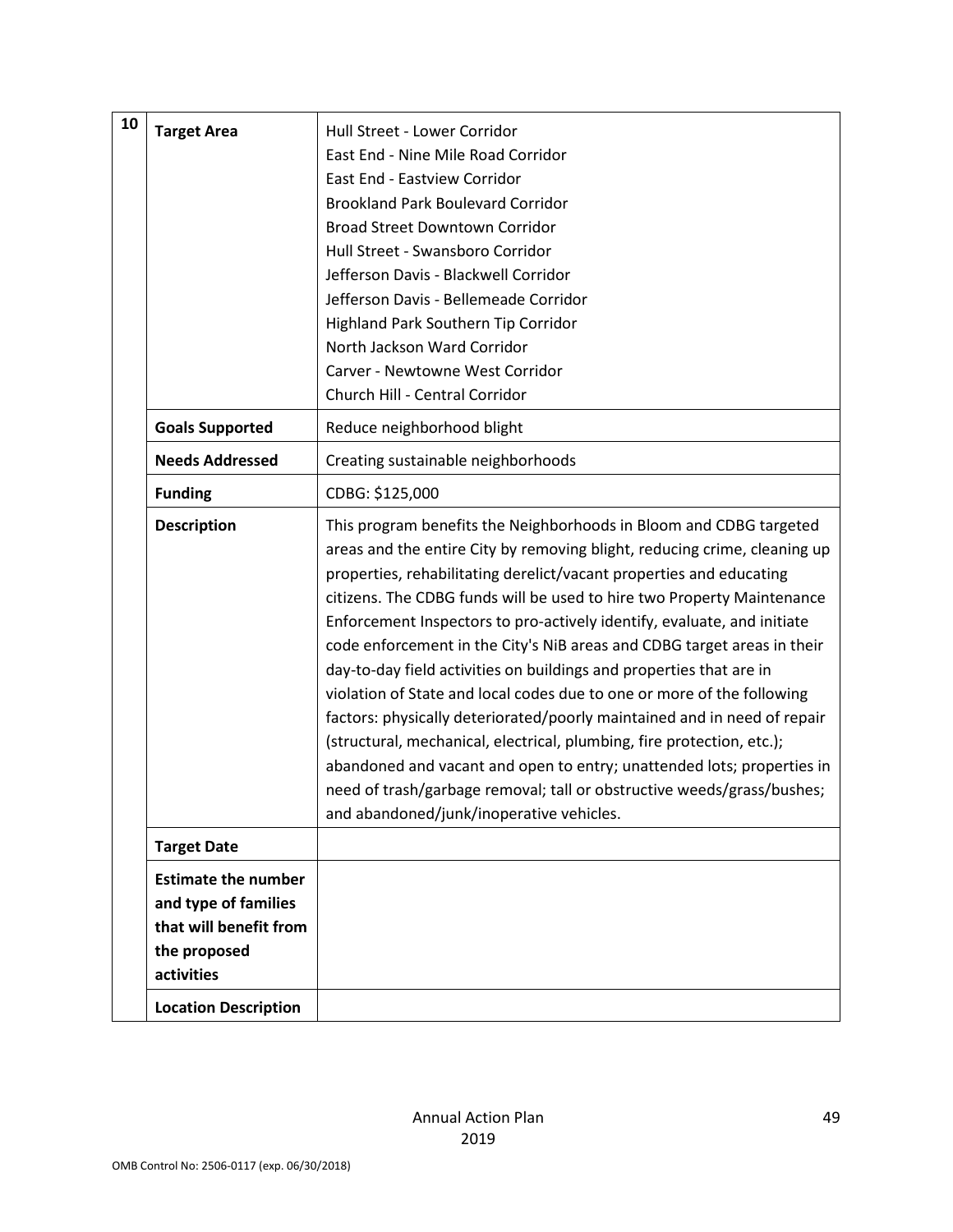| 10 | | |
|---|---|---|
| | **Target Area** | Hull Street - Lower Corridor<br>East End - Nine Mile Road Corridor<br>East End - Eastview Corridor<br>Brookland Park Boulevard Corridor<br>Broad Street Downtown Corridor<br>Hull Street - Swansboro Corridor<br>Jefferson Davis - Blackwell Corridor<br>Jefferson Davis - Bellemeade Corridor<br>Highland Park Southern Tip Corridor<br>North Jackson Ward Corridor<br>Carver - Newtowne West Corridor<br>Church Hill - Central Corridor |
| | **Goals Supported** | Reduce neighborhood blight |
| | **Needs Addressed** | Creating sustainable neighborhoods |
| | **Funding** | CDBG: $125,000 |
| | **Description** | This program benefits the Neighborhoods in Bloom and CDBG targeted areas and the entire City by removing blight, reducing crime, cleaning up properties, rehabilitating derelict/vacant properties and educating citizens. The CDBG funds will be used to hire two Property Maintenance Enforcement Inspectors to pro-actively identify, evaluate, and initiate code enforcement in the City's NiB areas and CDBG target areas in their day-to-day field activities on buildings and properties that are in violation of State and local codes due to one or more of the following factors: physically deteriorated/poorly maintained and in need of repair (structural, mechanical, electrical, plumbing, fire protection, etc.); abandoned and vacant and open to entry; unattended lots; properties in need of trash/garbage removal; tall or obstructive weeds/grass/bushes; and abandoned/junk/inoperative vehicles. |
| | **Target Date** | |
| | **Estimate the number and type of families that will benefit from the proposed activities** | |
| | **Location Description** | |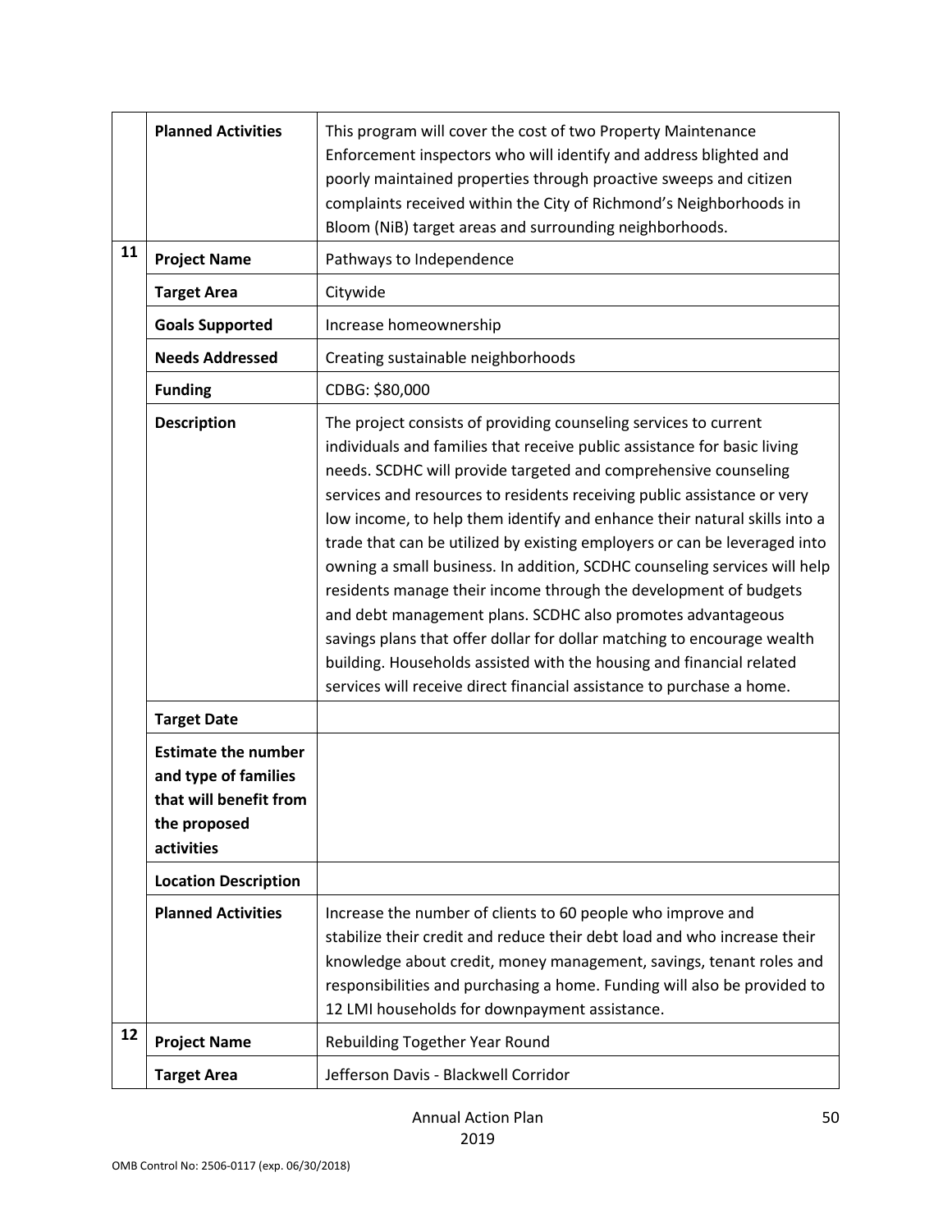| | | |
|---|---|---|
| | **Planned Activities** | This program will cover the cost of two Property Maintenance Enforcement inspectors who will identify and address blighted and poorly maintained properties through proactive sweeps and citizen complaints received within the City of Richmond's Neighborhoods in Bloom (NiB) target areas and surrounding neighborhoods. |
| **11** | **Project Name** | Pathways to Independence |
| | **Target Area** | Citywide |
| | **Goals Supported** | Increase homeownership |
| | **Needs Addressed** | Creating sustainable neighborhoods |
| | **Funding** | CDBG: $80,000 |
| | **Description** | The project consists of providing counseling services to current individuals and families that receive public assistance for basic living needs. SCDHC will provide targeted and comprehensive counseling services and resources to residents receiving public assistance or very low income, to help them identify and enhance their natural skills into a trade that can be utilized by existing employers or can be leveraged into owning a small business. In addition, SCDHC counseling services will help residents manage their income through the development of budgets and debt management plans. SCDHC also promotes advantageous savings plans that offer dollar for dollar matching to encourage wealth building. Households assisted with the housing and financial related services will receive direct financial assistance to purchase a home. |
| | **Target Date** | |
| | **Estimate the number and type of families that will benefit from the proposed activities** | |
| | **Location Description** | |
| | **Planned Activities** | Increase the number of clients to 60 people who improve and stabilize their credit and reduce their debt load and who increase their knowledge about credit, money management, savings, tenant roles and responsibilities and purchasing a home. Funding will also be provided to 12 LMI households for downpayment assistance. |
| **12** | **Project Name** | Rebuilding Together Year Round |
| | **Target Area** | Jefferson Davis - Blackwell Corridor |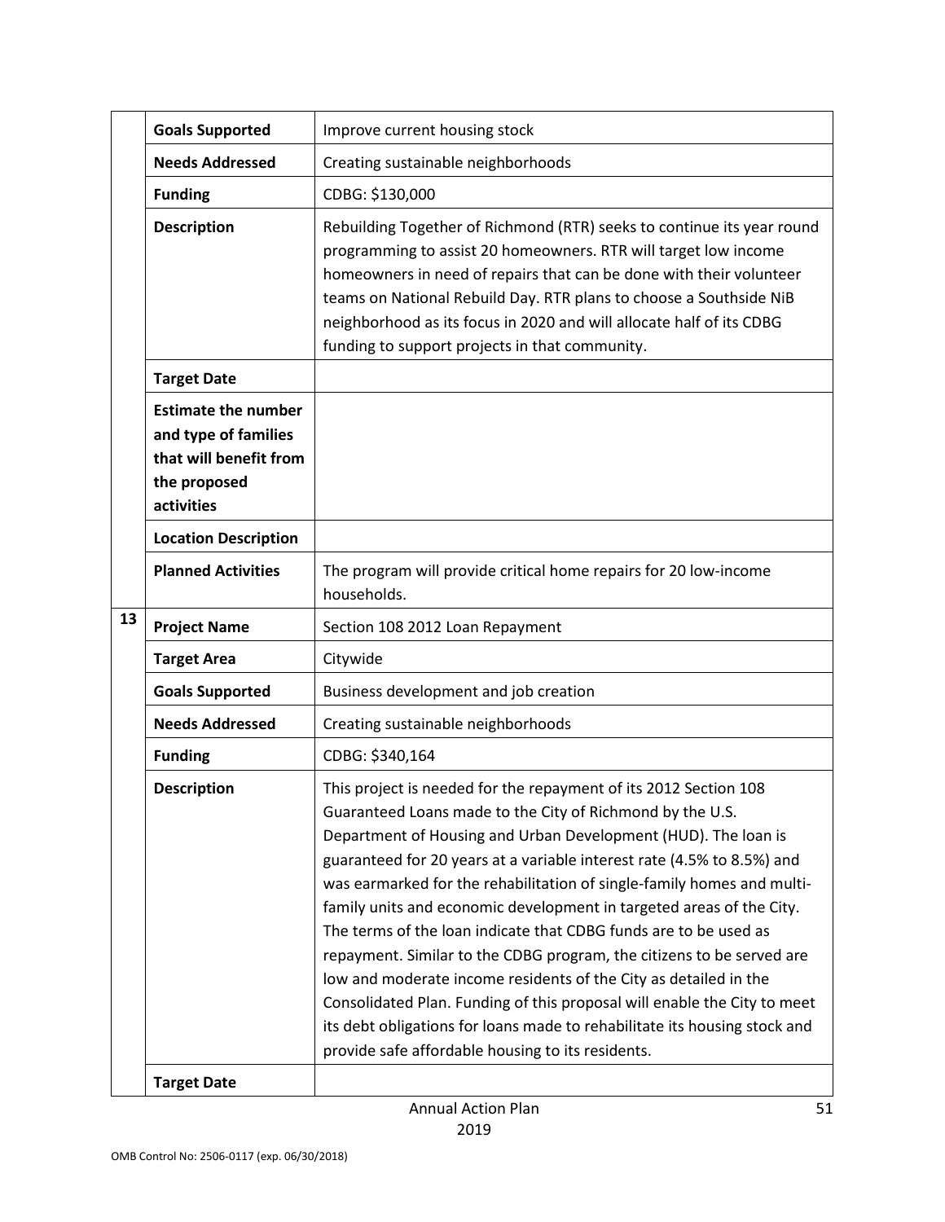| | | |
|---|---|---|
| | **Goals Supported** | Improve current housing stock |
| | **Needs Addressed** | Creating sustainable neighborhoods |
| | **Funding** | CDBG: $130,000 |
| | **Description** | Rebuilding Together of Richmond (RTR) seeks to continue its year round programming to assist 20 homeowners. RTR will target low income homeowners in need of repairs that can be done with their volunteer teams on National Rebuild Day. RTR plans to choose a Southside NiB neighborhood as its focus in 2020 and will allocate half of its CDBG funding to support projects in that community. |
| | **Target Date** | |
| | **Estimate the number and type of families that will benefit from the proposed activities** | |
| | **Location Description** | |
| | **Planned Activities** | The program will provide critical home repairs for 20 low-income households. |
| **13** | **Project Name** | Section 108 2012 Loan Repayment |
| | **Target Area** | Citywide |
| | **Goals Supported** | Business development and job creation |
| | **Needs Addressed** | Creating sustainable neighborhoods |
| | **Funding** | CDBG: $340,164 |
| | **Description** | This project is needed for the repayment of its 2012 Section 108 Guaranteed Loans made to the City of Richmond by the U.S. Department of Housing and Urban Development (HUD). The loan is guaranteed for 20 years at a variable interest rate (4.5% to 8.5%) and was earmarked for the rehabilitation of single-family homes and multi-family units and economic development in targeted areas of the City. The terms of the loan indicate that CDBG funds are to be used as repayment. Similar to the CDBG program, the citizens to be served are low and moderate income residents of the City as detailed in the Consolidated Plan. Funding of this proposal will enable the City to meet its debt obligations for loans made to rehabilitate its housing stock and provide safe affordable housing to its residents. |
| | **Target Date** | |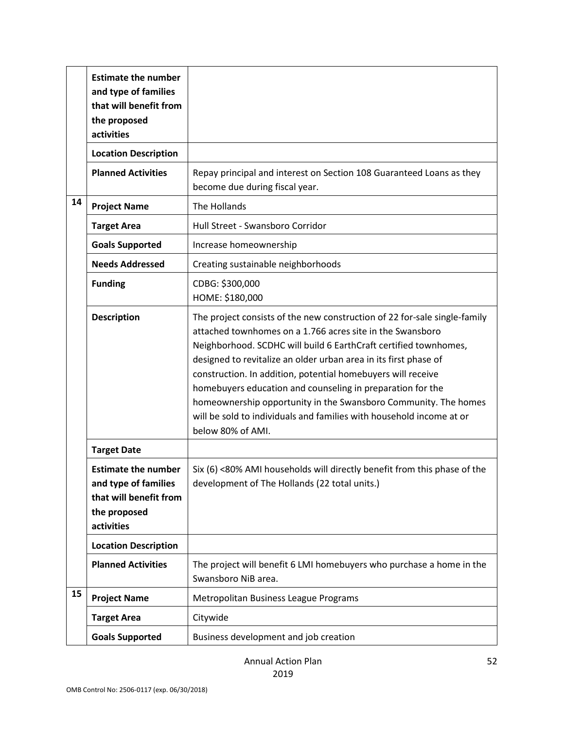| | | |
|---|---|---|
| | **Estimate the number and type of families that will benefit from the proposed activities** | |
| | **Location Description** | |
| | **Planned Activities** | Repay principal and interest on Section 108 Guaranteed Loans as they become due during fiscal year. |
| **14** | **Project Name** | The Hollands |
| | **Target Area** | Hull Street - Swansboro Corridor |
| | **Goals Supported** | Increase homeownership |
| | **Needs Addressed** | Creating sustainable neighborhoods |
| | **Funding** | CDBG: $300,000<br>HOME: $180,000 |
| | **Description** | The project consists of the new construction of 22 for-sale single-family attached townhomes on a 1.766 acres site in the Swansboro Neighborhood. SCDHC will build 6 EarthCraft certified townhomes, designed to revitalize an older urban area in its first phase of construction. In addition, potential homebuyers will receive homebuyers education and counseling in preparation for the homeownership opportunity in the Swansboro Community. The homes will be sold to individuals and families with household income at or below 80% of AMI. |
| | **Target Date** | |
| | **Estimate the number and type of families that will benefit from the proposed activities** | Six (6) <80% AMI households will directly benefit from this phase of the development of The Hollands (22 total units.) |
| | **Location Description** | |
| | **Planned Activities** | The project will benefit 6 LMI homebuyers who purchase a home in the Swansboro NiB area. |
| **15** | **Project Name** | Metropolitan Business League Programs |
| | **Target Area** | Citywide |
| | **Goals Supported** | Business development and job creation |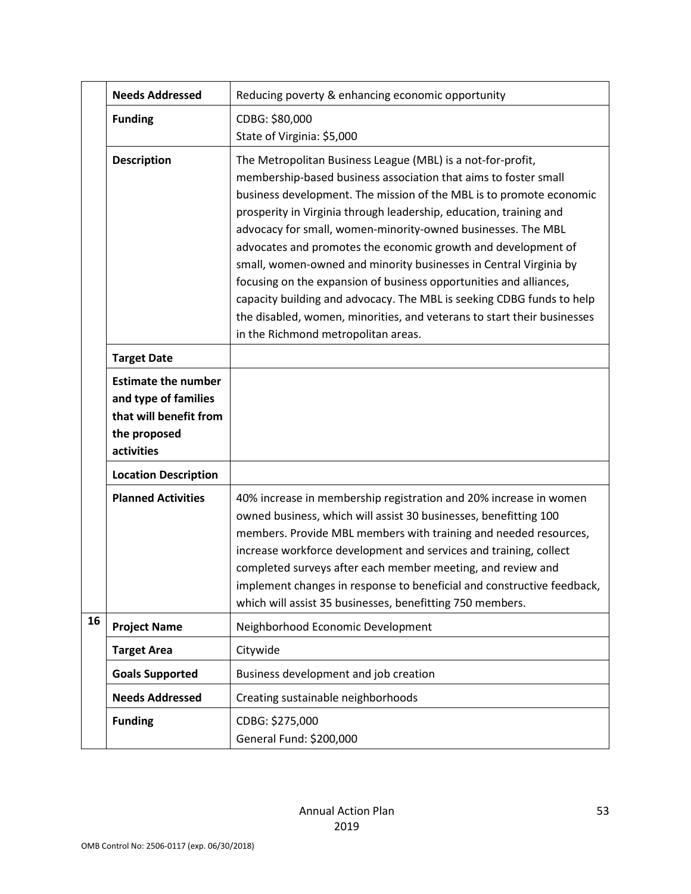| | | |
|---|---|---|
| | **Needs Addressed** | Reducing poverty & enhancing economic opportunity |
| | **Funding** | CDBG: $80,000<br>State of Virginia: $5,000 |
| | **Description** | The Metropolitan Business League (MBL) is a not-for-profit, membership-based business association that aims to foster small business development. The mission of the MBL is to promote economic prosperity in Virginia through leadership, education, training and advocacy for small, women-minority-owned businesses. The MBL advocates and promotes the economic growth and development of small, women-owned and minority businesses in Central Virginia by focusing on the expansion of business opportunities and alliances, capacity building and advocacy. The MBL is seeking CDBG funds to help the disabled, women, minorities, and veterans to start their businesses in the Richmond metropolitan areas. |
| | **Target Date** | |
| | **Estimate the number and type of families that will benefit from the proposed activities** | |
| | **Location Description** | |
| | **Planned Activities** | 40% increase in membership registration and 20% increase in women owned business, which will assist 30 businesses, benefitting 100 members. Provide MBL members with training and needed resources, increase workforce development and services and training, collect completed surveys after each member meeting, and review and implement changes in response to beneficial and constructive feedback, which will assist 35 businesses, benefitting 750 members. |
| 16 | **Project Name** | Neighborhood Economic Development |
| | **Target Area** | Citywide |
| | **Goals Supported** | Business development and job creation |
| | **Needs Addressed** | Creating sustainable neighborhoods |
| | **Funding** | CDBG: $275,000<br>General Fund: $200,000 |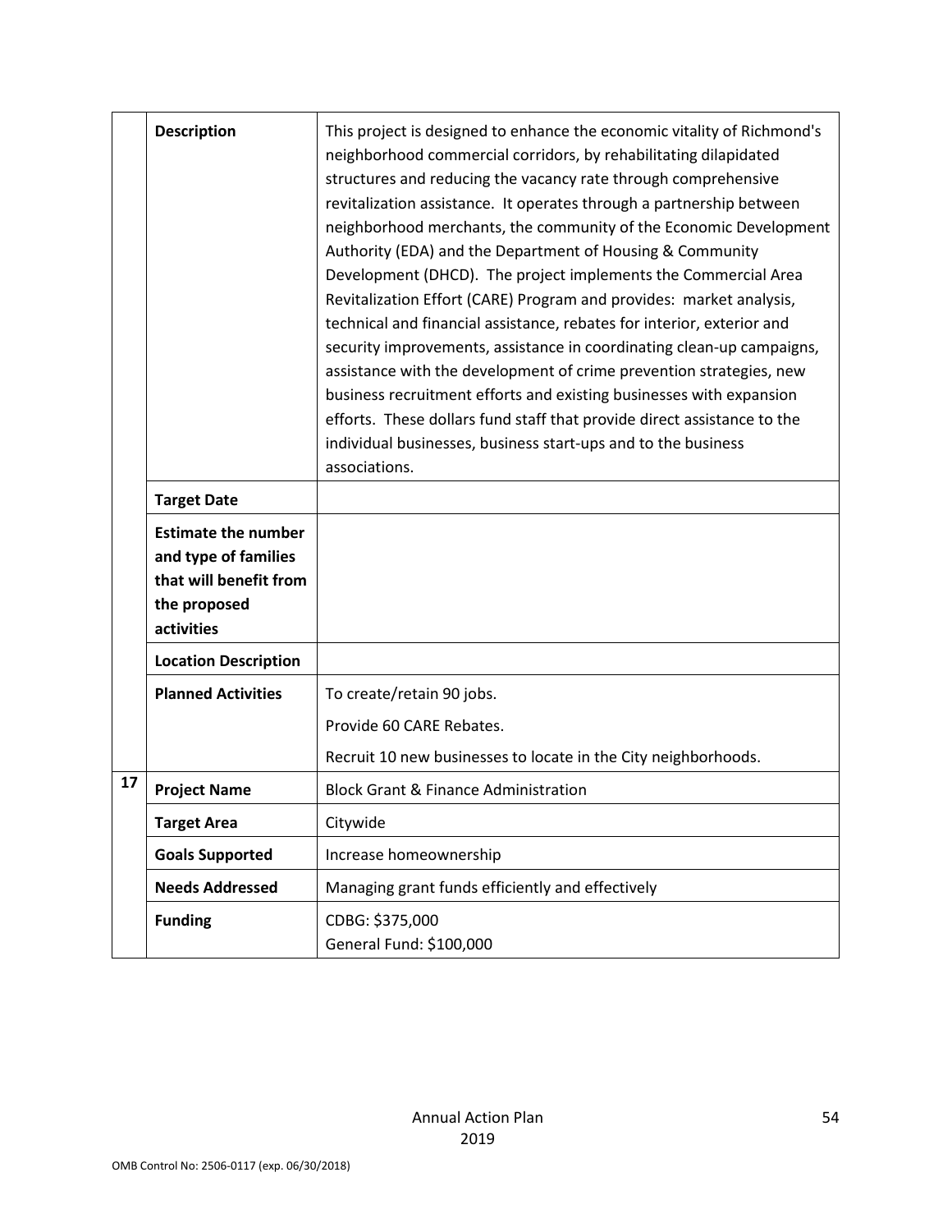| | | |
|---|---|---|
| | **Description** | This project is designed to enhance the economic vitality of Richmond's neighborhood commercial corridors, by rehabilitating dilapidated structures and reducing the vacancy rate through comprehensive revitalization assistance. It operates through a partnership between neighborhood merchants, the community of the Economic Development Authority (EDA) and the Department of Housing & Community Development (DHCD). The project implements the Commercial Area Revitalization Effort (CARE) Program and provides: market analysis, technical and financial assistance, rebates for interior, exterior and security improvements, assistance in coordinating clean-up campaigns, assistance with the development of crime prevention strategies, new business recruitment efforts and existing businesses with expansion efforts. These dollars fund staff that provide direct assistance to the individual businesses, business start-ups and to the business associations. |
| | **Target Date** | |
| | **Estimate the number and type of families that will benefit from the proposed activities** | |
| | **Location Description** | |
| | **Planned Activities** | To create/retain 90 jobs.<br>Provide 60 CARE Rebates.<br>Recruit 10 new businesses to locate in the City neighborhoods. |
| 17 | **Project Name** | Block Grant & Finance Administration |
| | **Target Area** | Citywide |
| | **Goals Supported** | Increase homeownership |
| | **Needs Addressed** | Managing grant funds efficiently and effectively |
| | **Funding** | CDBG: $375,000<br>General Fund: $100,000 |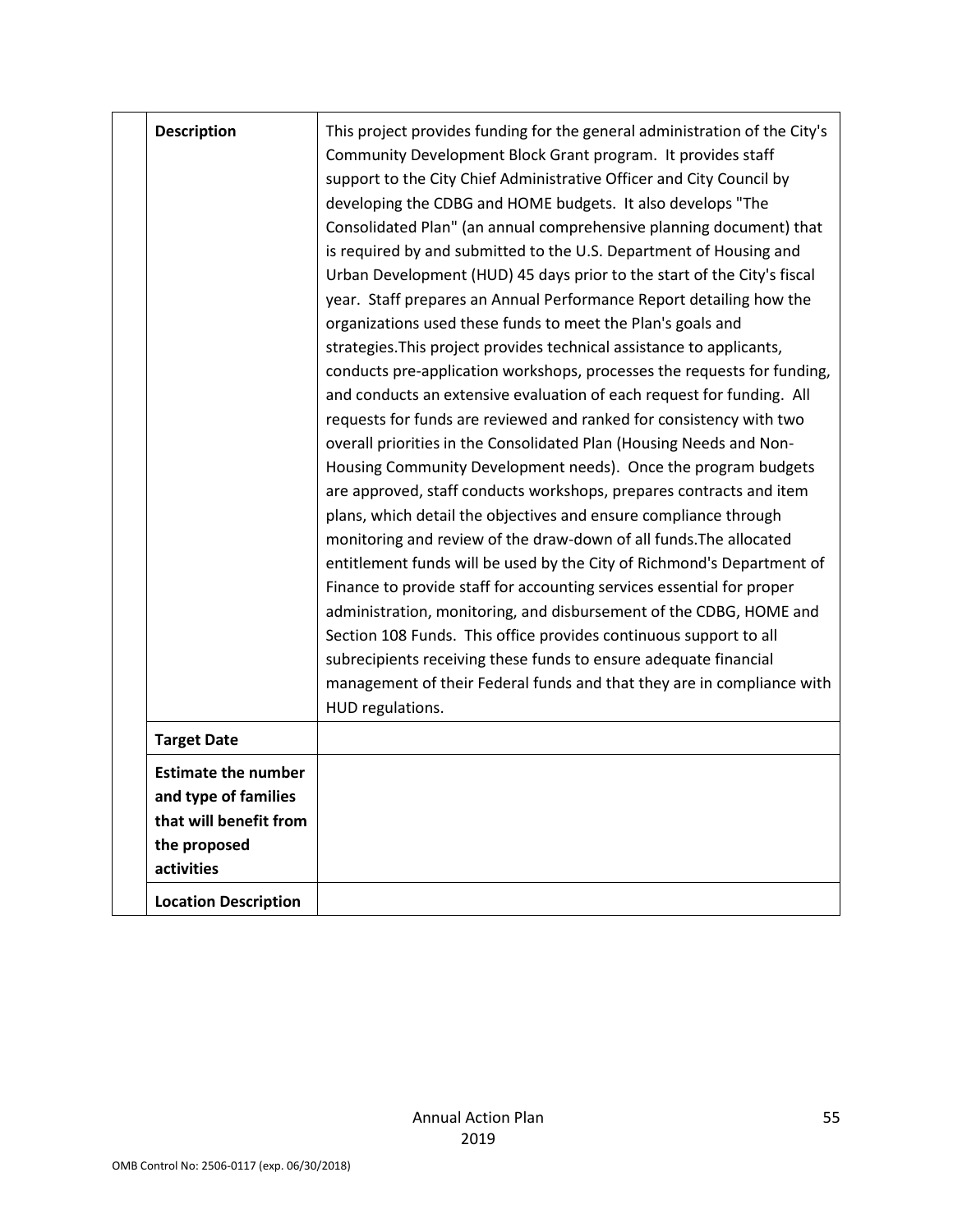| | | |
|---|---|---|
| | **Description** | This project provides funding for the general administration of the City's Community Development Block Grant program. It provides staff support to the City Chief Administrative Officer and City Council by developing the CDBG and HOME budgets. It also develops "The Consolidated Plan" (an annual comprehensive planning document) that is required by and submitted to the U.S. Department of Housing and Urban Development (HUD) 45 days prior to the start of the City's fiscal year. Staff prepares an Annual Performance Report detailing how the organizations used these funds to meet the Plan's goals and strategies.This project provides technical assistance to applicants, conducts pre-application workshops, processes the requests for funding, and conducts an extensive evaluation of each request for funding. All requests for funds are reviewed and ranked for consistency with two overall priorities in the Consolidated Plan (Housing Needs and Non-Housing Community Development needs). Once the program budgets are approved, staff conducts workshops, prepares contracts and item plans, which detail the objectives and ensure compliance through monitoring and review of the draw-down of all funds.The allocated entitlement funds will be used by the City of Richmond's Department of Finance to provide staff for accounting services essential for proper administration, monitoring, and disbursement of the CDBG, HOME and Section 108 Funds. This office provides continuous support to all subrecipients receiving these funds to ensure adequate financial management of their Federal funds and that they are in compliance with HUD regulations. |
| | **Target Date** | |
| | **Estimate the number and type of families that will benefit from the proposed activities** | |
| | **Location Description** | |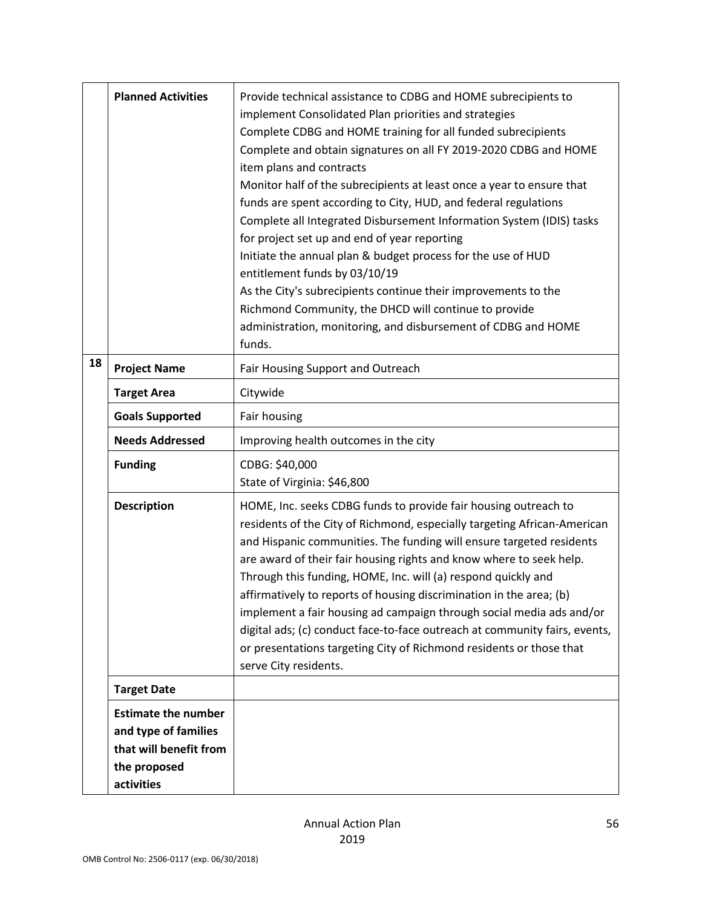| | | |
|---|---|---|
| | **Planned Activities** | Provide technical assistance to CDBG and HOME subrecipients to implement Consolidated Plan priorities and strategies<br>Complete CDBG and HOME training for all funded subrecipients<br>Complete and obtain signatures on all FY 2019-2020 CDBG and HOME item plans and contracts<br>Monitor half of the subrecipients at least once a year to ensure that funds are spent according to City, HUD, and federal regulations<br>Complete all Integrated Disbursement Information System (IDIS) tasks for project set up and end of year reporting<br>Initiate the annual plan & budget process for the use of HUD entitlement funds by 03/10/19<br>As the City's subrecipients continue their improvements to the Richmond Community, the DHCD will continue to provide administration, monitoring, and disbursement of CDBG and HOME funds. |
| 18 | **Project Name** | Fair Housing Support and Outreach |
| | **Target Area** | Citywide |
| | **Goals Supported** | Fair housing |
| | **Needs Addressed** | Improving health outcomes in the city |
| | **Funding** | CDBG: $40,000<br>State of Virginia: $46,800 |
| | **Description** | HOME, Inc. seeks CDBG funds to provide fair housing outreach to residents of the City of Richmond, especially targeting African-American and Hispanic communities. The funding will ensure targeted residents are award of their fair housing rights and know where to seek help. Through this funding, HOME, Inc. will (a) respond quickly and affirmatively to reports of housing discrimination in the area; (b) implement a fair housing ad campaign through social media ads and/or digital ads; (c) conduct face-to-face outreach at community fairs, events, or presentations targeting City of Richmond residents or those that serve City residents. |
| | **Target Date** | |
| | **Estimate the number and type of families that will benefit from the proposed activities** | |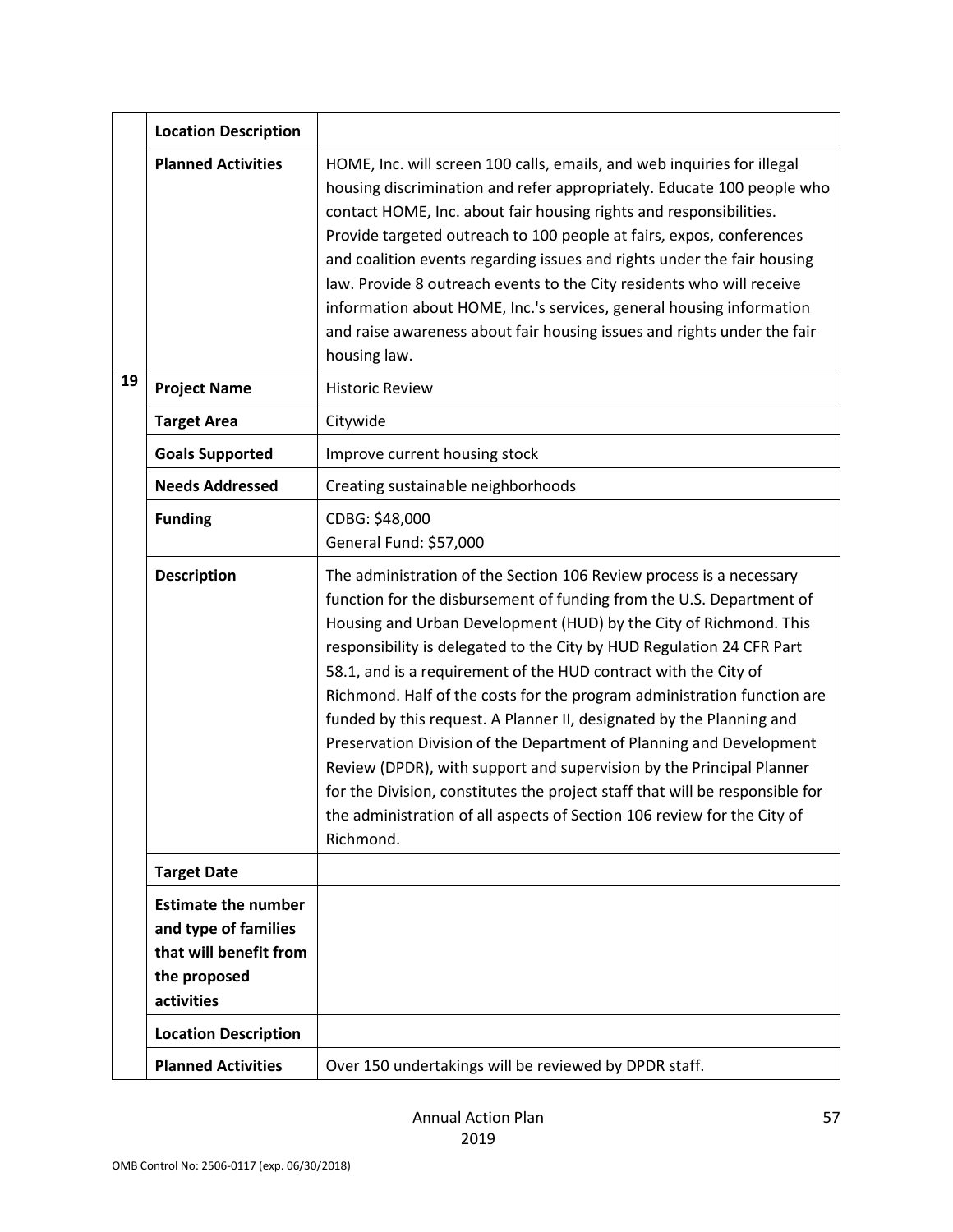| | | |
|---|---|---|
| | **Location Description** | |
| | **Planned Activities** | HOME, Inc. will screen 100 calls, emails, and web inquiries for illegal housing discrimination and refer appropriately. Educate 100 people who contact HOME, Inc. about fair housing rights and responsibilities. Provide targeted outreach to 100 people at fairs, expos, conferences and coalition events regarding issues and rights under the fair housing law. Provide 8 outreach events to the City residents who will receive information about HOME, Inc.'s services, general housing information and raise awareness about fair housing issues and rights under the fair housing law. |
| **19** | **Project Name** | Historic Review |
| | **Target Area** | Citywide |
| | **Goals Supported** | Improve current housing stock |
| | **Needs Addressed** | Creating sustainable neighborhoods |
| | **Funding** | CDBG: $48,000<br>General Fund: $57,000 |
| | **Description** | The administration of the Section 106 Review process is a necessary function for the disbursement of funding from the U.S. Department of Housing and Urban Development (HUD) by the City of Richmond. This responsibility is delegated to the City by HUD Regulation 24 CFR Part 58.1, and is a requirement of the HUD contract with the City of Richmond. Half of the costs for the program administration function are funded by this request. A Planner II, designated by the Planning and Preservation Division of the Department of Planning and Development Review (DPDR), with support and supervision by the Principal Planner for the Division, constitutes the project staff that will be responsible for the administration of all aspects of Section 106 review for the City of Richmond. |
| | **Target Date** | |
| | **Estimate the number and type of families that will benefit from the proposed activities** | |
| | **Location Description** | |
| | **Planned Activities** | Over 150 undertakings will be reviewed by DPDR staff. |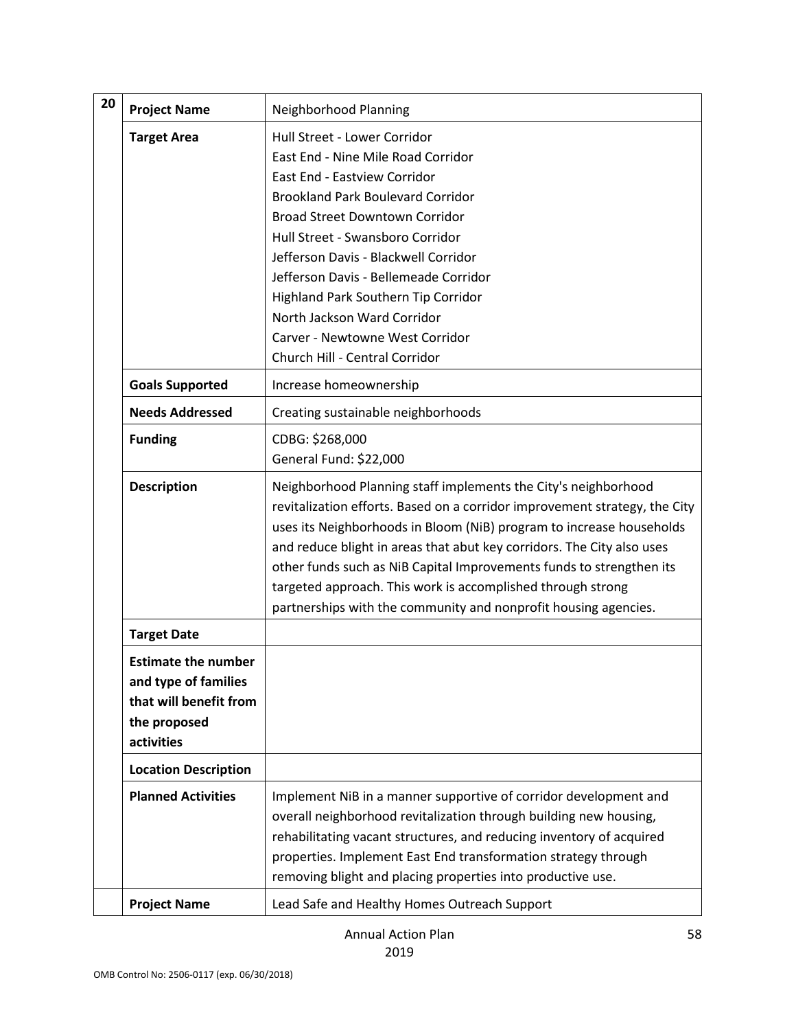| 20 | | |
|---|---|---|
| | **Project Name** | Neighborhood Planning |
| | **Target Area** | Hull Street - Lower Corridor<br>East End - Nine Mile Road Corridor<br>East End - Eastview Corridor<br>Brookland Park Boulevard Corridor<br>Broad Street Downtown Corridor<br>Hull Street - Swansboro Corridor<br>Jefferson Davis - Blackwell Corridor<br>Jefferson Davis - Bellemeade Corridor<br>Highland Park Southern Tip Corridor<br>North Jackson Ward Corridor<br>Carver - Newtowne West Corridor<br>Church Hill - Central Corridor |
| | **Goals Supported** | Increase homeownership |
| | **Needs Addressed** | Creating sustainable neighborhoods |
| | **Funding** | CDBG: $268,000<br>General Fund: $22,000 |
| | **Description** | Neighborhood Planning staff implements the City's neighborhood revitalization efforts. Based on a corridor improvement strategy, the City uses its Neighborhoods in Bloom (NiB) program to increase households and reduce blight in areas that abut key corridors. The City also uses other funds such as NiB Capital Improvements funds to strengthen its targeted approach. This work is accomplished through strong partnerships with the community and nonprofit housing agencies. |
| | **Target Date** | |
| | **Estimate the number and type of families that will benefit from the proposed activities** | |
| | **Location Description** | |
| | **Planned Activities** | Implement NiB in a manner supportive of corridor development and overall neighborhood revitalization through building new housing, rehabilitating vacant structures, and reducing inventory of acquired properties. Implement East End transformation strategy through removing blight and placing properties into productive use. |
| | **Project Name** | Lead Safe and Healthy Homes Outreach Support |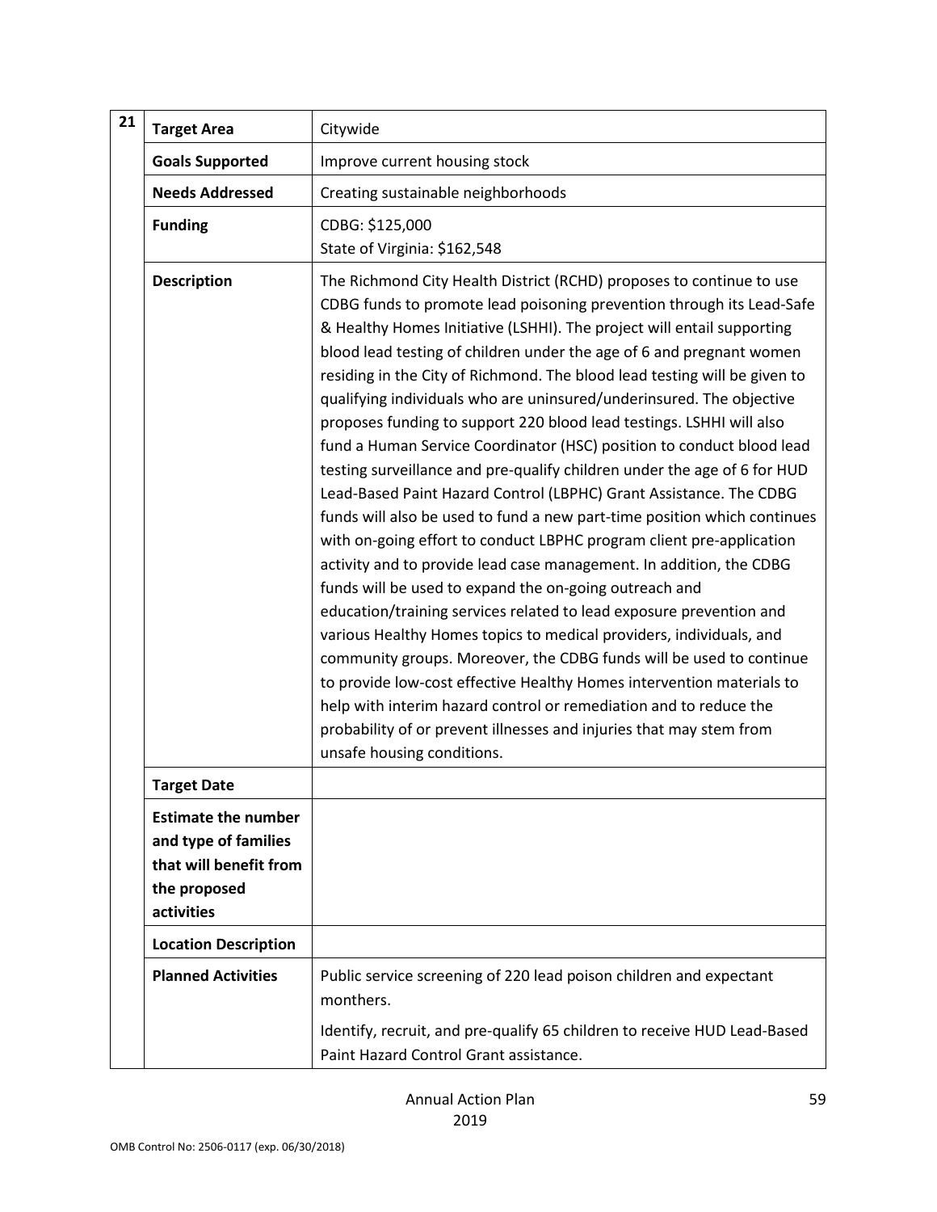| 21 | | |
|---|---|---|
| | **Target Area** | Citywide |
| | **Goals Supported** | Improve current housing stock |
| | **Needs Addressed** | Creating sustainable neighborhoods |
| | **Funding** | CDBG: $125,000<br>State of Virginia: $162,548 |
| | **Description** | The Richmond City Health District (RCHD) proposes to continue to use CDBG funds to promote lead poisoning prevention through its Lead-Safe & Healthy Homes Initiative (LSHHI). The project will entail supporting blood lead testing of children under the age of 6 and pregnant women residing in the City of Richmond. The blood lead testing will be given to qualifying individuals who are uninsured/underinsured. The objective proposes funding to support 220 blood lead testings. LSHHI will also fund a Human Service Coordinator (HSC) position to conduct blood lead testing surveillance and pre-qualify children under the age of 6 for HUD Lead-Based Paint Hazard Control (LBPHC) Grant Assistance. The CDBG funds will also be used to fund a new part-time position which continues with on-going effort to conduct LBPHC program client pre-application activity and to provide lead case management. In addition, the CDBG funds will be used to expand the on-going outreach and education/training services related to lead exposure prevention and various Healthy Homes topics to medical providers, individuals, and community groups. Moreover, the CDBG funds will be used to continue to provide low-cost effective Healthy Homes intervention materials to help with interim hazard control or remediation and to reduce the probability of or prevent illnesses and injuries that may stem from unsafe housing conditions. |
| | **Target Date** | |
| | **Estimate the number and type of families that will benefit from the proposed activities** | |
| | **Location Description** | |
| | **Planned Activities** | Public service screening of 220 lead poison children and expectant monthers.<br>Identify, recruit, and pre-qualify 65 children to receive HUD Lead-Based Paint Hazard Control Grant assistance. |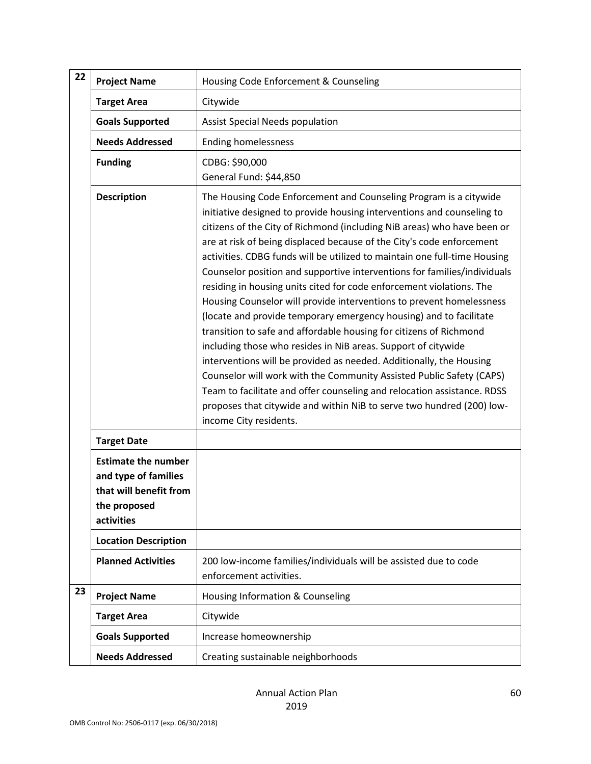| | | |
|---|---|---|
| 22 | **Project Name** | Housing Code Enforcement & Counseling |
| | **Target Area** | Citywide |
| | **Goals Supported** | Assist Special Needs population |
| | **Needs Addressed** | Ending homelessness |
| | **Funding** | CDBG: $90,000<br>General Fund: $44,850 |
| | **Description** | The Housing Code Enforcement and Counseling Program is a citywide initiative designed to provide housing interventions and counseling to citizens of the City of Richmond (including NiB areas) who have been or are at risk of being displaced because of the City's code enforcement activities. CDBG funds will be utilized to maintain one full-time Housing Counselor position and supportive interventions for families/individuals residing in housing units cited for code enforcement violations. The Housing Counselor will provide interventions to prevent homelessness (locate and provide temporary emergency housing) and to facilitate transition to safe and affordable housing for citizens of Richmond including those who resides in NiB areas. Support of citywide interventions will be provided as needed. Additionally, the Housing Counselor will work with the Community Assisted Public Safety (CAPS) Team to facilitate and offer counseling and relocation assistance. RDSS proposes that citywide and within NiB to serve two hundred (200) low-income City residents. |
| | **Target Date** | |
| | **Estimate the number and type of families that will benefit from the proposed activities** | |
| | **Location Description** | |
| | **Planned Activities** | 200 low-income families/individuals will be assisted due to code enforcement activities. |
| 23 | **Project Name** | Housing Information & Counseling |
| | **Target Area** | Citywide |
| | **Goals Supported** | Increase homeownership |
| | **Needs Addressed** | Creating sustainable neighborhoods |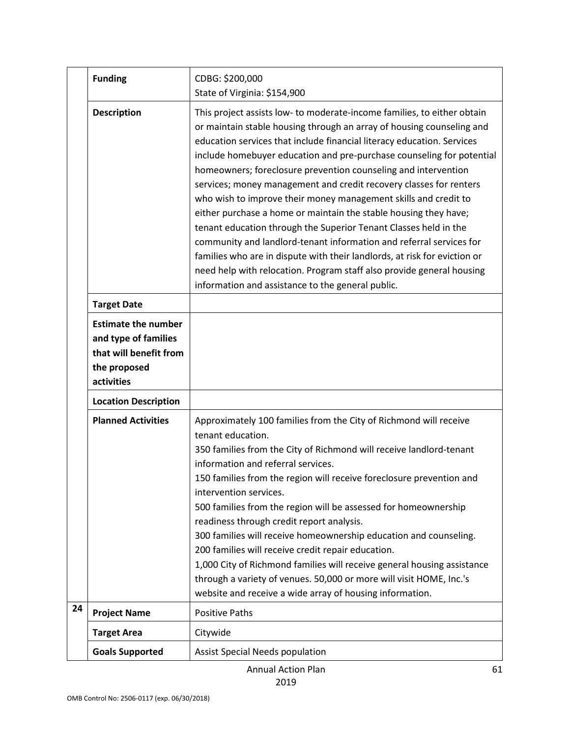| | | |
|---|---|---|
| | **Funding** | CDBG: $200,000<br>State of Virginia: $154,900 |
| | **Description** | This project assists low- to moderate-income families, to either obtain or maintain stable housing through an array of housing counseling and education services that include financial literacy education. Services include homebuyer education and pre-purchase counseling for potential homeowners; foreclosure prevention counseling and intervention services; money management and credit recovery classes for renters who wish to improve their money management skills and credit to either purchase a home or maintain the stable housing they have; tenant education through the Superior Tenant Classes held in the community and landlord-tenant information and referral services for families who are in dispute with their landlords, at risk for eviction or need help with relocation. Program staff also provide general housing information and assistance to the general public. |
| | **Target Date** | |
| | **Estimate the number and type of families that will benefit from the proposed activities** | |
| | **Location Description** | |
| | **Planned Activities** | Approximately 100 families from the City of Richmond will receive tenant education.<br>350 families from the City of Richmond will receive landlord-tenant information and referral services.<br>150 families from the region will receive foreclosure prevention and intervention services.<br>500 families from the region will be assessed for homeownership readiness through credit report analysis.<br>300 families will receive homeownership education and counseling.<br>200 families will receive credit repair education.<br>1,000 City of Richmond families will receive general housing assistance through a variety of venues. 50,000 or more will visit HOME, Inc.'s website and receive a wide array of housing information. |
| 24 | **Project Name** | Positive Paths |
| | **Target Area** | Citywide |
| | **Goals Supported** | Assist Special Needs population |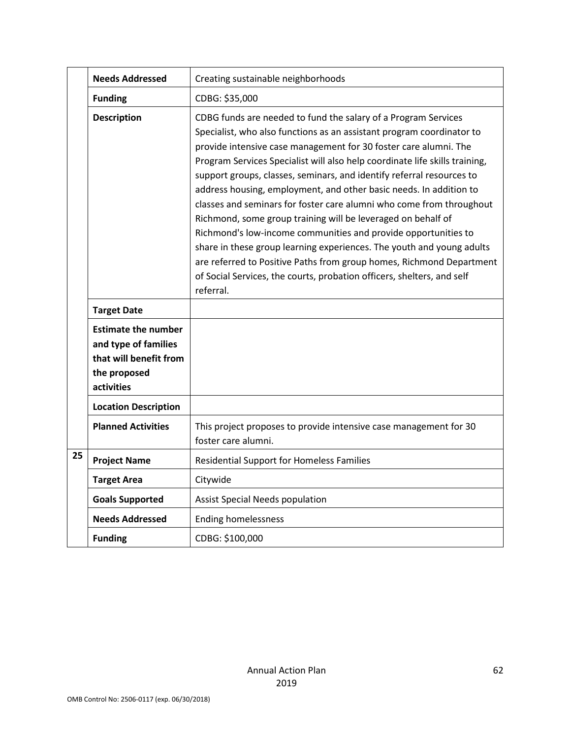| | | |
|---|---|---|
| | **Needs Addressed** | Creating sustainable neighborhoods |
| | **Funding** | CDBG: $35,000 |
| | **Description** | CDBG funds are needed to fund the salary of a Program Services Specialist, who also functions as an assistant program coordinator to provide intensive case management for 30 foster care alumni. The Program Services Specialist will also help coordinate life skills training, support groups, classes, seminars, and identify referral resources to address housing, employment, and other basic needs. In addition to classes and seminars for foster care alumni who come from throughout Richmond, some group training will be leveraged on behalf of Richmond's low-income communities and provide opportunities to share in these group learning experiences. The youth and young adults are referred to Positive Paths from group homes, Richmond Department of Social Services, the courts, probation officers, shelters, and self referral. |
| | **Target Date** | |
| | **Estimate the number and type of families that will benefit from the proposed activities** | |
| | **Location Description** | |
| | **Planned Activities** | This project proposes to provide intensive case management for 30 foster care alumni. |
| **25** | **Project Name** | Residential Support for Homeless Families |
| | **Target Area** | Citywide |
| | **Goals Supported** | Assist Special Needs population |
| | **Needs Addressed** | Ending homelessness |
| | **Funding** | CDBG: $100,000 |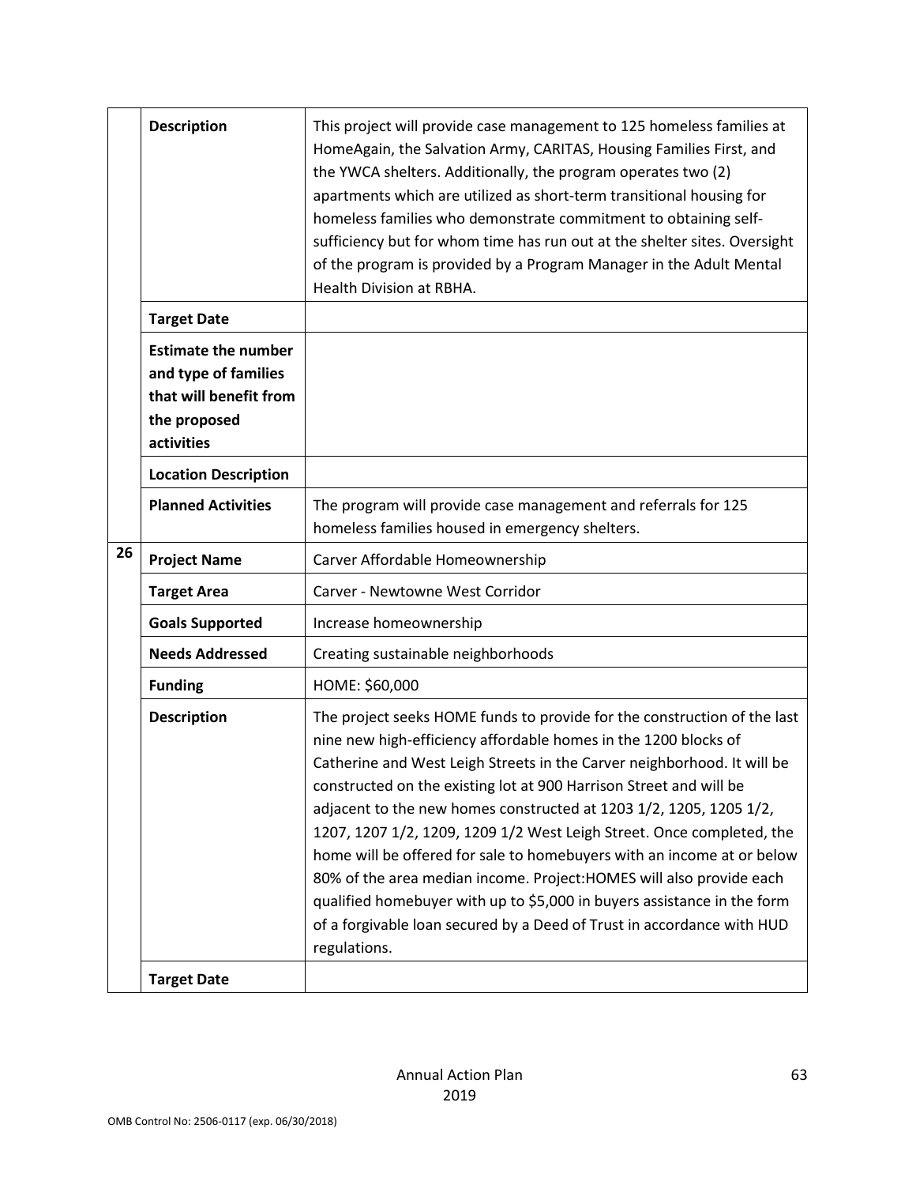| | | |
|---|---|---|
| | **Description** | This project will provide case management to 125 homeless families at HomeAgain, the Salvation Army, CARITAS, Housing Families First, and the YWCA shelters. Additionally, the program operates two (2) apartments which are utilized as short-term transitional housing for homeless families who demonstrate commitment to obtaining self-sufficiency but for whom time has run out at the shelter sites. Oversight of the program is provided by a Program Manager in the Adult Mental Health Division at RBHA. |
| | **Target Date** | |
| | **Estimate the number and type of families that will benefit from the proposed activities** | |
| | **Location Description** | |
| | **Planned Activities** | The program will provide case management and referrals for 125 homeless families housed in emergency shelters. |
| **26** | **Project Name** | Carver Affordable Homeownership |
| | **Target Area** | Carver - Newtowne West Corridor |
| | **Goals Supported** | Increase homeownership |
| | **Needs Addressed** | Creating sustainable neighborhoods |
| | **Funding** | HOME: $60,000 |
| | **Description** | The project seeks HOME funds to provide for the construction of the last nine new high-efficiency affordable homes in the 1200 blocks of Catherine and West Leigh Streets in the Carver neighborhood. It will be constructed on the existing lot at 900 Harrison Street and will be adjacent to the new homes constructed at 1203 1/2, 1205, 1205 1/2, 1207, 1207 1/2, 1209, 1209 1/2 West Leigh Street. Once completed, the home will be offered for sale to homebuyers with an income at or below 80% of the area median income. Project:HOMES will also provide each qualified homebuyer with up to $5,000 in buyers assistance in the form of a forgivable loan secured by a Deed of Trust in accordance with HUD regulations. |
| | **Target Date** | |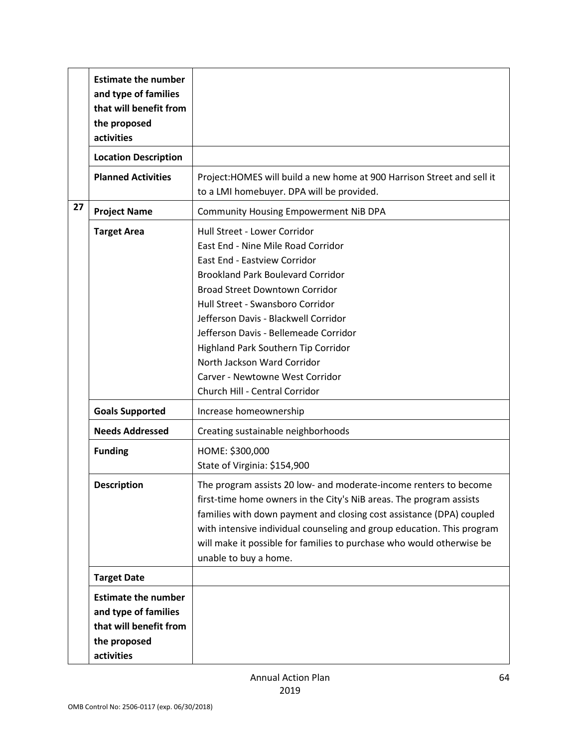| | | |
|---|---|---|
| | **Estimate the number and type of families that will benefit from the proposed activities** | |
| | **Location Description** | |
| | **Planned Activities** | Project:HOMES will build a new home at 900 Harrison Street and sell it to a LMI homebuyer. DPA will be provided. |
| 27 | **Project Name** | Community Housing Empowerment NiB DPA |
| | **Target Area** | Hull Street - Lower Corridor<br>East End - Nine Mile Road Corridor<br>East End - Eastview Corridor<br>Brookland Park Boulevard Corridor<br>Broad Street Downtown Corridor<br>Hull Street - Swansboro Corridor<br>Jefferson Davis - Blackwell Corridor<br>Jefferson Davis - Bellemeade Corridor<br>Highland Park Southern Tip Corridor<br>North Jackson Ward Corridor<br>Carver - Newtowne West Corridor<br>Church Hill - Central Corridor |
| | **Goals Supported** | Increase homeownership |
| | **Needs Addressed** | Creating sustainable neighborhoods |
| | **Funding** | HOME: $300,000<br>State of Virginia: $154,900 |
| | **Description** | The program assists 20 low- and moderate-income renters to become first-time home owners in the City's NiB areas. The program assists families with down payment and closing cost assistance (DPA) coupled with intensive individual counseling and group education. This program will make it possible for families to purchase who would otherwise be unable to buy a home. |
| | **Target Date** | |
| | **Estimate the number and type of families that will benefit from the proposed activities** | |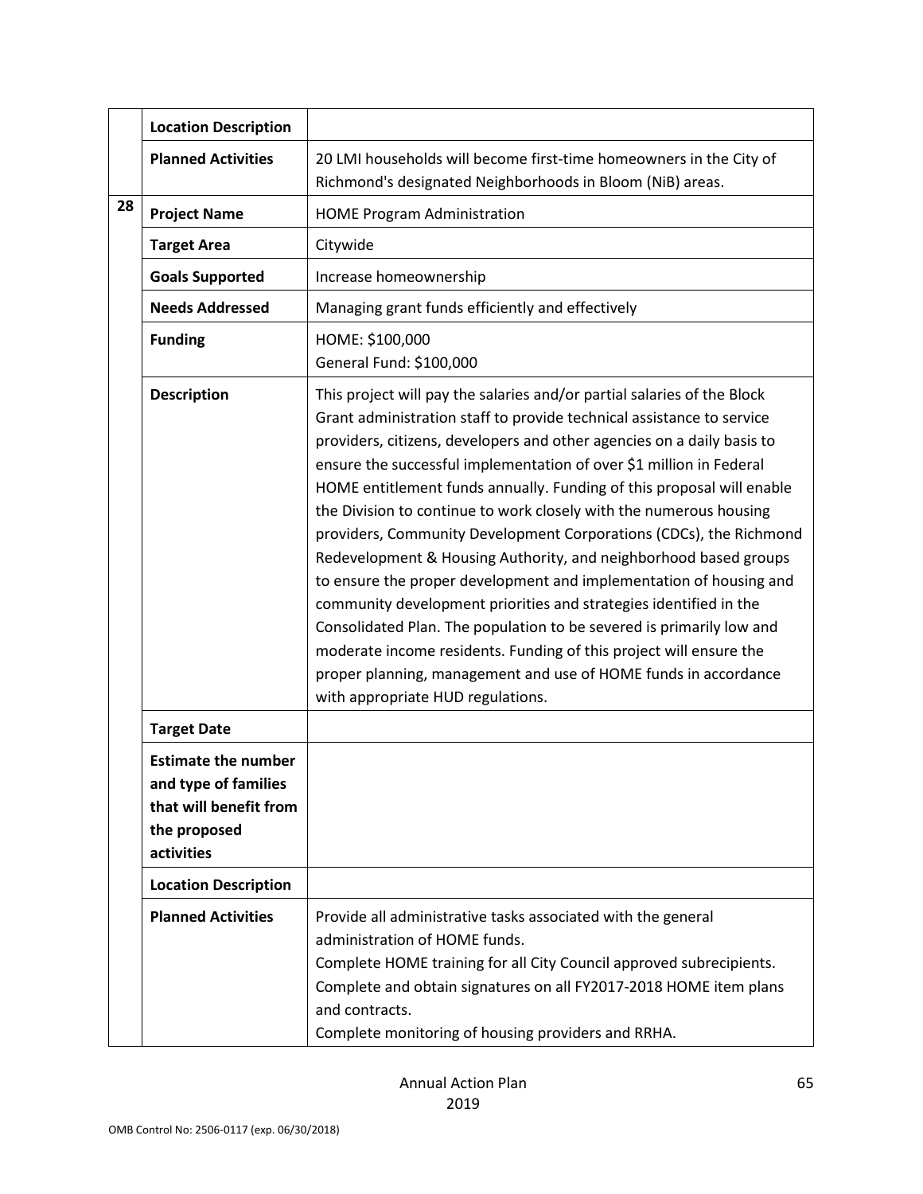| | | |
|---|---|---|
| | **Location Description** | |
| | **Planned Activities** | 20 LMI households will become first-time homeowners in the City of Richmond's designated Neighborhoods in Bloom (NiB) areas. |
| 28 | **Project Name** | HOME Program Administration |
| | **Target Area** | Citywide |
| | **Goals Supported** | Increase homeownership |
| | **Needs Addressed** | Managing grant funds efficiently and effectively |
| | **Funding** | HOME: $100,000<br>General Fund: $100,000 |
| | **Description** | This project will pay the salaries and/or partial salaries of the Block Grant administration staff to provide technical assistance to service providers, citizens, developers and other agencies on a daily basis to ensure the successful implementation of over $1 million in Federal HOME entitlement funds annually. Funding of this proposal will enable the Division to continue to work closely with the numerous housing providers, Community Development Corporations (CDCs), the Richmond Redevelopment & Housing Authority, and neighborhood based groups to ensure the proper development and implementation of housing and community development priorities and strategies identified in the Consolidated Plan. The population to be severed is primarily low and moderate income residents. Funding of this project will ensure the proper planning, management and use of HOME funds in accordance with appropriate HUD regulations. |
| | **Target Date** | |
| | **Estimate the number and type of families that will benefit from the proposed activities** | |
| | **Location Description** | |
| | **Planned Activities** | Provide all administrative tasks associated with the general administration of HOME funds.<br>Complete HOME training for all City Council approved subrecipients.<br>Complete and obtain signatures on all FY2017-2018 HOME item plans and contracts.<br>Complete monitoring of housing providers and RRHA. |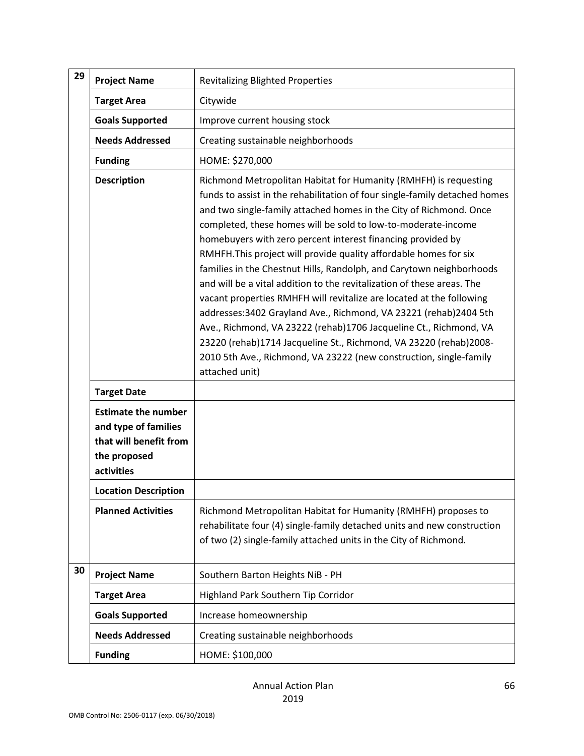| | | |
|---|---|---|
| 29 | **Project Name** | Revitalizing Blighted Properties |
| | **Target Area** | Citywide |
| | **Goals Supported** | Improve current housing stock |
| | **Needs Addressed** | Creating sustainable neighborhoods |
| | **Funding** | HOME: $270,000 |
| | **Description** | Richmond Metropolitan Habitat for Humanity (RMHFH) is requesting funds to assist in the rehabilitation of four single-family detached homes and two single-family attached homes in the City of Richmond. Once completed, these homes will be sold to low-to-moderate-income homebuyers with zero percent interest financing provided by RMHFH.This project will provide quality affordable homes for six families in the Chestnut Hills, Randolph, and Carytown neighborhoods and will be a vital addition to the revitalization of these areas. The vacant properties RMHFH will revitalize are located at the following addresses:3402 Grayland Ave., Richmond, VA 23221 (rehab)2404 5th Ave., Richmond, VA 23222 (rehab)1706 Jacqueline Ct., Richmond, VA 23220 (rehab)1714 Jacqueline St., Richmond, VA 23220 (rehab)2008-2010 5th Ave., Richmond, VA 23222 (new construction, single-family attached unit) |
| | **Target Date** | |
| | **Estimate the number and type of families that will benefit from the proposed activities** | |
| | **Location Description** | |
| | **Planned Activities** | Richmond Metropolitan Habitat for Humanity (RMHFH) proposes to rehabilitate four (4) single-family detached units and new construction of two (2) single-family attached units in the City of Richmond. |
| 30 | **Project Name** | Southern Barton Heights NiB - PH |
| | **Target Area** | Highland Park Southern Tip Corridor |
| | **Goals Supported** | Increase homeownership |
| | **Needs Addressed** | Creating sustainable neighborhoods |
| | **Funding** | HOME: $100,000 |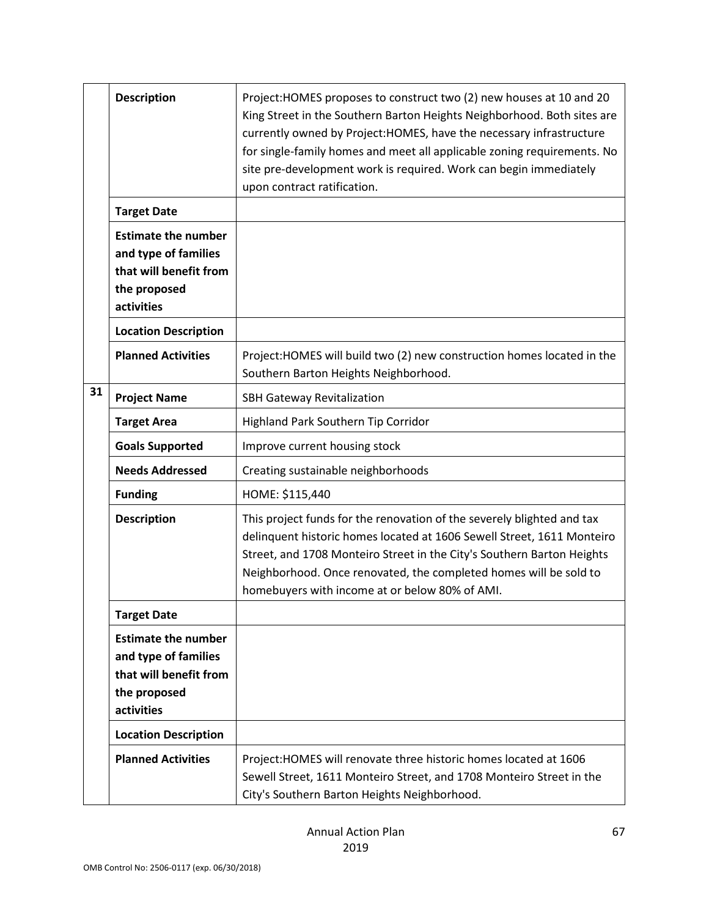| | | |
|---|---|---|
| | **Description** | Project:HOMES proposes to construct two (2) new houses at 10 and 20 King Street in the Southern Barton Heights Neighborhood. Both sites are currently owned by Project:HOMES, have the necessary infrastructure for single-family homes and meet all applicable zoning requirements. No site pre-development work is required. Work can begin immediately upon contract ratification. |
| | **Target Date** | |
| | **Estimate the number and type of families that will benefit from the proposed activities** | |
| | **Location Description** | |
| | **Planned Activities** | Project:HOMES will build two (2) new construction homes located in the Southern Barton Heights Neighborhood. |
| **31** | **Project Name** | SBH Gateway Revitalization |
| | **Target Area** | Highland Park Southern Tip Corridor |
| | **Goals Supported** | Improve current housing stock |
| | **Needs Addressed** | Creating sustainable neighborhoods |
| | **Funding** | HOME: $115,440 |
| | **Description** | This project funds for the renovation of the severely blighted and tax delinquent historic homes located at 1606 Sewell Street, 1611 Monteiro Street, and 1708 Monteiro Street in the City's Southern Barton Heights Neighborhood. Once renovated, the completed homes will be sold to homebuyers with income at or below 80% of AMI. |
| | **Target Date** | |
| | **Estimate the number and type of families that will benefit from the proposed activities** | |
| | **Location Description** | |
| | **Planned Activities** | Project:HOMES will renovate three historic homes located at 1606 Sewell Street, 1611 Monteiro Street, and 1708 Monteiro Street in the City's Southern Barton Heights Neighborhood. |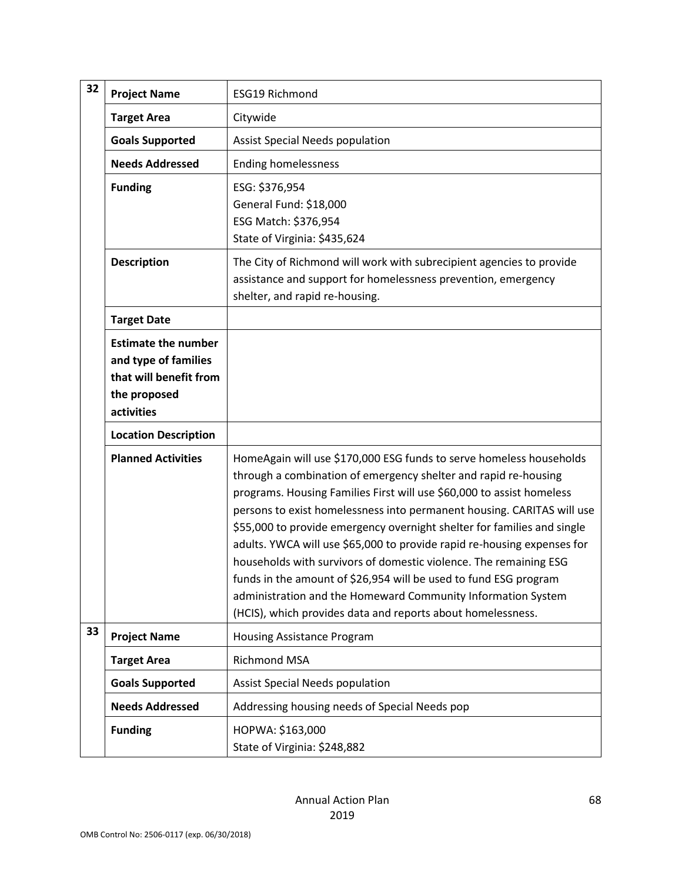| | | |
|---|---|---|
| 32 | **Project Name** | ESG19 Richmond |
| | **Target Area** | Citywide |
| | **Goals Supported** | Assist Special Needs population |
| | **Needs Addressed** | Ending homelessness |
| | **Funding** | ESG: $376,954<br>General Fund: $18,000<br>ESG Match: $376,954<br>State of Virginia: $435,624 |
| | **Description** | The City of Richmond will work with subrecipient agencies to provide assistance and support for homelessness prevention, emergency shelter, and rapid re-housing. |
| | **Target Date** | |
| | **Estimate the number and type of families that will benefit from the proposed activities** | |
| | **Location Description** | |
| | **Planned Activities** | HomeAgain will use $170,000 ESG funds to serve homeless households through a combination of emergency shelter and rapid re-housing programs. Housing Families First will use $60,000 to assist homeless persons to exist homelessness into permanent housing. CARITAS will use $55,000 to provide emergency overnight shelter for families and single adults. YWCA will use $65,000 to provide rapid re-housing expenses for households with survivors of domestic violence. The remaining ESG funds in the amount of $26,954 will be used to fund ESG program administration and the Homeward Community Information System (HCIS), which provides data and reports about homelessness. |
| 33 | **Project Name** | Housing Assistance Program |
| | **Target Area** | Richmond MSA |
| | **Goals Supported** | Assist Special Needs population |
| | **Needs Addressed** | Addressing housing needs of Special Needs pop |
| | **Funding** | HOPWA: $163,000<br>State of Virginia: $248,882 |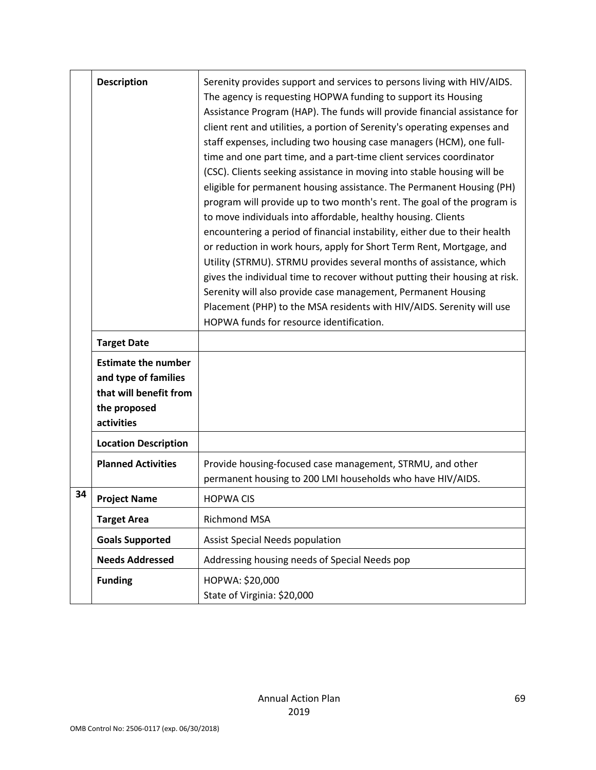| | | |
|---|---|---|
| | **Description** | Serenity provides support and services to persons living with HIV/AIDS. The agency is requesting HOPWA funding to support its Housing Assistance Program (HAP). The funds will provide financial assistance for client rent and utilities, a portion of Serenity's operating expenses and staff expenses, including two housing case managers (HCM), one full-time and one part time, and a part-time client services coordinator (CSC). Clients seeking assistance in moving into stable housing will be eligible for permanent housing assistance. The Permanent Housing (PH) program will provide up to two month's rent. The goal of the program is to move individuals into affordable, healthy housing. Clients encountering a period of financial instability, either due to their health or reduction in work hours, apply for Short Term Rent, Mortgage, and Utility (STRMU). STRMU provides several months of assistance, which gives the individual time to recover without putting their housing at risk. Serenity will also provide case management, Permanent Housing Placement (PHP) to the MSA residents with HIV/AIDS. Serenity will use HOPWA funds for resource identification. |
| | **Target Date** | |
| | **Estimate the number and type of families that will benefit from the proposed activities** | |
| | **Location Description** | |
| | **Planned Activities** | Provide housing-focused case management, STRMU, and other permanent housing to 200 LMI households who have HIV/AIDS. |
| **34** | **Project Name** | HOPWA CIS |
| | **Target Area** | Richmond MSA |
| | **Goals Supported** | Assist Special Needs population |
| | **Needs Addressed** | Addressing housing needs of Special Needs pop |
| | **Funding** | HOPWA: $20,000<br>State of Virginia: $20,000 |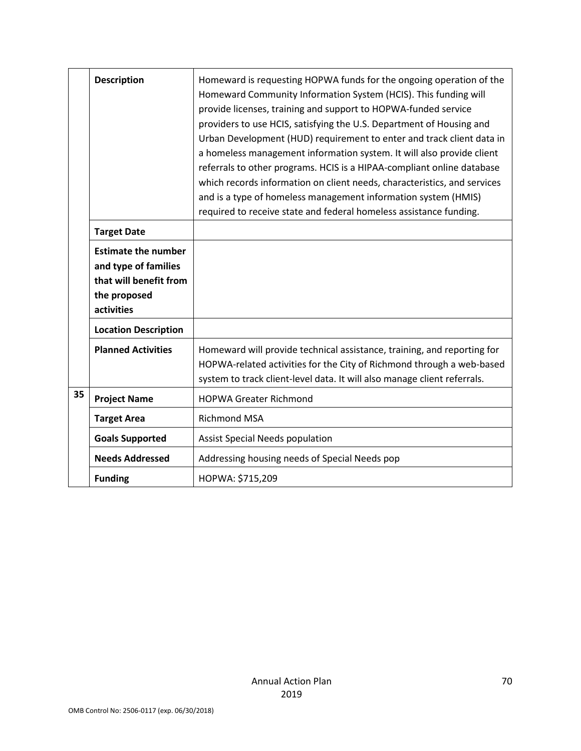| | | |
|---|---|---|
| | **Description** | Homeward is requesting HOPWA funds for the ongoing operation of the Homeward Community Information System (HCIS). This funding will provide licenses, training and support to HOPWA-funded service providers to use HCIS, satisfying the U.S. Department of Housing and Urban Development (HUD) requirement to enter and track client data in a homeless management information system. It will also provide client referrals to other programs. HCIS is a HIPAA-compliant online database which records information on client needs, characteristics, and services and is a type of homeless management information system (HMIS) required to receive state and federal homeless assistance funding. |
| | **Target Date** | |
| | **Estimate the number and type of families that will benefit from the proposed activities** | |
| | **Location Description** | |
| | **Planned Activities** | Homeward will provide technical assistance, training, and reporting for HOPWA-related activities for the City of Richmond through a web-based system to track client-level data. It will also manage client referrals. |
| **35** | **Project Name** | HOPWA Greater Richmond |
| | **Target Area** | Richmond MSA |
| | **Goals Supported** | Assist Special Needs population |
| | **Needs Addressed** | Addressing housing needs of Special Needs pop |
| | **Funding** | HOPWA: $715,209 |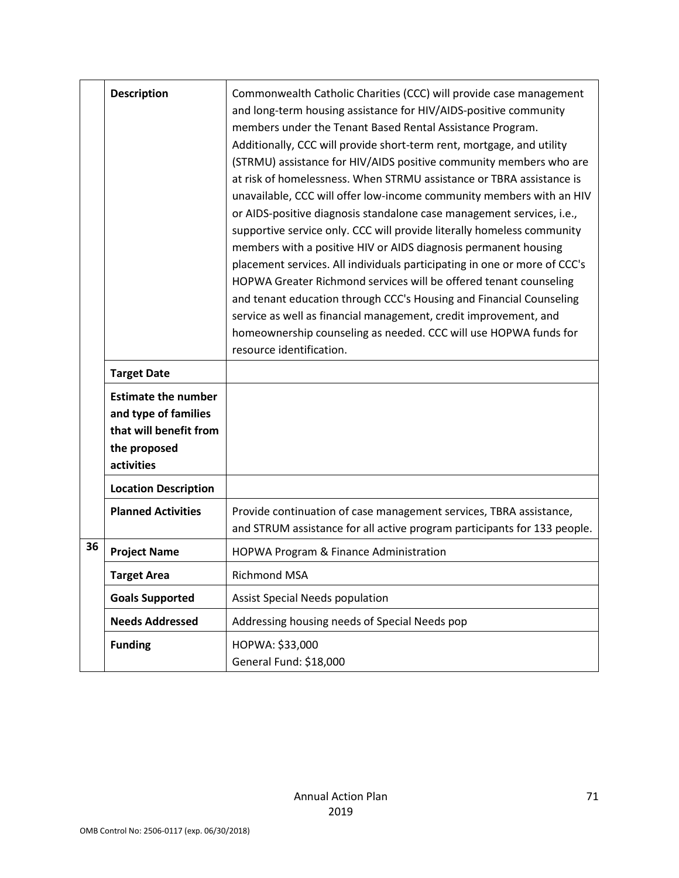| | | |
|---|---|---|
| | **Description** | Commonwealth Catholic Charities (CCC) will provide case management and long-term housing assistance for HIV/AIDS-positive community members under the Tenant Based Rental Assistance Program. Additionally, CCC will provide short-term rent, mortgage, and utility (STRMU) assistance for HIV/AIDS positive community members who are at risk of homelessness. When STRMU assistance or TBRA assistance is unavailable, CCC will offer low-income community members with an HIV or AIDS-positive diagnosis standalone case management services, i.e., supportive service only. CCC will provide literally homeless community members with a positive HIV or AIDS diagnosis permanent housing placement services. All individuals participating in one or more of CCC's HOPWA Greater Richmond services will be offered tenant counseling and tenant education through CCC's Housing and Financial Counseling service as well as financial management, credit improvement, and homeownership counseling as needed. CCC will use HOPWA funds for resource identification. |
| | **Target Date** | |
| | **Estimate the number and type of families that will benefit from the proposed activities** | |
| | **Location Description** | |
| | **Planned Activities** | Provide continuation of case management services, TBRA assistance, and STRUM assistance for all active program participants for 133 people. |
| **36** | **Project Name** | HOPWA Program & Finance Administration |
| | **Target Area** | Richmond MSA |
| | **Goals Supported** | Assist Special Needs population |
| | **Needs Addressed** | Addressing housing needs of Special Needs pop |
| | **Funding** | HOPWA: $33,000<br>General Fund: $18,000 |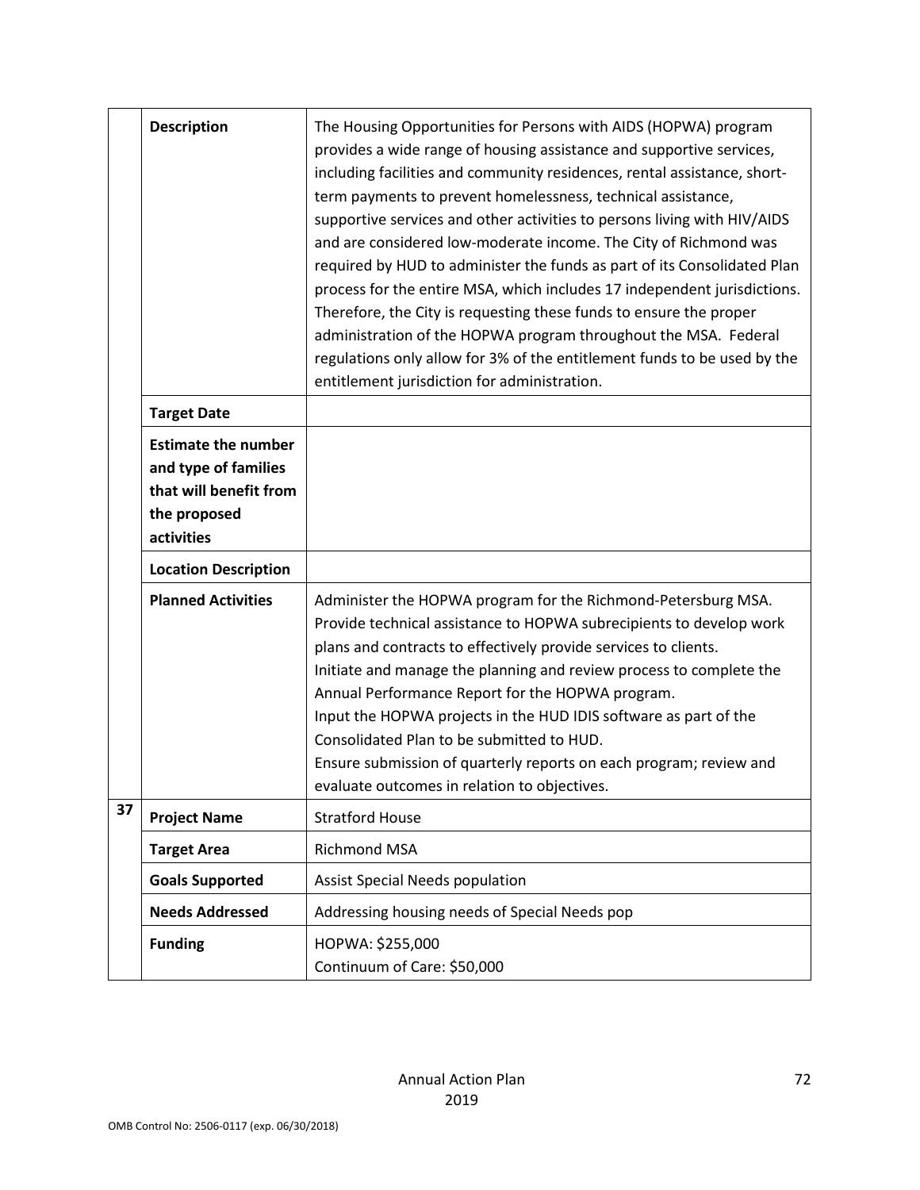| | | |
|---|---|---|
| | **Description** | The Housing Opportunities for Persons with AIDS (HOPWA) program provides a wide range of housing assistance and supportive services, including facilities and community residences, rental assistance, short-term payments to prevent homelessness, technical assistance, supportive services and other activities to persons living with HIV/AIDS and are considered low-moderate income. The City of Richmond was required by HUD to administer the funds as part of its Consolidated Plan process for the entire MSA, which includes 17 independent jurisdictions. Therefore, the City is requesting these funds to ensure the proper administration of the HOPWA program throughout the MSA. Federal regulations only allow for 3% of the entitlement funds to be used by the entitlement jurisdiction for administration. |
| | **Target Date** | |
| | **Estimate the number and type of families that will benefit from the proposed activities** | |
| | **Location Description** | |
| | **Planned Activities** | Administer the HOPWA program for the Richmond-Petersburg MSA.<br>Provide technical assistance to HOPWA subrecipients to develop work plans and contracts to effectively provide services to clients.<br>Initiate and manage the planning and review process to complete the Annual Performance Report for the HOPWA program.<br>Input the HOPWA projects in the HUD IDIS software as part of the Consolidated Plan to be submitted to HUD.<br>Ensure submission of quarterly reports on each program; review and evaluate outcomes in relation to objectives. |
| **37** | **Project Name** | Stratford House |
| | **Target Area** | Richmond MSA |
| | **Goals Supported** | Assist Special Needs population |
| | **Needs Addressed** | Addressing housing needs of Special Needs pop |
| | **Funding** | HOPWA: $255,000<br>Continuum of Care: $50,000 |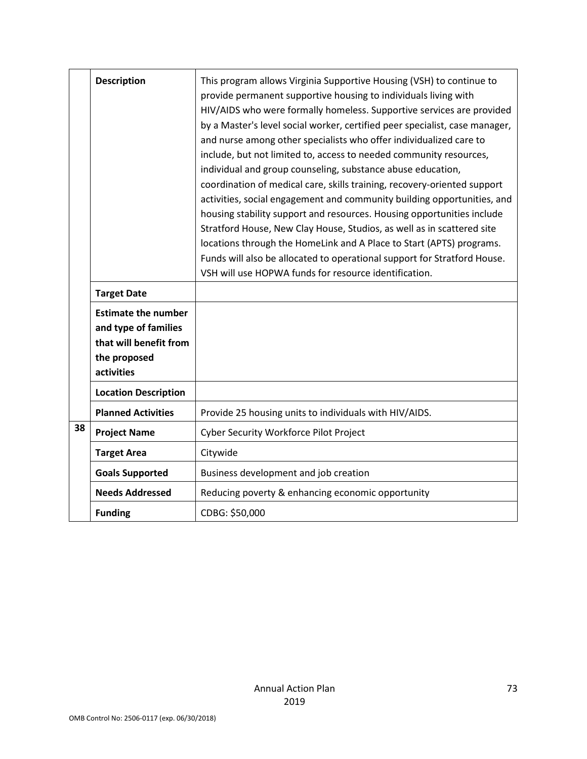| | | |
|---|---|---|
| | **Description** | This program allows Virginia Supportive Housing (VSH) to continue to provide permanent supportive housing to individuals living with HIV/AIDS who were formally homeless. Supportive services are provided by a Master's level social worker, certified peer specialist, case manager, and nurse among other specialists who offer individualized care to include, but not limited to, access to needed community resources, individual and group counseling, substance abuse education, coordination of medical care, skills training, recovery-oriented support activities, social engagement and community building opportunities, and housing stability support and resources. Housing opportunities include Stratford House, New Clay House, Studios, as well as in scattered site locations through the HomeLink and A Place to Start (APTS) programs. Funds will also be allocated to operational support for Stratford House. VSH will use HOPWA funds for resource identification. |
| | **Target Date** | |
| | **Estimate the number and type of families that will benefit from the proposed activities** | |
| | **Location Description** | |
| | **Planned Activities** | Provide 25 housing units to individuals with HIV/AIDS. |
| **38** | **Project Name** | Cyber Security Workforce Pilot Project |
| | **Target Area** | Citywide |
| | **Goals Supported** | Business development and job creation |
| | **Needs Addressed** | Reducing poverty & enhancing economic opportunity |
| | **Funding** | CDBG: $50,000 |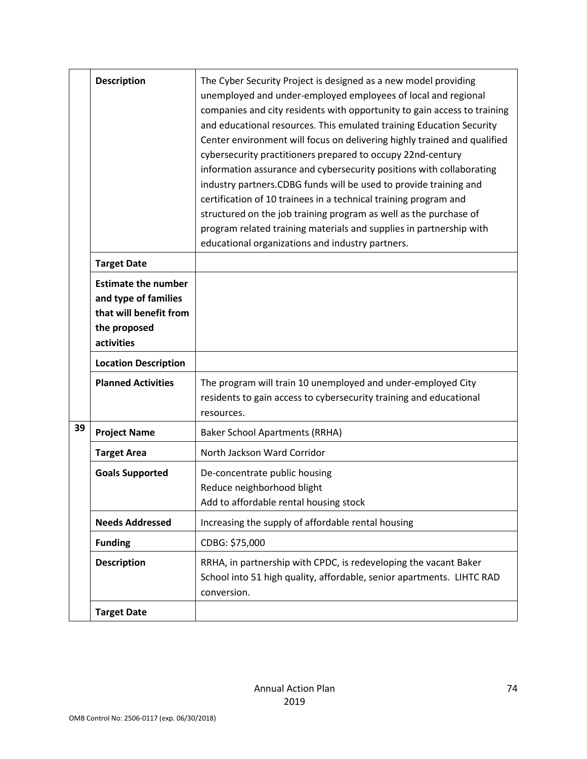| | | |
|---|---|---|
| | **Description** | The Cyber Security Project is designed as a new model providing unemployed and under-employed employees of local and regional companies and city residents with opportunity to gain access to training and educational resources. This emulated training Education Security Center environment will focus on delivering highly trained and qualified cybersecurity practitioners prepared to occupy 22nd-century information assurance and cybersecurity positions with collaborating industry partners.CDBG funds will be used to provide training and certification of 10 trainees in a technical training program and structured on the job training program as well as the purchase of program related training materials and supplies in partnership with educational organizations and industry partners. |
| | **Target Date** | |
| | **Estimate the number and type of families that will benefit from the proposed activities** | |
| | **Location Description** | |
| | **Planned Activities** | The program will train 10 unemployed and under-employed City residents to gain access to cybersecurity training and educational resources. |
| 39 | **Project Name** | Baker School Apartments (RRHA) |
| | **Target Area** | North Jackson Ward Corridor |
| | **Goals Supported** | De-concentrate public housing<br>Reduce neighborhood blight<br>Add to affordable rental housing stock |
| | **Needs Addressed** | Increasing the supply of affordable rental housing |
| | **Funding** | CDBG: $75,000 |
| | **Description** | RRHA, in partnership with CPDC, is redeveloping the vacant Baker School into 51 high quality, affordable, senior apartments. LIHTC RAD conversion. |
| | **Target Date** | |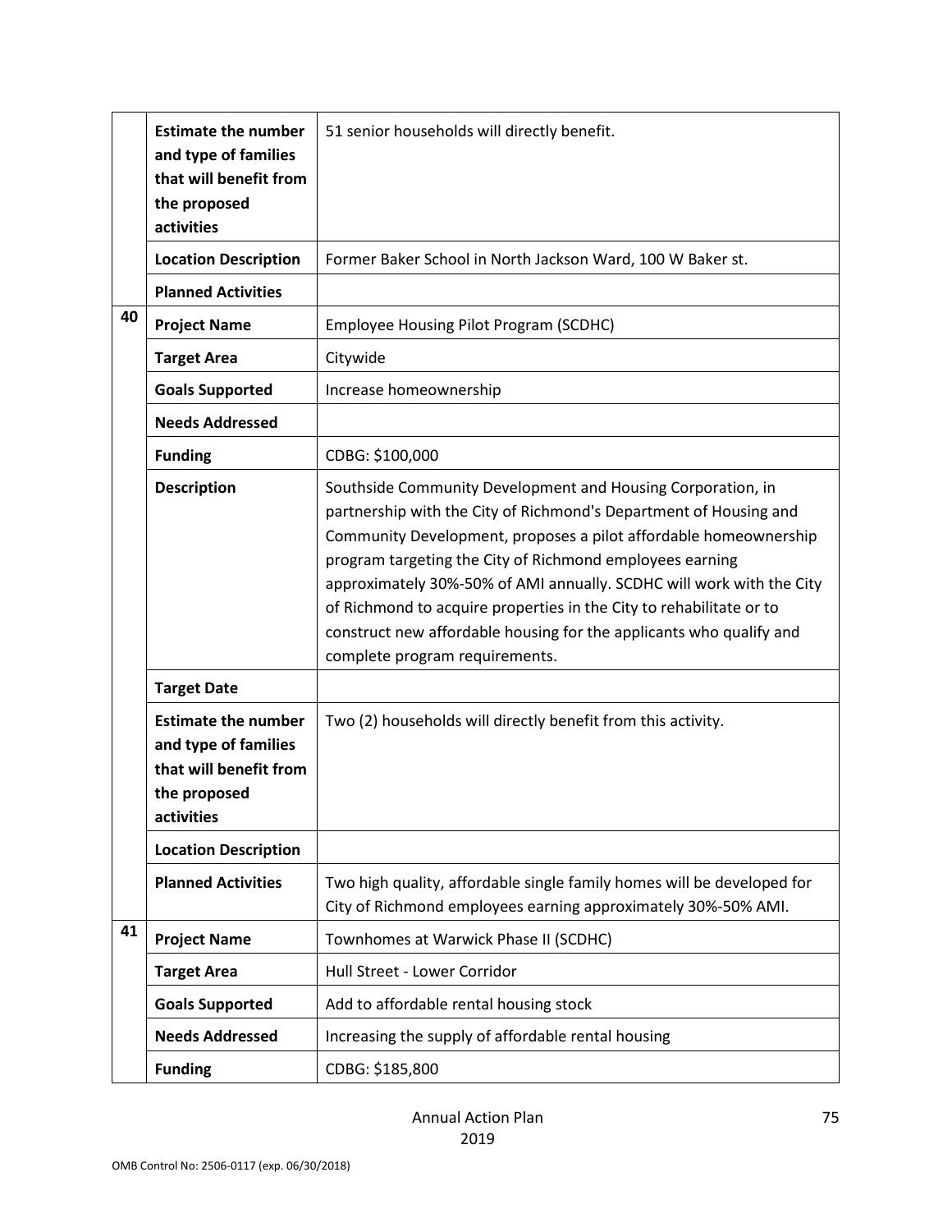| | | |
|---|---|---|
| | **Estimate the number and type of families that will benefit from the proposed activities** | 51 senior households will directly benefit. |
| | **Location Description** | Former Baker School in North Jackson Ward, 100 W Baker st. |
| | **Planned Activities** | |
| 40 | **Project Name** | Employee Housing Pilot Program (SCDHC) |
| | **Target Area** | Citywide |
| | **Goals Supported** | Increase homeownership |
| | **Needs Addressed** | |
| | **Funding** | CDBG: $100,000 |
| | **Description** | Southside Community Development and Housing Corporation, in partnership with the City of Richmond's Department of Housing and Community Development, proposes a pilot affordable homeownership program targeting the City of Richmond employees earning approximately 30%-50% of AMI annually. SCDHC will work with the City of Richmond to acquire properties in the City to rehabilitate or to construct new affordable housing for the applicants who qualify and complete program requirements. |
| | **Target Date** | |
| | **Estimate the number and type of families that will benefit from the proposed activities** | Two (2) households will directly benefit from this activity. |
| | **Location Description** | |
| | **Planned Activities** | Two high quality, affordable single family homes will be developed for City of Richmond employees earning approximately 30%-50% AMI. |
| 41 | **Project Name** | Townhomes at Warwick Phase II (SCDHC) |
| | **Target Area** | Hull Street - Lower Corridor |
| | **Goals Supported** | Add to affordable rental housing stock |
| | **Needs Addressed** | Increasing the supply of affordable rental housing |
| | **Funding** | CDBG: $185,800 |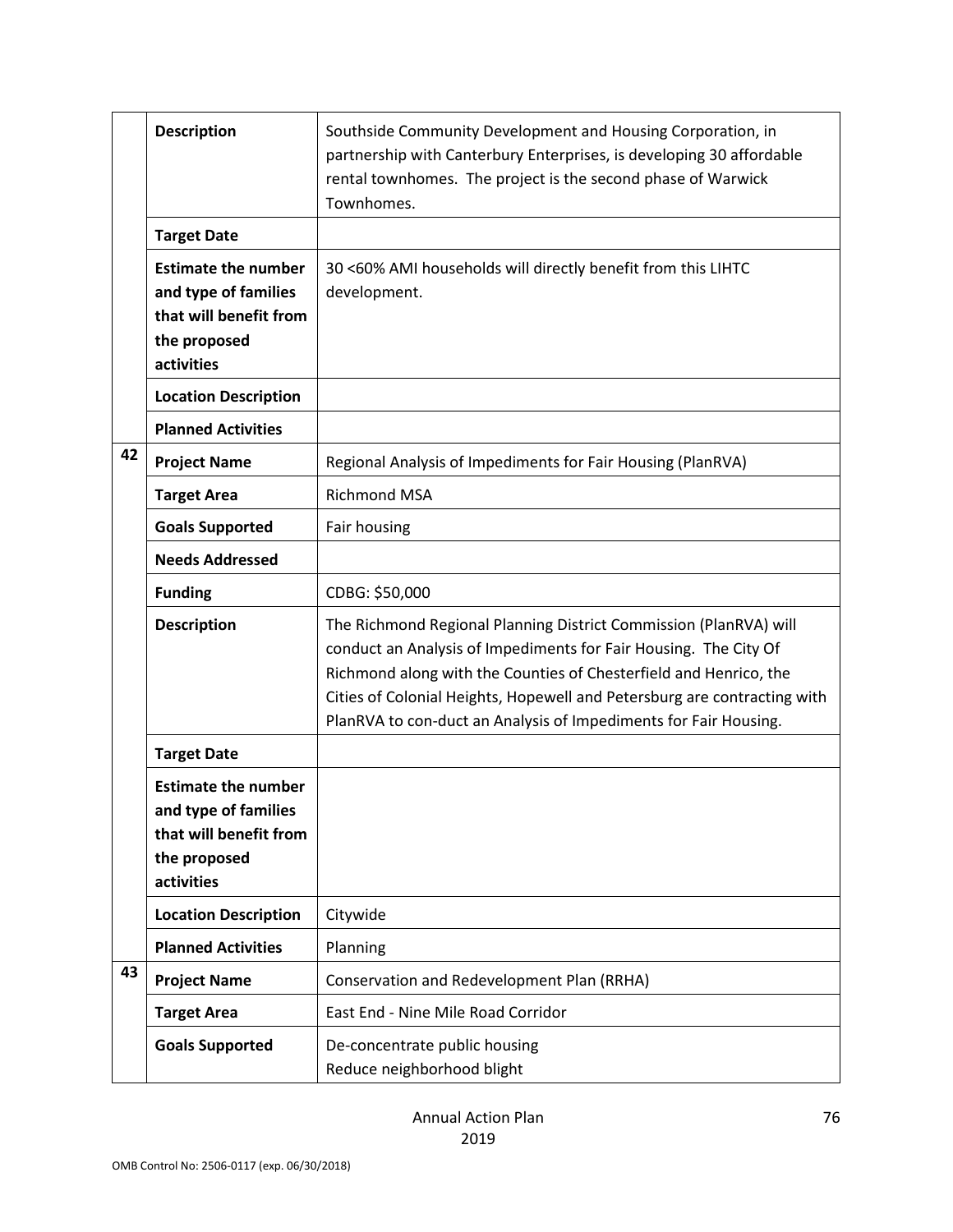| | | |
|---|---|---|
| | **Description** | Southside Community Development and Housing Corporation, in partnership with Canterbury Enterprises, is developing 30 affordable rental townhomes. The project is the second phase of Warwick Townhomes. |
| | **Target Date** | |
| | **Estimate the number and type of families that will benefit from the proposed activities** | 30 <60% AMI households will directly benefit from this LIHTC development. |
| | **Location Description** | |
| | **Planned Activities** | |
| 42 | **Project Name** | Regional Analysis of Impediments for Fair Housing (PlanRVA) |
| | **Target Area** | Richmond MSA |
| | **Goals Supported** | Fair housing |
| | **Needs Addressed** | |
| | **Funding** | CDBG: $50,000 |
| | **Description** | The Richmond Regional Planning District Commission (PlanRVA) will conduct an Analysis of Impediments for Fair Housing. The City Of Richmond along with the Counties of Chesterfield and Henrico, the Cities of Colonial Heights, Hopewell and Petersburg are contracting with PlanRVA to con-duct an Analysis of Impediments for Fair Housing. |
| | **Target Date** | |
| | **Estimate the number and type of families that will benefit from the proposed activities** | |
| | **Location Description** | Citywide |
| | **Planned Activities** | Planning |
| 43 | **Project Name** | Conservation and Redevelopment Plan (RRHA) |
| | **Target Area** | East End - Nine Mile Road Corridor |
| | **Goals Supported** | De-concentrate public housing<br>Reduce neighborhood blight |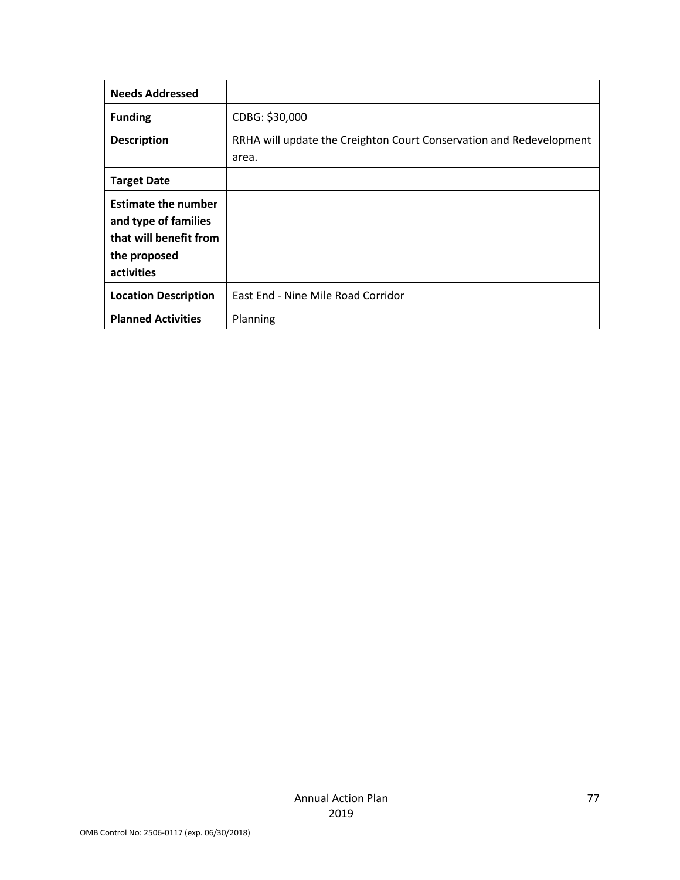| | | |
|---|---|---|
| | **Needs Addressed** | |
| | **Funding** | CDBG: $30,000 |
| | **Description** | RRHA will update the Creighton Court Conservation and Redevelopment area. |
| | **Target Date** | |
| | **Estimate the number and type of families that will benefit from the proposed activities** | |
| | **Location Description** | East End - Nine Mile Road Corridor |
| | **Planned Activities** | Planning |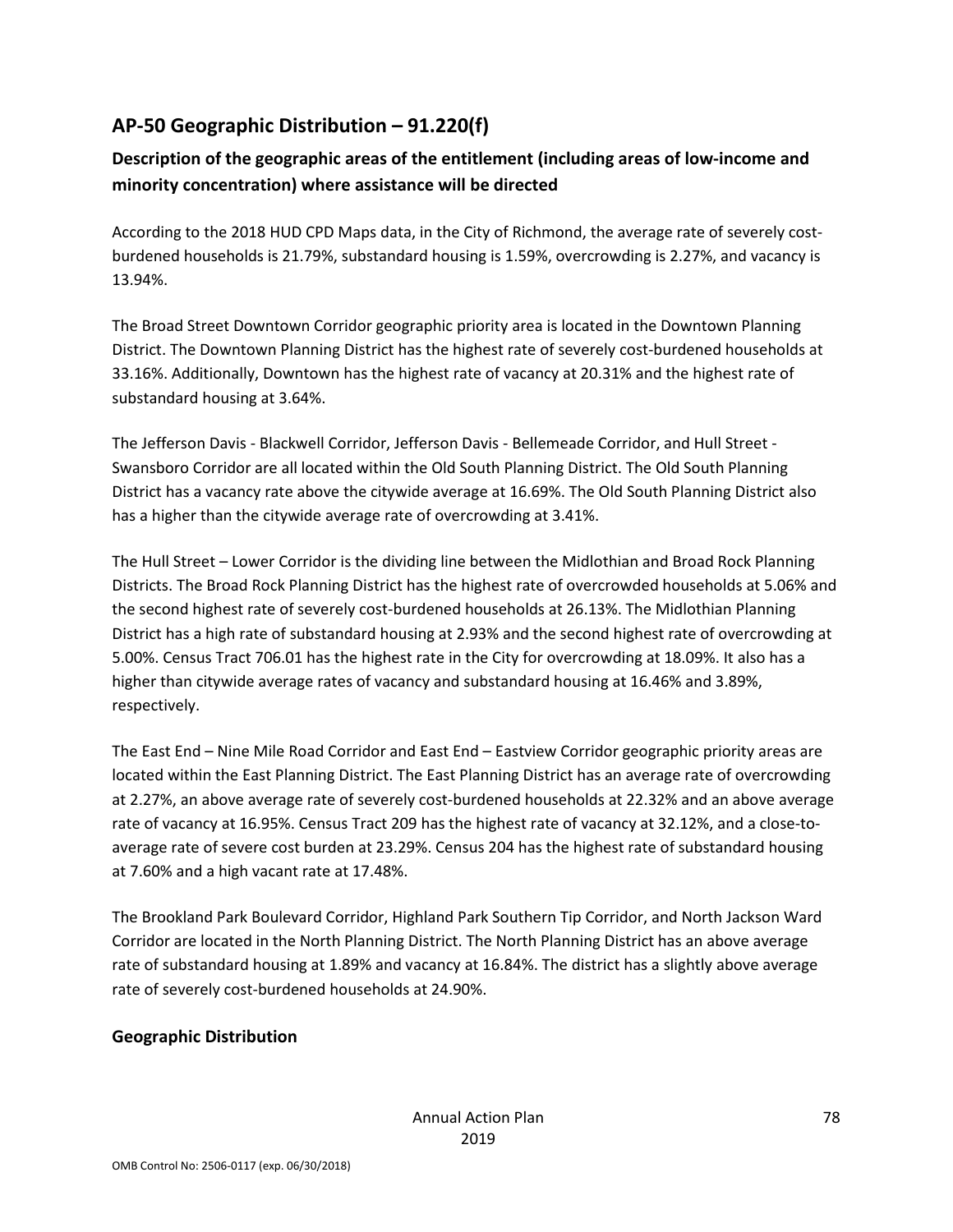## AP-50 Geographic Distribution – 91.220(f)

### Description of the geographic areas of the entitlement (including areas of low-income and minority concentration) where assistance will be directed

According to the 2018 HUD CPD Maps data, in the City of Richmond, the average rate of severely cost-burdened households is 21.79%, substandard housing is 1.59%, overcrowding is 2.27%, and vacancy is 13.94%.

The Broad Street Downtown Corridor geographic priority area is located in the Downtown Planning District. The Downtown Planning District has the highest rate of severely cost-burdened households at 33.16%. Additionally, Downtown has the highest rate of vacancy at 20.31% and the highest rate of substandard housing at 3.64%.

The Jefferson Davis - Blackwell Corridor, Jefferson Davis - Bellemeade Corridor, and Hull Street - Swansboro Corridor are all located within the Old South Planning District. The Old South Planning District has a vacancy rate above the citywide average at 16.69%. The Old South Planning District also has a higher than the citywide average rate of overcrowding at 3.41%.

The Hull Street – Lower Corridor is the dividing line between the Midlothian and Broad Rock Planning Districts. The Broad Rock Planning District has the highest rate of overcrowded households at 5.06% and the second highest rate of severely cost-burdened households at 26.13%. The Midlothian Planning District has a high rate of substandard housing at 2.93% and the second highest rate of overcrowding at 5.00%. Census Tract 706.01 has the highest rate in the City for overcrowding at 18.09%. It also has a higher than citywide average rates of vacancy and substandard housing at 16.46% and 3.89%, respectively.

The East End – Nine Mile Road Corridor and East End – Eastview Corridor geographic priority areas are located within the East Planning District. The East Planning District has an average rate of overcrowding at 2.27%, an above average rate of severely cost-burdened households at 22.32% and an above average rate of vacancy at 16.95%. Census Tract 209 has the highest rate of vacancy at 32.12%, and a close-to-average rate of severe cost burden at 23.29%. Census 204 has the highest rate of substandard housing at 7.60% and a high vacant rate at 17.48%.

The Brookland Park Boulevard Corridor, Highland Park Southern Tip Corridor, and North Jackson Ward Corridor are located in the North Planning District. The North Planning District has an above average rate of substandard housing at 1.89% and vacancy at 16.84%. The district has a slightly above average rate of severely cost-burdened households at 24.90%.

### Geographic Distribution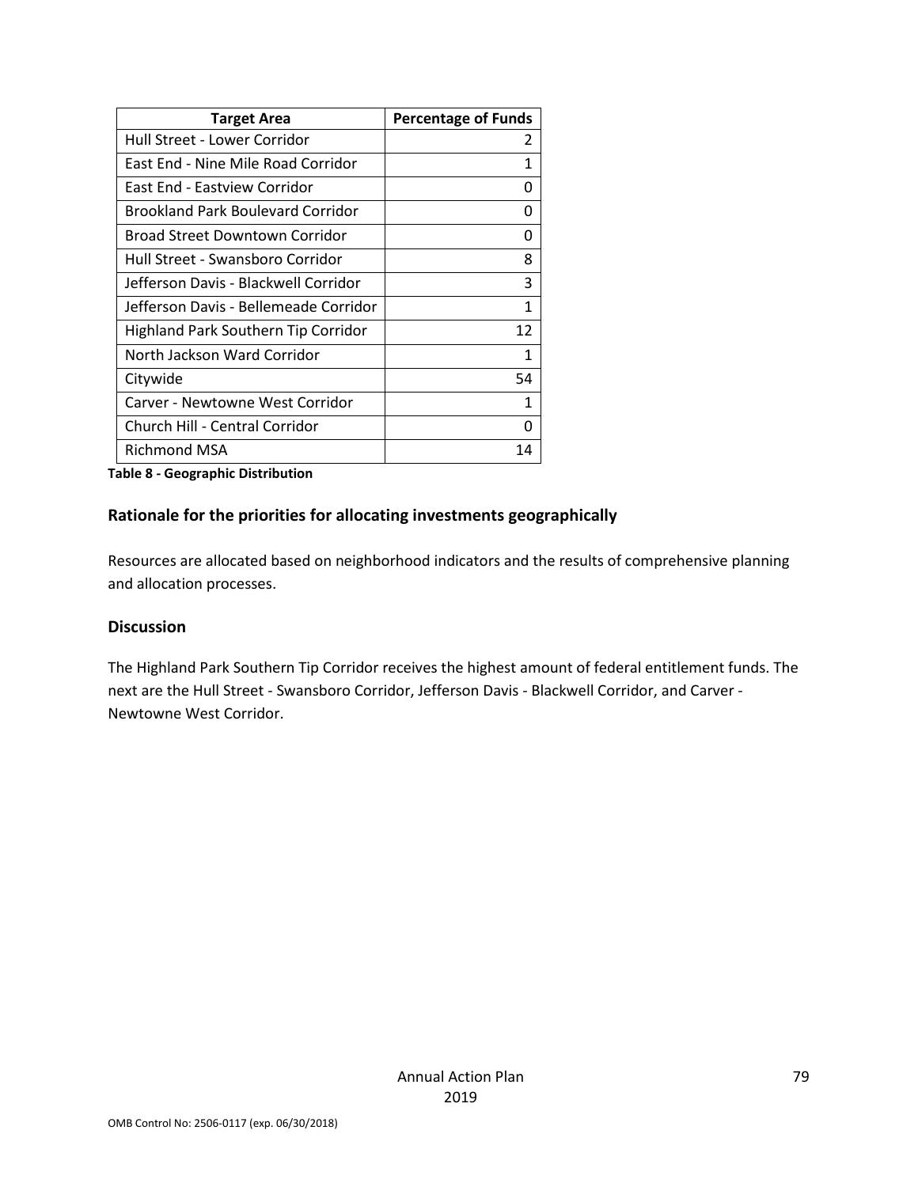| Target Area | Percentage of Funds |
|---|---|
| Hull Street - Lower Corridor | 2 |
| East End - Nine Mile Road Corridor | 1 |
| East End - Eastview Corridor | 0 |
| Brookland Park Boulevard Corridor | 0 |
| Broad Street Downtown Corridor | 0 |
| Hull Street - Swansboro Corridor | 8 |
| Jefferson Davis - Blackwell Corridor | 3 |
| Jefferson Davis - Bellemeade Corridor | 1 |
| Highland Park Southern Tip Corridor | 12 |
| North Jackson Ward Corridor | 1 |
| Citywide | 54 |
| Carver - Newtowne West Corridor | 1 |
| Church Hill - Central Corridor | 0 |
| Richmond MSA | 14 |

**Table 8 - Geographic Distribution**

## Rationale for the priorities for allocating investments geographically

Resources are allocated based on neighborhood indicators and the results of comprehensive planning and allocation processes.

## Discussion

The Highland Park Southern Tip Corridor receives the highest amount of federal entitlement funds. The next are the Hull Street - Swansboro Corridor, Jefferson Davis - Blackwell Corridor, and Carver - Newtowne West Corridor.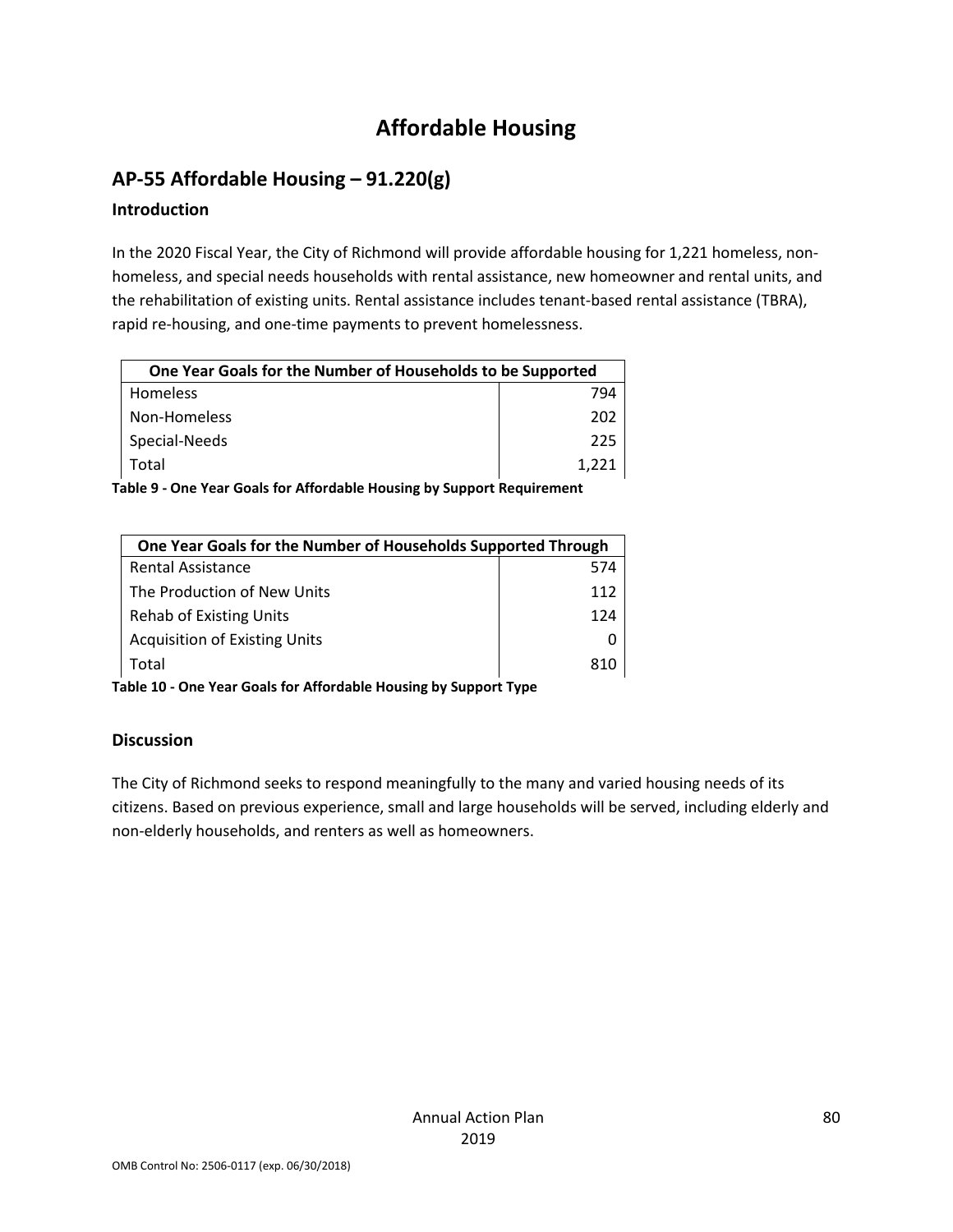# Affordable Housing

## AP-55 Affordable Housing – 91.220(g)

### Introduction

In the 2020 Fiscal Year, the City of Richmond will provide affordable housing for 1,221 homeless, non-homeless, and special needs households with rental assistance, new homeowner and rental units, and the rehabilitation of existing units. Rental assistance includes tenant-based rental assistance (TBRA), rapid re-housing, and one-time payments to prevent homelessness.

| One Year Goals for the Number of Households to be Supported | |
|---|---|
| Homeless | 794 |
| Non-Homeless | 202 |
| Special-Needs | 225 |
| Total | 1,221 |

**Table 9 - One Year Goals for Affordable Housing by Support Requirement**

| One Year Goals for the Number of Households Supported Through | |
|---|---|
| Rental Assistance | 574 |
| The Production of New Units | 112 |
| Rehab of Existing Units | 124 |
| Acquisition of Existing Units | 0 |
| Total | 810 |

**Table 10 - One Year Goals for Affordable Housing by Support Type**

### Discussion

The City of Richmond seeks to respond meaningfully to the many and varied housing needs of its citizens. Based on previous experience, small and large households will be served, including elderly and non-elderly households, and renters as well as homeowners.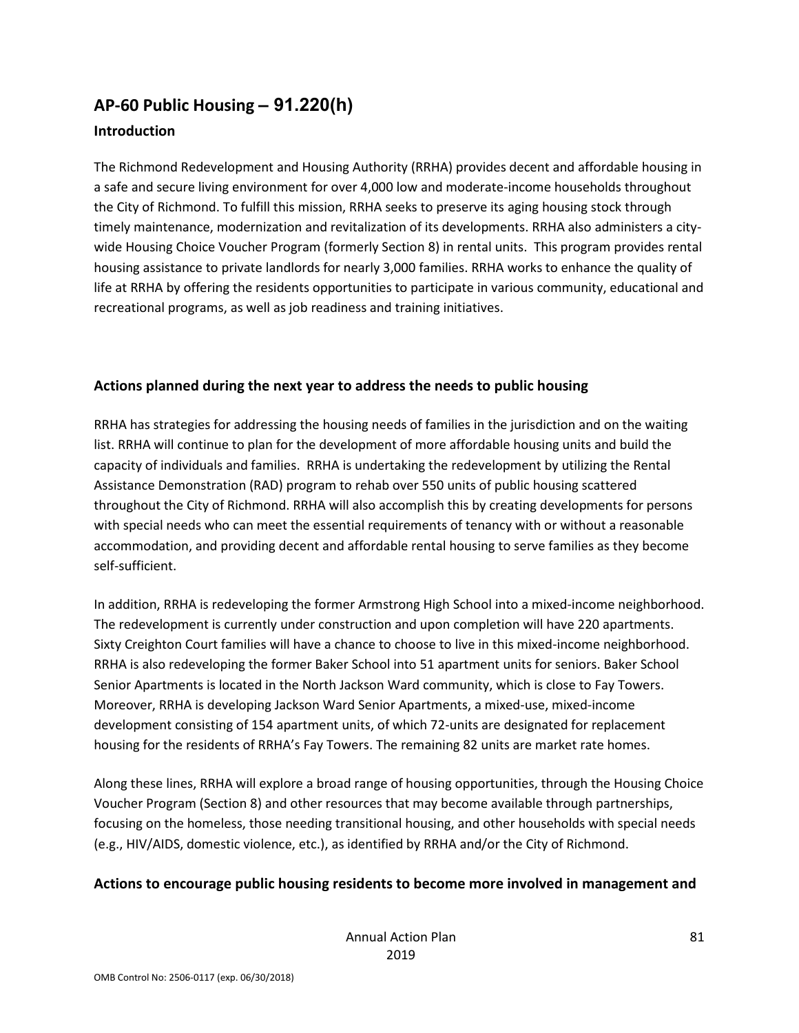## AP-60 Public Housing – 91.220(h)

### Introduction

The Richmond Redevelopment and Housing Authority (RRHA) provides decent and affordable housing in a safe and secure living environment for over 4,000 low and moderate-income households throughout the City of Richmond. To fulfill this mission, RRHA seeks to preserve its aging housing stock through timely maintenance, modernization and revitalization of its developments. RRHA also administers a city-wide Housing Choice Voucher Program (formerly Section 8) in rental units. This program provides rental housing assistance to private landlords for nearly 3,000 families. RRHA works to enhance the quality of life at RRHA by offering the residents opportunities to participate in various community, educational and recreational programs, as well as job readiness and training initiatives.

### Actions planned during the next year to address the needs to public housing

RRHA has strategies for addressing the housing needs of families in the jurisdiction and on the waiting list. RRHA will continue to plan for the development of more affordable housing units and build the capacity of individuals and families. RRHA is undertaking the redevelopment by utilizing the Rental Assistance Demonstration (RAD) program to rehab over 550 units of public housing scattered throughout the City of Richmond. RRHA will also accomplish this by creating developments for persons with special needs who can meet the essential requirements of tenancy with or without a reasonable accommodation, and providing decent and affordable rental housing to serve families as they become self-sufficient.

In addition, RRHA is redeveloping the former Armstrong High School into a mixed-income neighborhood. The redevelopment is currently under construction and upon completion will have 220 apartments. Sixty Creighton Court families will have a chance to choose to live in this mixed-income neighborhood. RRHA is also redeveloping the former Baker School into 51 apartment units for seniors. Baker School Senior Apartments is located in the North Jackson Ward community, which is close to Fay Towers. Moreover, RRHA is developing Jackson Ward Senior Apartments, a mixed-use, mixed-income development consisting of 154 apartment units, of which 72-units are designated for replacement housing for the residents of RRHA's Fay Towers. The remaining 82 units are market rate homes.

Along these lines, RRHA will explore a broad range of housing opportunities, through the Housing Choice Voucher Program (Section 8) and other resources that may become available through partnerships, focusing on the homeless, those needing transitional housing, and other households with special needs (e.g., HIV/AIDS, domestic violence, etc.), as identified by RRHA and/or the City of Richmond.

### Actions to encourage public housing residents to become more involved in management and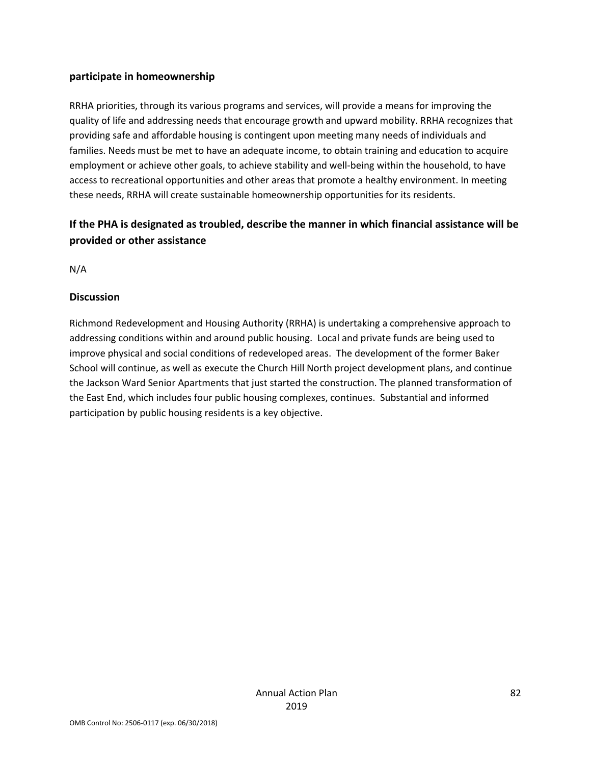**participate in homeownership**

RRHA priorities, through its various programs and services, will provide a means for improving the quality of life and addressing needs that encourage growth and upward mobility. RRHA recognizes that providing safe and affordable housing is contingent upon meeting many needs of individuals and families. Needs must be met to have an adequate income, to obtain training and education to acquire employment or achieve other goals, to achieve stability and well-being within the household, to have access to recreational opportunities and other areas that promote a healthy environment. In meeting these needs, RRHA will create sustainable homeownership opportunities for its residents.

## If the PHA is designated as troubled, describe the manner in which financial assistance will be provided or other assistance

N/A

### Discussion

Richmond Redevelopment and Housing Authority (RRHA) is undertaking a comprehensive approach to addressing conditions within and around public housing. Local and private funds are being used to improve physical and social conditions of redeveloped areas. The development of the former Baker School will continue, as well as execute the Church Hill North project development plans, and continue the Jackson Ward Senior Apartments that just started the construction. The planned transformation of the East End, which includes four public housing complexes, continues. Substantial and informed participation by public housing residents is a key objective.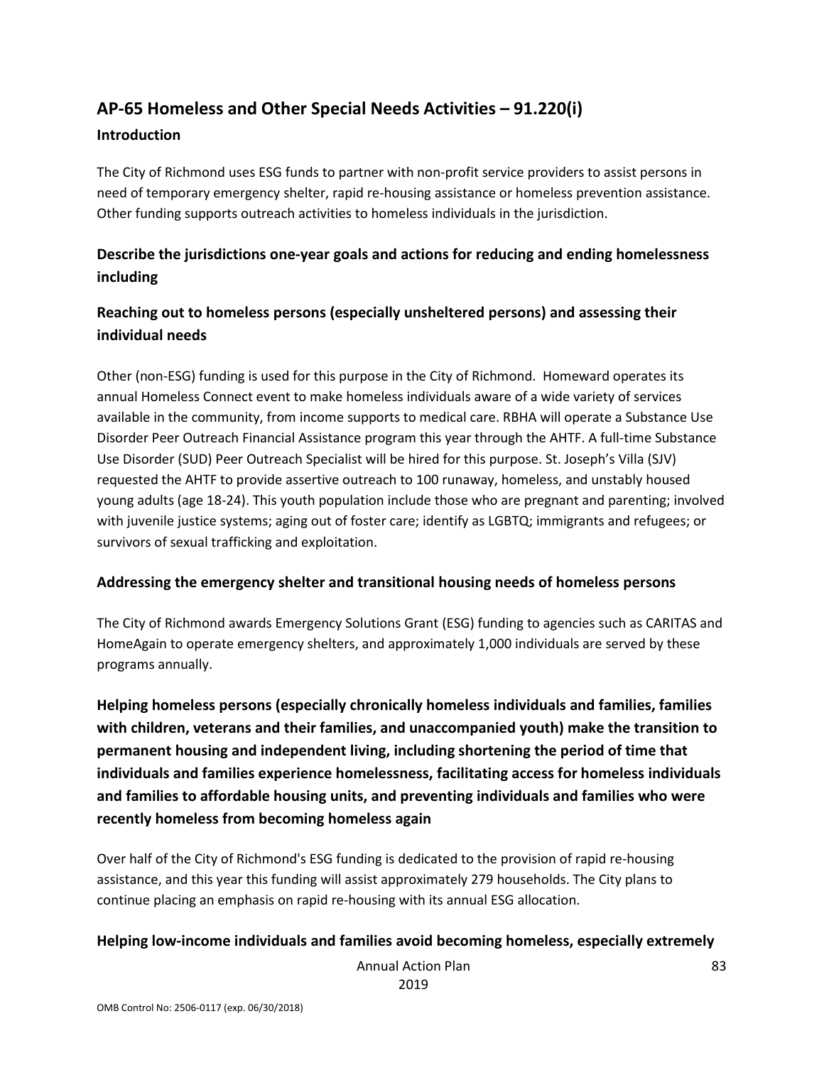## AP-65 Homeless and Other Special Needs Activities – 91.220(i)

### Introduction

The City of Richmond uses ESG funds to partner with non-profit service providers to assist persons in need of temporary emergency shelter, rapid re-housing assistance or homeless prevention assistance. Other funding supports outreach activities to homeless individuals in the jurisdiction.

### Describe the jurisdictions one-year goals and actions for reducing and ending homelessness including

### Reaching out to homeless persons (especially unsheltered persons) and assessing their individual needs

Other (non-ESG) funding is used for this purpose in the City of Richmond. Homeward operates its annual Homeless Connect event to make homeless individuals aware of a wide variety of services available in the community, from income supports to medical care. RBHA will operate a Substance Use Disorder Peer Outreach Financial Assistance program this year through the AHTF. A full-time Substance Use Disorder (SUD) Peer Outreach Specialist will be hired for this purpose. St. Joseph's Villa (SJV) requested the AHTF to provide assertive outreach to 100 runaway, homeless, and unstably housed young adults (age 18-24). This youth population include those who are pregnant and parenting; involved with juvenile justice systems; aging out of foster care; identify as LGBTQ; immigrants and refugees; or survivors of sexual trafficking and exploitation.

### Addressing the emergency shelter and transitional housing needs of homeless persons

The City of Richmond awards Emergency Solutions Grant (ESG) funding to agencies such as CARITAS and HomeAgain to operate emergency shelters, and approximately 1,000 individuals are served by these programs annually.

### Helping homeless persons (especially chronically homeless individuals and families, families with children, veterans and their families, and unaccompanied youth) make the transition to permanent housing and independent living, including shortening the period of time that individuals and families experience homelessness, facilitating access for homeless individuals and families to affordable housing units, and preventing individuals and families who were recently homeless from becoming homeless again

Over half of the City of Richmond's ESG funding is dedicated to the provision of rapid re-housing assistance, and this year this funding will assist approximately 279 households. The City plans to continue placing an emphasis on rapid re-housing with its annual ESG allocation.

### Helping low-income individuals and families avoid becoming homeless, especially extremely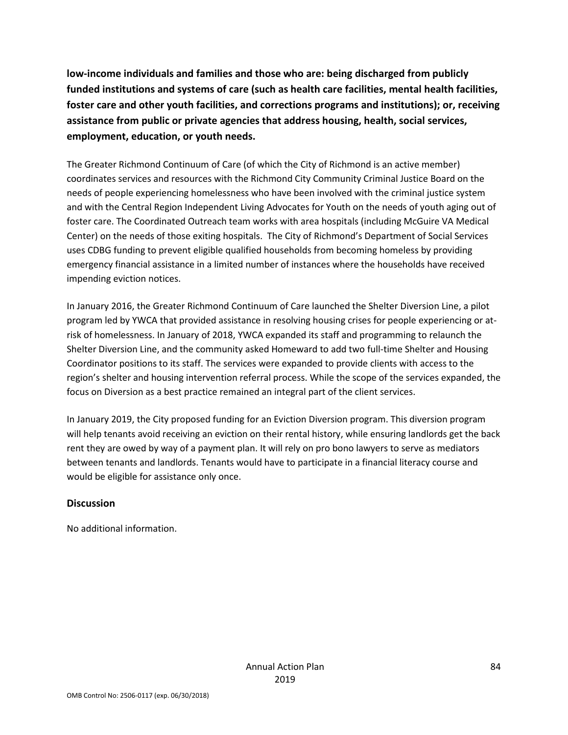**low-income individuals and families and those who are: being discharged from publicly funded institutions and systems of care (such as health care facilities, mental health facilities, foster care and other youth facilities, and corrections programs and institutions); or, receiving assistance from public or private agencies that address housing, health, social services, employment, education, or youth needs.**

The Greater Richmond Continuum of Care (of which the City of Richmond is an active member) coordinates services and resources with the Richmond City Community Criminal Justice Board on the needs of people experiencing homelessness who have been involved with the criminal justice system and with the Central Region Independent Living Advocates for Youth on the needs of youth aging out of foster care. The Coordinated Outreach team works with area hospitals (including McGuire VA Medical Center) on the needs of those exiting hospitals. The City of Richmond's Department of Social Services uses CDBG funding to prevent eligible qualified households from becoming homeless by providing emergency financial assistance in a limited number of instances where the households have received impending eviction notices.

In January 2016, the Greater Richmond Continuum of Care launched the Shelter Diversion Line, a pilot program led by YWCA that provided assistance in resolving housing crises for people experiencing or at-risk of homelessness. In January of 2018, YWCA expanded its staff and programming to relaunch the Shelter Diversion Line, and the community asked Homeward to add two full-time Shelter and Housing Coordinator positions to its staff. The services were expanded to provide clients with access to the region's shelter and housing intervention referral process. While the scope of the services expanded, the focus on Diversion as a best practice remained an integral part of the client services.

In January 2019, the City proposed funding for an Eviction Diversion program. This diversion program will help tenants avoid receiving an eviction on their rental history, while ensuring landlords get the back rent they are owed by way of a payment plan. It will rely on pro bono lawyers to serve as mediators between tenants and landlords. Tenants would have to participate in a financial literacy course and would be eligible for assistance only once.

### Discussion

No additional information.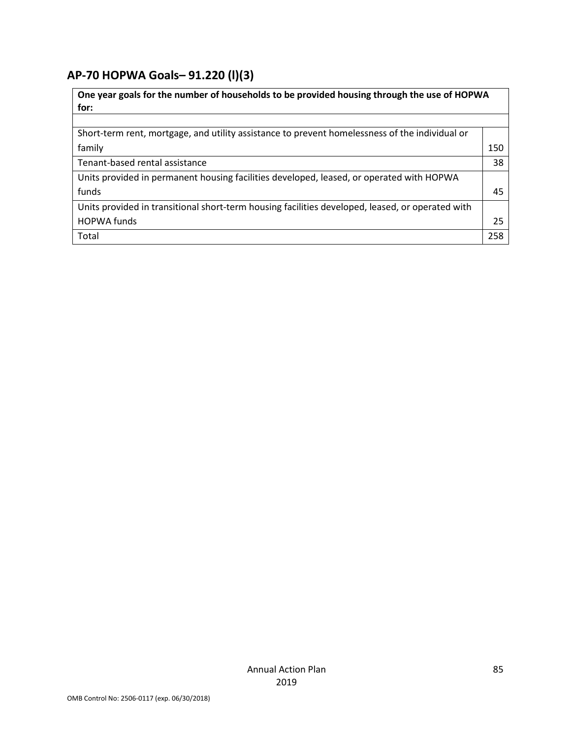## AP-70 HOPWA Goals– 91.220 (l)(3)

| One year goals for the number of households to be provided housing through the use of HOPWA for: | |
|---|---|
| | |
| Short-term rent, mortgage, and utility assistance to prevent homelessness of the individual or family | 150 |
| Tenant-based rental assistance | 38 |
| Units provided in permanent housing facilities developed, leased, or operated with HOPWA funds | 45 |
| Units provided in transitional short-term housing facilities developed, leased, or operated with HOPWA funds | 25 |
| Total | 258 |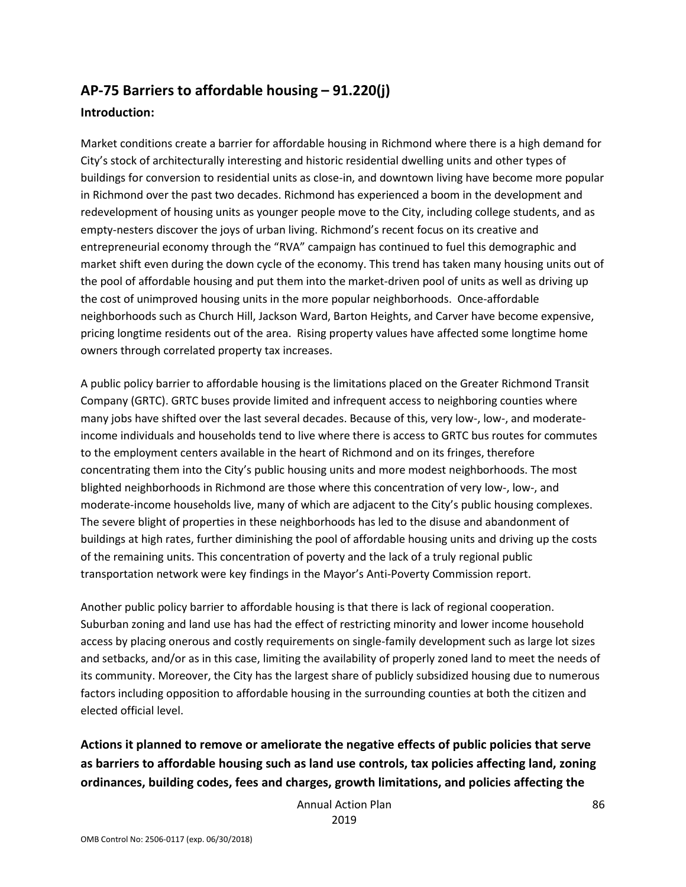## AP-75 Barriers to affordable housing – 91.220(j)

**Introduction:**

Market conditions create a barrier for affordable housing in Richmond where there is a high demand for City's stock of architecturally interesting and historic residential dwelling units and other types of buildings for conversion to residential units as close-in, and downtown living have become more popular in Richmond over the past two decades. Richmond has experienced a boom in the development and redevelopment of housing units as younger people move to the City, including college students, and as empty-nesters discover the joys of urban living. Richmond's recent focus on its creative and entrepreneurial economy through the "RVA" campaign has continued to fuel this demographic and market shift even during the down cycle of the economy. This trend has taken many housing units out of the pool of affordable housing and put them into the market-driven pool of units as well as driving up the cost of unimproved housing units in the more popular neighborhoods. Once-affordable neighborhoods such as Church Hill, Jackson Ward, Barton Heights, and Carver have become expensive, pricing longtime residents out of the area. Rising property values have affected some longtime home owners through correlated property tax increases.

A public policy barrier to affordable housing is the limitations placed on the Greater Richmond Transit Company (GRTC). GRTC buses provide limited and infrequent access to neighboring counties where many jobs have shifted over the last several decades. Because of this, very low-, low-, and moderate-income individuals and households tend to live where there is access to GRTC bus routes for commutes to the employment centers available in the heart of Richmond and on its fringes, therefore concentrating them into the City's public housing units and more modest neighborhoods. The most blighted neighborhoods in Richmond are those where this concentration of very low-, low-, and moderate-income households live, many of which are adjacent to the City's public housing complexes. The severe blight of properties in these neighborhoods has led to the disuse and abandonment of buildings at high rates, further diminishing the pool of affordable housing units and driving up the costs of the remaining units. This concentration of poverty and the lack of a truly regional public transportation network were key findings in the Mayor's Anti-Poverty Commission report.

Another public policy barrier to affordable housing is that there is lack of regional cooperation. Suburban zoning and land use has had the effect of restricting minority and lower income household access by placing onerous and costly requirements on single-family development such as large lot sizes and setbacks, and/or as in this case, limiting the availability of properly zoned land to meet the needs of its community. Moreover, the City has the largest share of publicly subsidized housing due to numerous factors including opposition to affordable housing in the surrounding counties at both the citizen and elected official level.

**Actions it planned to remove or ameliorate the negative effects of public policies that serve as barriers to affordable housing such as land use controls, tax policies affecting land, zoning ordinances, building codes, fees and charges, growth limitations, and policies affecting the**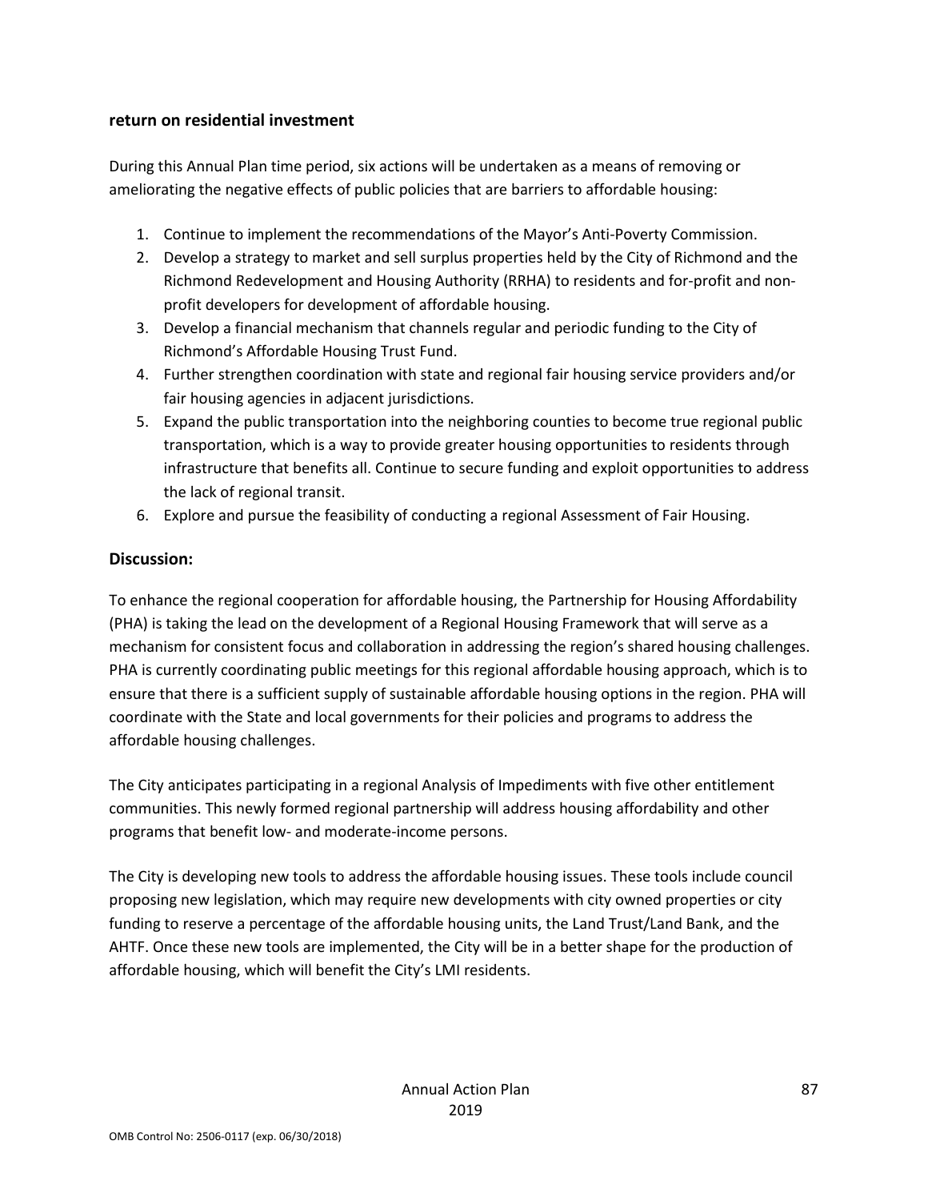**return on residential investment**

During this Annual Plan time period, six actions will be undertaken as a means of removing or ameliorating the negative effects of public policies that are barriers to affordable housing:

1. Continue to implement the recommendations of the Mayor's Anti-Poverty Commission.
2. Develop a strategy to market and sell surplus properties held by the City of Richmond and the Richmond Redevelopment and Housing Authority (RRHA) to residents and for-profit and non-profit developers for development of affordable housing.
3. Develop a financial mechanism that channels regular and periodic funding to the City of Richmond's Affordable Housing Trust Fund.
4. Further strengthen coordination with state and regional fair housing service providers and/or fair housing agencies in adjacent jurisdictions.
5. Expand the public transportation into the neighboring counties to become true regional public transportation, which is a way to provide greater housing opportunities to residents through infrastructure that benefits all. Continue to secure funding and exploit opportunities to address the lack of regional transit.
6. Explore and pursue the feasibility of conducting a regional Assessment of Fair Housing.

## Discussion:

To enhance the regional cooperation for affordable housing, the Partnership for Housing Affordability (PHA) is taking the lead on the development of a Regional Housing Framework that will serve as a mechanism for consistent focus and collaboration in addressing the region's shared housing challenges. PHA is currently coordinating public meetings for this regional affordable housing approach, which is to ensure that there is a sufficient supply of sustainable affordable housing options in the region. PHA will coordinate with the State and local governments for their policies and programs to address the affordable housing challenges.

The City anticipates participating in a regional Analysis of Impediments with five other entitlement communities. This newly formed regional partnership will address housing affordability and other programs that benefit low- and moderate-income persons.

The City is developing new tools to address the affordable housing issues. These tools include council proposing new legislation, which may require new developments with city owned properties or city funding to reserve a percentage of the affordable housing units, the Land Trust/Land Bank, and the AHTF. Once these new tools are implemented, the City will be in a better shape for the production of affordable housing, which will benefit the City's LMI residents.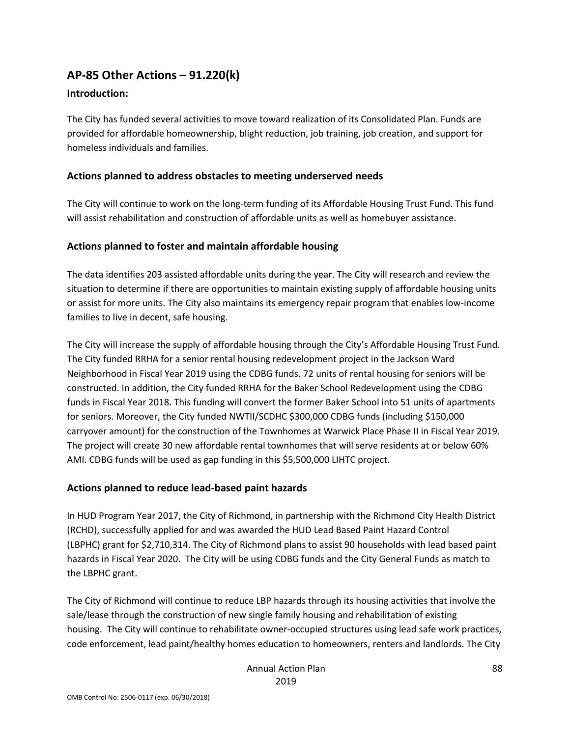## AP-85 Other Actions – 91.220(k)

### Introduction:

The City has funded several activities to move toward realization of its Consolidated Plan. Funds are provided for affordable homeownership, blight reduction, job training, job creation, and support for homeless individuals and families.

### Actions planned to address obstacles to meeting underserved needs

The City will continue to work on the long-term funding of its Affordable Housing Trust Fund. This fund will assist rehabilitation and construction of affordable units as well as homebuyer assistance.

### Actions planned to foster and maintain affordable housing

The data identifies 203 assisted affordable units during the year. The City will research and review the situation to determine if there are opportunities to maintain existing supply of affordable housing units or assist for more units. The City also maintains its emergency repair program that enables low-income families to live in decent, safe housing.

The City will increase the supply of affordable housing through the City's Affordable Housing Trust Fund. The City funded RRHA for a senior rental housing redevelopment project in the Jackson Ward Neighborhood in Fiscal Year 2019 using the CDBG funds. 72 units of rental housing for seniors will be constructed. In addition, the City funded RRHA for the Baker School Redevelopment using the CDBG funds in Fiscal Year 2018. This funding will convert the former Baker School into 51 units of apartments for seniors. Moreover, the City funded NWTII/SCDHC $300,000 CDBG funds (including $150,000 carryover amount) for the construction of the Townhomes at Warwick Place Phase II in Fiscal Year 2019. The project will create 30 new affordable rental townhomes that will serve residents at or below 60% AMI. CDBG funds will be used as gap funding in this $5,500,000 LIHTC project.

### Actions planned to reduce lead-based paint hazards

In HUD Program Year 2017, the City of Richmond, in partnership with the Richmond City Health District (RCHD), successfully applied for and was awarded the HUD Lead Based Paint Hazard Control (LBPHC) grant for $2,710,314. The City of Richmond plans to assist 90 households with lead based paint hazards in Fiscal Year 2020. The City will be using CDBG funds and the City General Funds as match to the LBPHC grant.

The City of Richmond will continue to reduce LBP hazards through its housing activities that involve the sale/lease through the construction of new single family housing and rehabilitation of existing housing. The City will continue to rehabilitate owner-occupied structures using lead safe work practices, code enforcement, lead paint/healthy homes education to homeowners, renters and landlords. The City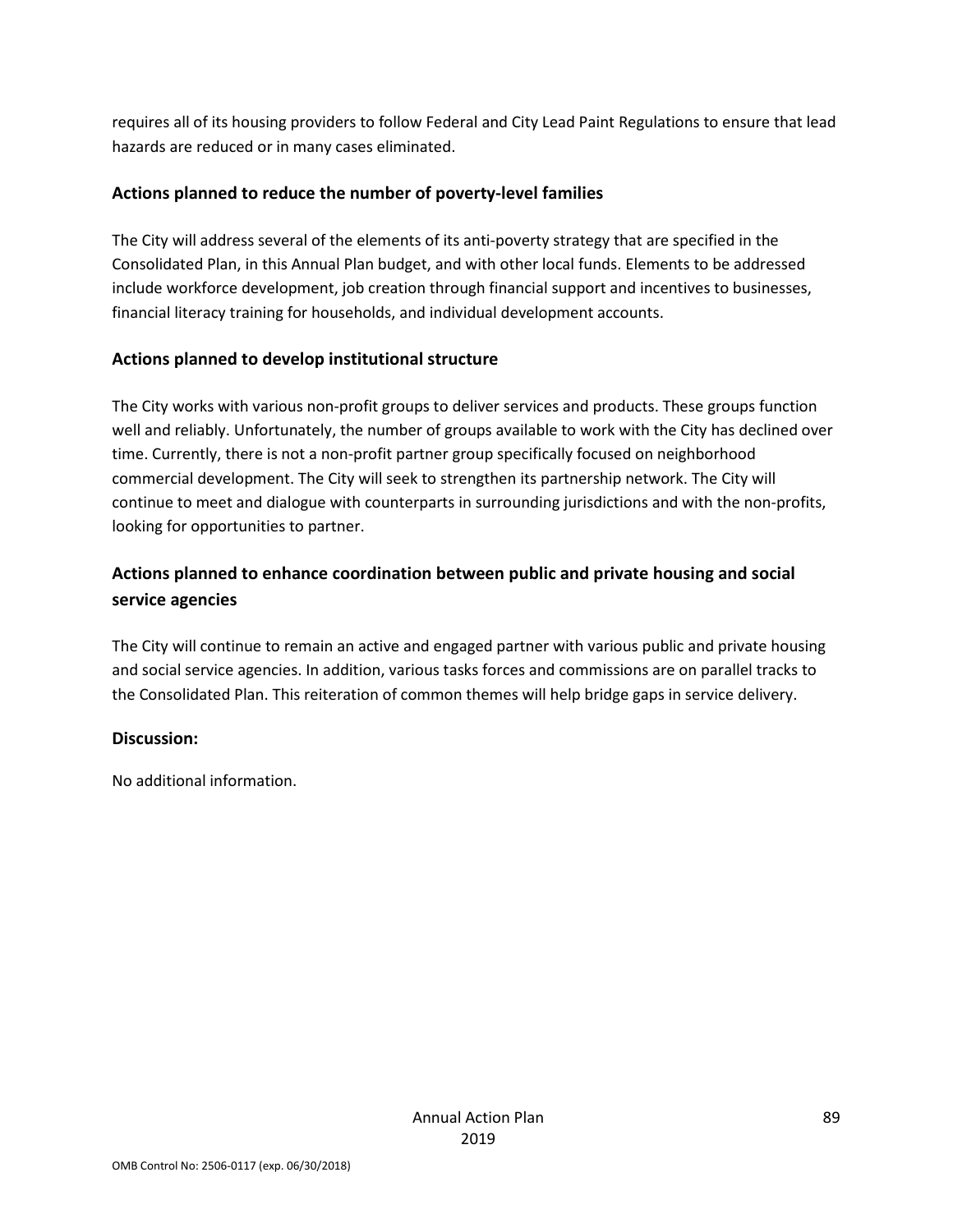requires all of its housing providers to follow Federal and City Lead Paint Regulations to ensure that lead hazards are reduced or in many cases eliminated.

### Actions planned to reduce the number of poverty-level families

The City will address several of the elements of its anti-poverty strategy that are specified in the Consolidated Plan, in this Annual Plan budget, and with other local funds. Elements to be addressed include workforce development, job creation through financial support and incentives to businesses, financial literacy training for households, and individual development accounts.

### Actions planned to develop institutional structure

The City works with various non-profit groups to deliver services and products. These groups function well and reliably. Unfortunately, the number of groups available to work with the City has declined over time. Currently, there is not a non-profit partner group specifically focused on neighborhood commercial development. The City will seek to strengthen its partnership network. The City will continue to meet and dialogue with counterparts in surrounding jurisdictions and with the non-profits, looking for opportunities to partner.

### Actions planned to enhance coordination between public and private housing and social service agencies

The City will continue to remain an active and engaged partner with various public and private housing and social service agencies. In addition, various tasks forces and commissions are on parallel tracks to the Consolidated Plan. This reiteration of common themes will help bridge gaps in service delivery.

### Discussion:

No additional information.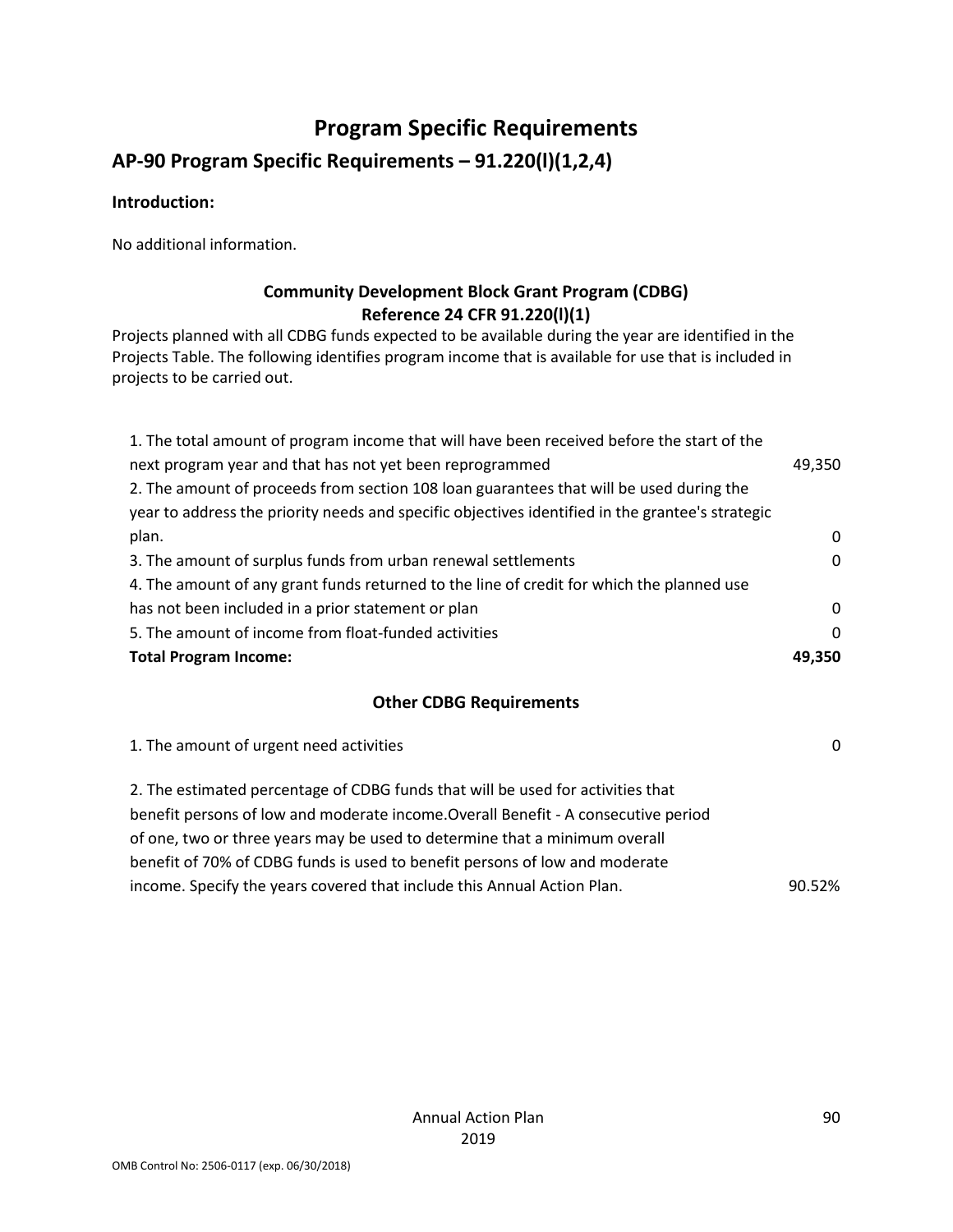# Program Specific Requirements

## AP-90 Program Specific Requirements – 91.220(l)(1,2,4)

**Introduction:**

No additional information.

### Community Development Block Grant Program (CDBG)
### Reference 24 CFR 91.220(l)(1)

Projects planned with all CDBG funds expected to be available during the year are identified in the Projects Table. The following identifies program income that is available for use that is included in projects to be carried out.

| | |
|---|---|
| 1. The total amount of program income that will have been received before the start of the next program year and that has not yet been reprogrammed | 49,350 |
| 2. The amount of proceeds from section 108 loan guarantees that will be used during the year to address the priority needs and specific objectives identified in the grantee's strategic plan. | 0 |
| 3. The amount of surplus funds from urban renewal settlements | 0 |
| 4. The amount of any grant funds returned to the line of credit for which the planned use has not been included in a prior statement or plan | 0 |
| 5. The amount of income from float-funded activities | 0 |
| **Total Program Income:** | **49,350** |

### Other CDBG Requirements

| | |
|---|---|
| 1. The amount of urgent need activities | 0 |
| 2. The estimated percentage of CDBG funds that will be used for activities that benefit persons of low and moderate income.Overall Benefit - A consecutive period of one, two or three years may be used to determine that a minimum overall benefit of 70% of CDBG funds is used to benefit persons of low and moderate income. Specify the years covered that include this Annual Action Plan. | 90.52% |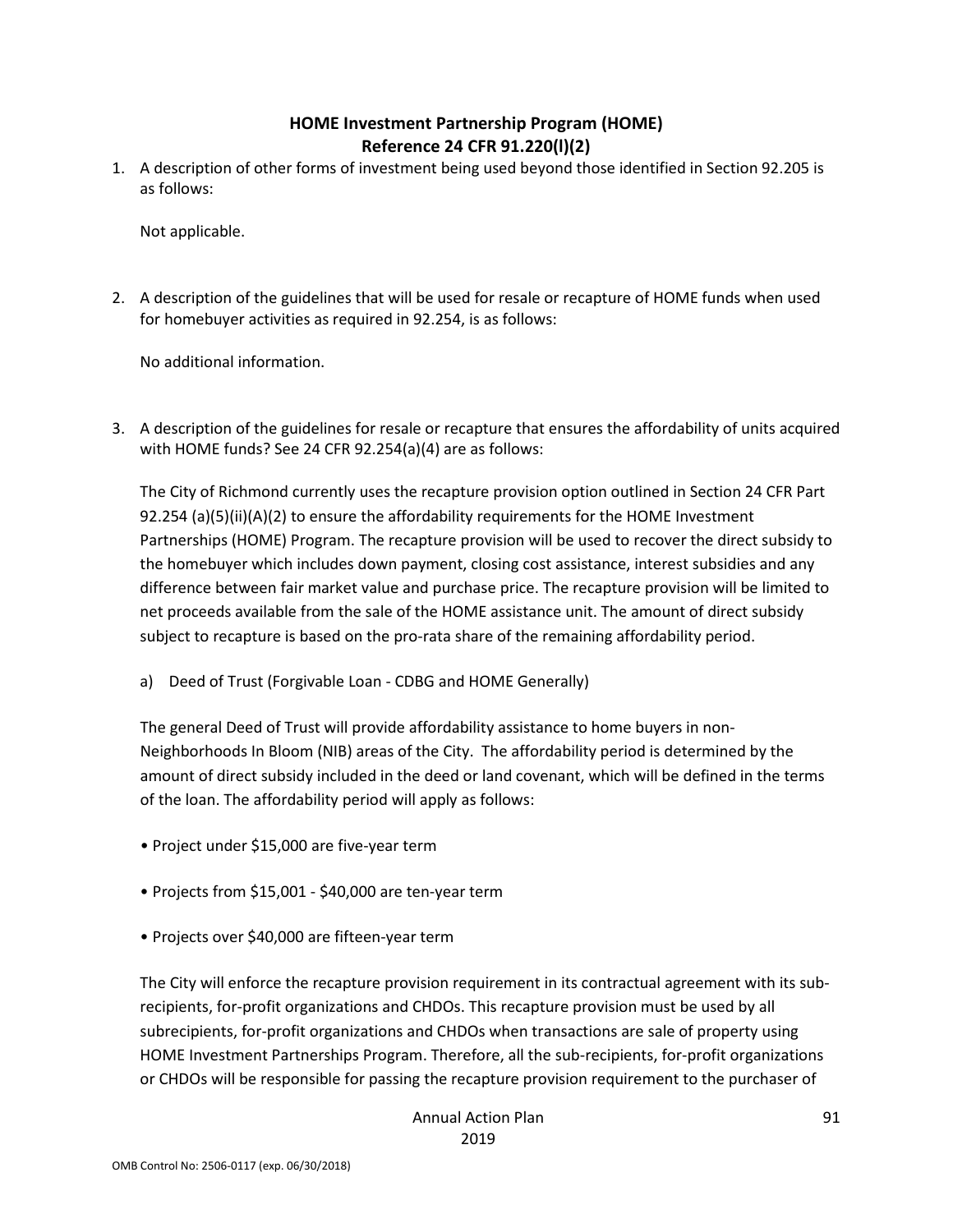## HOME Investment Partnership Program (HOME)
## Reference 24 CFR 91.220(l)(2)

1. A description of other forms of investment being used beyond those identified in Section 92.205 is as follows:

   Not applicable.

2. A description of the guidelines that will be used for resale or recapture of HOME funds when used for homebuyer activities as required in 92.254, is as follows:

   No additional information.

3. A description of the guidelines for resale or recapture that ensures the affordability of units acquired with HOME funds? See 24 CFR 92.254(a)(4) are as follows:

   The City of Richmond currently uses the recapture provision option outlined in Section 24 CFR Part 92.254 (a)(5)(ii)(A)(2) to ensure the affordability requirements for the HOME Investment Partnerships (HOME) Program. The recapture provision will be used to recover the direct subsidy to the homebuyer which includes down payment, closing cost assistance, interest subsidies and any difference between fair market value and purchase price. The recapture provision will be limited to net proceeds available from the sale of the HOME assistance unit. The amount of direct subsidy subject to recapture is based on the pro-rata share of the remaining affordability period.

   a) Deed of Trust (Forgivable Loan - CDBG and HOME Generally)

   The general Deed of Trust will provide affordability assistance to home buyers in non-Neighborhoods In Bloom (NIB) areas of the City. The affordability period is determined by the amount of direct subsidy included in the deed or land covenant, which will be defined in the terms of the loan. The affordability period will apply as follows:

   - Project under $15,000 are five-year term
   - Projects from $15,001 - $40,000 are ten-year term
   - Projects over $40,000 are fifteen-year term

   The City will enforce the recapture provision requirement in its contractual agreement with its sub-recipients, for-profit organizations and CHDOs. This recapture provision must be used by all subrecipients, for-profit organizations and CHDOs when transactions are sale of property using HOME Investment Partnerships Program. Therefore, all the sub-recipients, for-profit organizations or CHDOs will be responsible for passing the recapture provision requirement to the purchaser of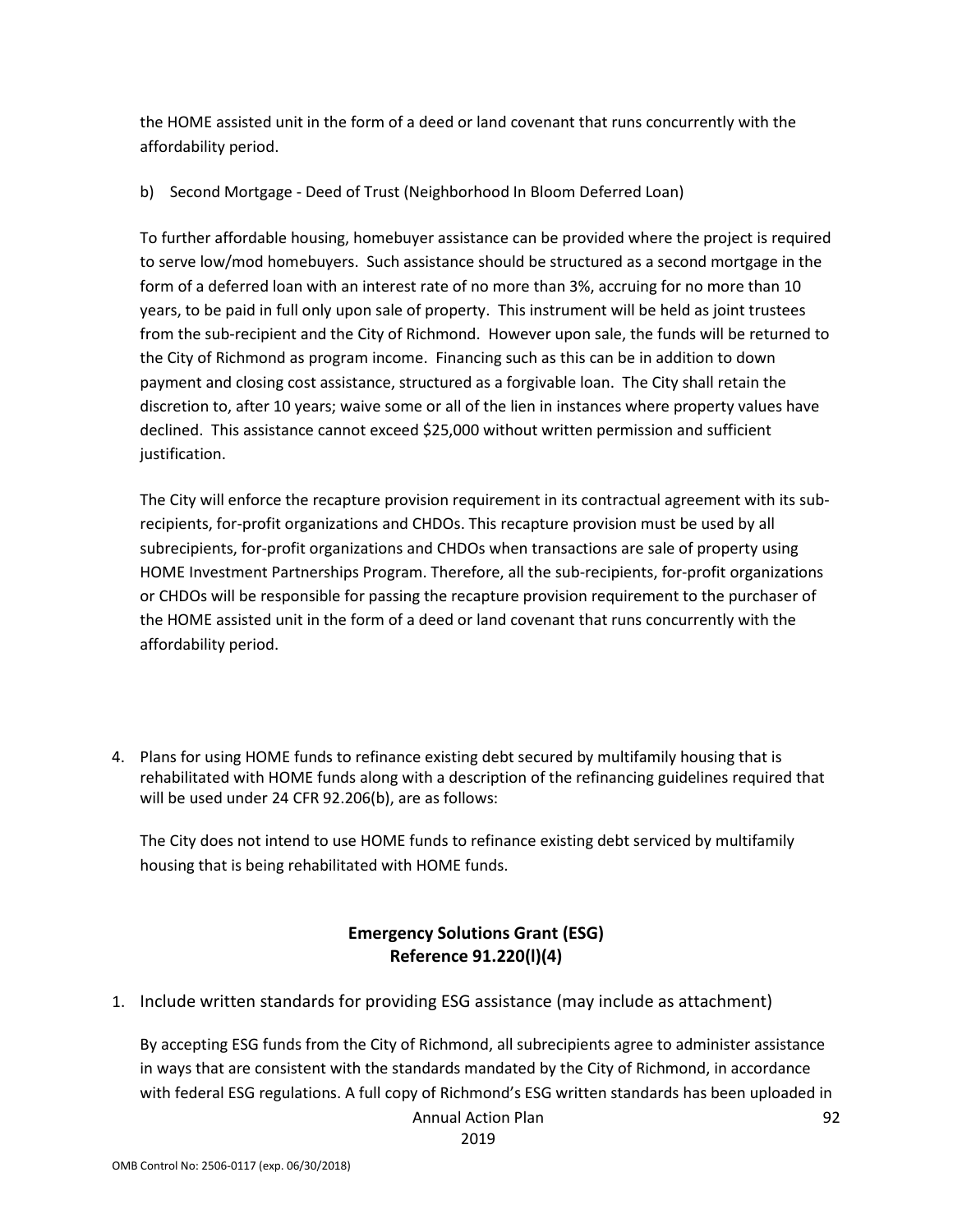the HOME assisted unit in the form of a deed or land covenant that runs concurrently with the affordability period.

b) Second Mortgage - Deed of Trust (Neighborhood In Bloom Deferred Loan)

To further affordable housing, homebuyer assistance can be provided where the project is required to serve low/mod homebuyers. Such assistance should be structured as a second mortgage in the form of a deferred loan with an interest rate of no more than 3%, accruing for no more than 10 years, to be paid in full only upon sale of property. This instrument will be held as joint trustees from the sub-recipient and the City of Richmond. However upon sale, the funds will be returned to the City of Richmond as program income. Financing such as this can be in addition to down payment and closing cost assistance, structured as a forgivable loan. The City shall retain the discretion to, after 10 years; waive some or all of the lien in instances where property values have declined. This assistance cannot exceed $25,000 without written permission and sufficient justification.

The City will enforce the recapture provision requirement in its contractual agreement with its sub-recipients, for-profit organizations and CHDOs. This recapture provision must be used by all subrecipients, for-profit organizations and CHDOs when transactions are sale of property using HOME Investment Partnerships Program. Therefore, all the sub-recipients, for-profit organizations or CHDOs will be responsible for passing the recapture provision requirement to the purchaser of the HOME assisted unit in the form of a deed or land covenant that runs concurrently with the affordability period.

4. Plans for using HOME funds to refinance existing debt secured by multifamily housing that is rehabilitated with HOME funds along with a description of the refinancing guidelines required that will be used under 24 CFR 92.206(b), are as follows:

   The City does not intend to use HOME funds to refinance existing debt serviced by multifamily housing that is being rehabilitated with HOME funds.

## Emergency Solutions Grant (ESG)
## Reference 91.220(l)(4)

1. Include written standards for providing ESG assistance (may include as attachment)

   By accepting ESG funds from the City of Richmond, all subrecipients agree to administer assistance in ways that are consistent with the standards mandated by the City of Richmond, in accordance with federal ESG regulations. A full copy of Richmond's ESG written standards has been uploaded in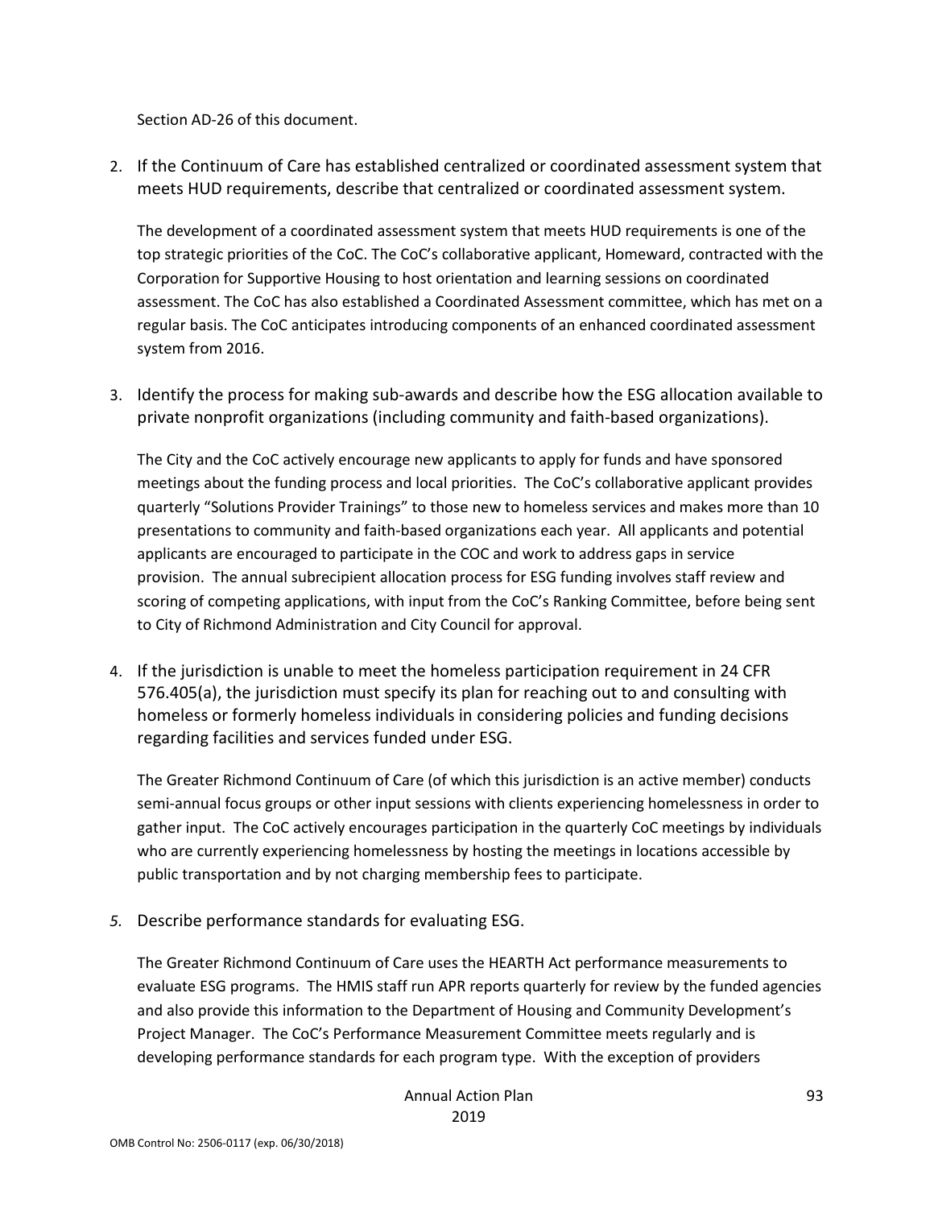Section AD-26 of this document.

2. If the Continuum of Care has established centralized or coordinated assessment system that meets HUD requirements, describe that centralized or coordinated assessment system.

   The development of a coordinated assessment system that meets HUD requirements is one of the top strategic priorities of the CoC. The CoC's collaborative applicant, Homeward, contracted with the Corporation for Supportive Housing to host orientation and learning sessions on coordinated assessment. The CoC has also established a Coordinated Assessment committee, which has met on a regular basis. The CoC anticipates introducing components of an enhanced coordinated assessment system from 2016.

3. Identify the process for making sub-awards and describe how the ESG allocation available to private nonprofit organizations (including community and faith-based organizations).

   The City and the CoC actively encourage new applicants to apply for funds and have sponsored meetings about the funding process and local priorities. The CoC's collaborative applicant provides quarterly "Solutions Provider Trainings" to those new to homeless services and makes more than 10 presentations to community and faith-based organizations each year. All applicants and potential applicants are encouraged to participate in the COC and work to address gaps in service provision. The annual subrecipient allocation process for ESG funding involves staff review and scoring of competing applications, with input from the CoC's Ranking Committee, before being sent to City of Richmond Administration and City Council for approval.

4. If the jurisdiction is unable to meet the homeless participation requirement in 24 CFR 576.405(a), the jurisdiction must specify its plan for reaching out to and consulting with homeless or formerly homeless individuals in considering policies and funding decisions regarding facilities and services funded under ESG.

   The Greater Richmond Continuum of Care (of which this jurisdiction is an active member) conducts semi-annual focus groups or other input sessions with clients experiencing homelessness in order to gather input. The CoC actively encourages participation in the quarterly CoC meetings by individuals who are currently experiencing homelessness by hosting the meetings in locations accessible by public transportation and by not charging membership fees to participate.

5. Describe performance standards for evaluating ESG.

   The Greater Richmond Continuum of Care uses the HEARTH Act performance measurements to evaluate ESG programs. The HMIS staff run APR reports quarterly for review by the funded agencies and also provide this information to the Department of Housing and Community Development's Project Manager. The CoC's Performance Measurement Committee meets regularly and is developing performance standards for each program type. With the exception of providers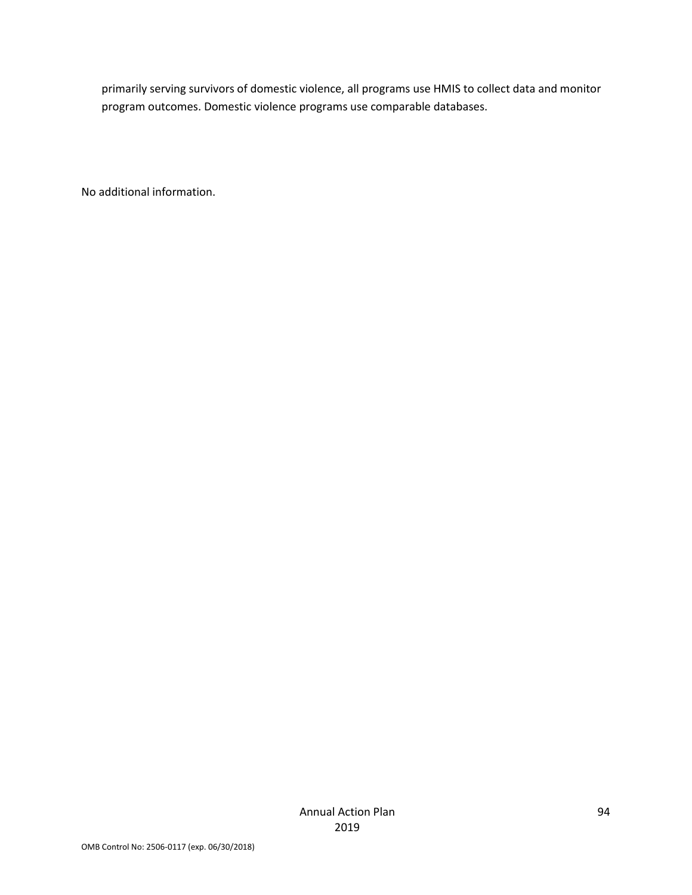primarily serving survivors of domestic violence, all programs use HMIS to collect data and monitor program outcomes. Domestic violence programs use comparable databases.

No additional information.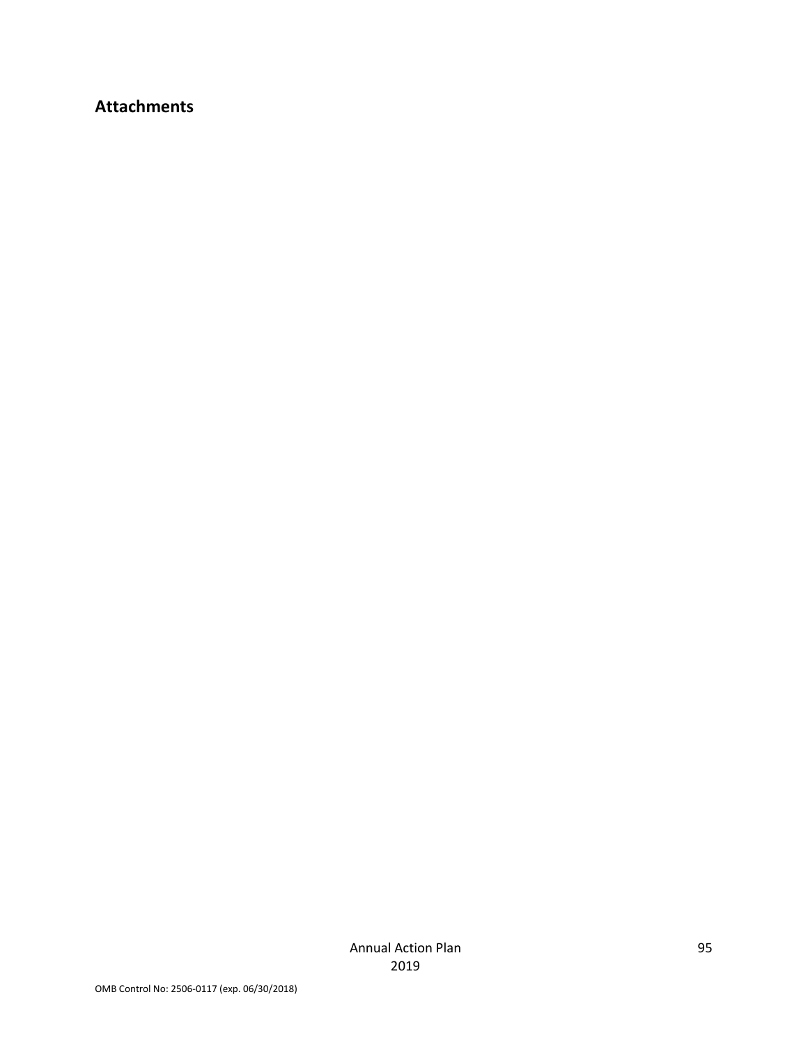## Attachments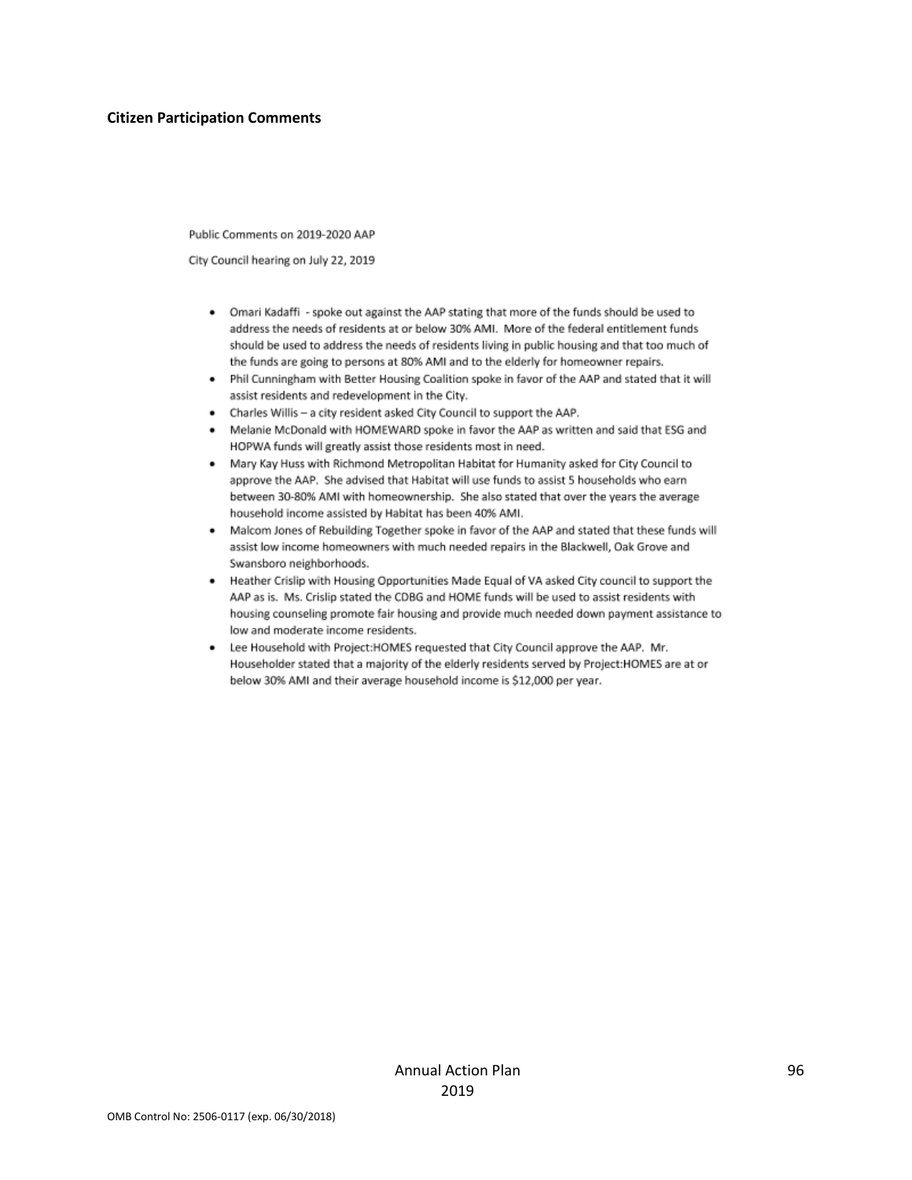**Citizen Participation Comments**

Public Comments on 2019-2020 AAP

City Council hearing on July 22, 2019

- Omari Kadaffi - spoke out against the AAP stating that more of the funds should be used to address the needs of residents at or below 30% AMI. More of the federal entitlement funds should be used to address the needs of residents living in public housing and that too much of the funds are going to persons at 80% AMI and to the elderly for homeowner repairs.
- Phil Cunningham with Better Housing Coalition spoke in favor of the AAP and stated that it will assist residents and redevelopment in the City.
- Charles Willis – a city resident asked City Council to support the AAP.
- Melanie McDonald with HOMEWARD spoke in favor the AAP as written and said that ESG and HOPWA funds will greatly assist those residents most in need.
- Mary Kay Huss with Richmond Metropolitan Habitat for Humanity asked for City Council to approve the AAP. She advised that Habitat will use funds to assist 5 households who earn between 30-80% AMI with homeownership. She also stated that over the years the average household income assisted by Habitat has been 40% AMI.
- Malcom Jones of Rebuilding Together spoke in favor of the AAP and stated that these funds will assist low income homeowners with much needed repairs in the Blackwell, Oak Grove and Swansboro neighborhoods.
- Heather Crislip with Housing Opportunities Made Equal of VA asked City council to support the AAP as is. Ms. Crislip stated the CDBG and HOME funds will be used to assist residents with housing counseling promote fair housing and provide much needed down payment assistance to low and moderate income residents.
- Lee Household with Project:HOMES requested that City Council approve the AAP. Mr. Householder stated that a majority of the elderly residents served by Project:HOMES are at or below 30% AMI and their average household income is $12,000 per year.